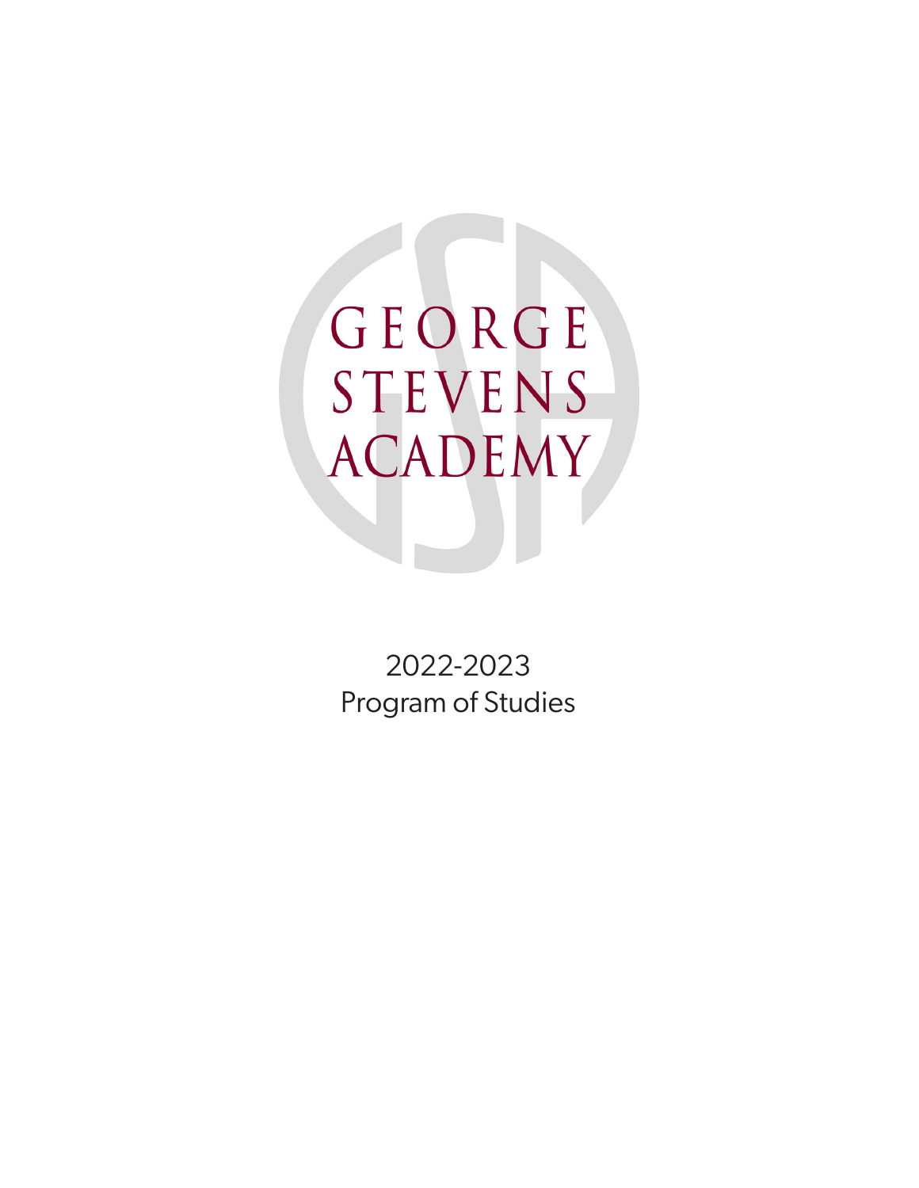# GEORGE STEVENS ACADEMY

2022-2023
Program of Studies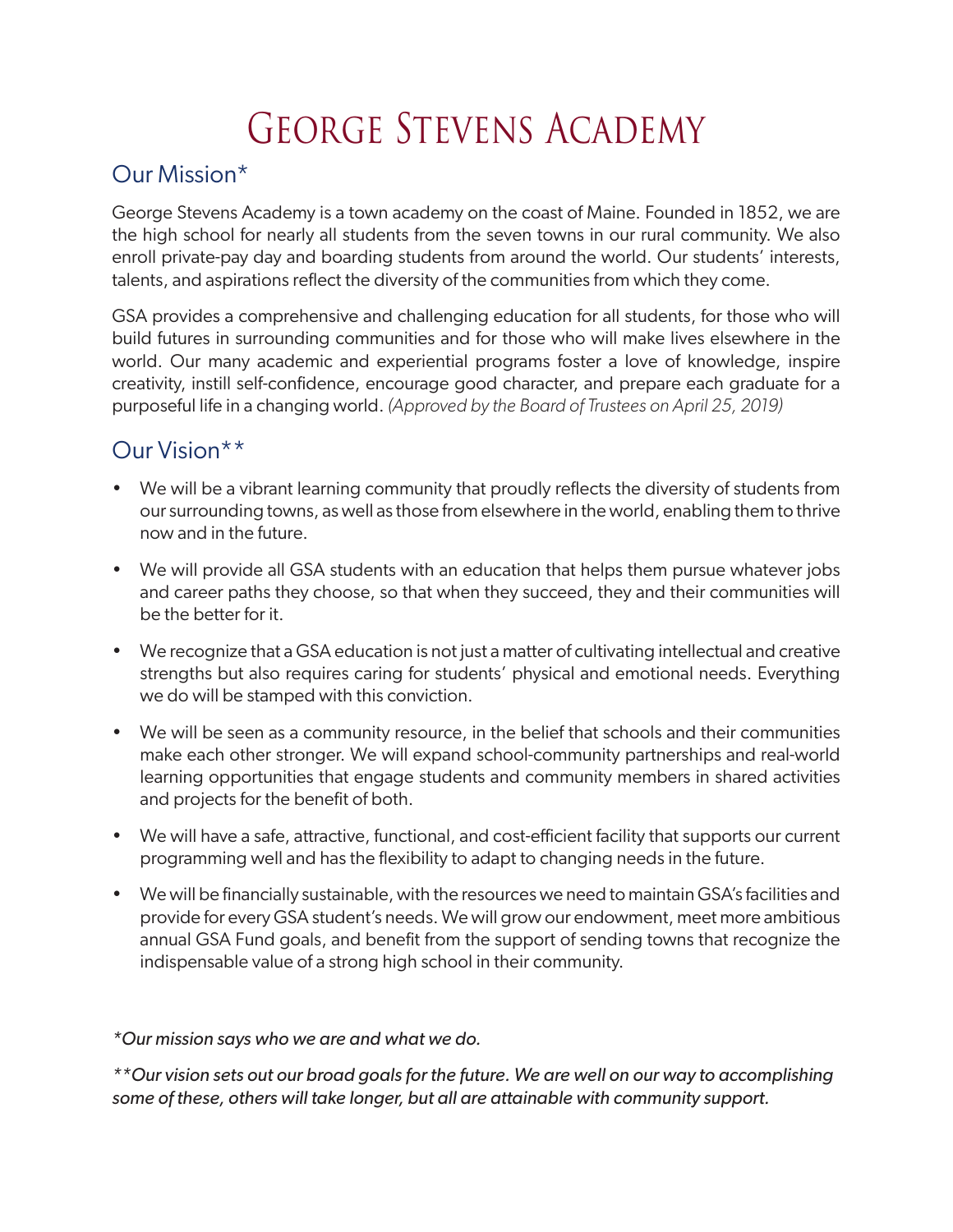# George Stevens Academy

## Our Mission*

George Stevens Academy is a town academy on the coast of Maine. Founded in 1852, we are the high school for nearly all students from the seven towns in our rural community. We also enroll private-pay day and boarding students from around the world. Our students' interests, talents, and aspirations reflect the diversity of the communities from which they come.

GSA provides a comprehensive and challenging education for all students, for those who will build futures in surrounding communities and for those who will make lives elsewhere in the world. Our many academic and experiential programs foster a love of knowledge, inspire creativity, instill self-confidence, encourage good character, and prepare each graduate for a purposeful life in a changing world. *(Approved by the Board of Trustees on April 25, 2019)*

## Our Vision**

- We will be a vibrant learning community that proudly reflects the diversity of students from our surrounding towns, as well as those from elsewhere in the world, enabling them to thrive now and in the future.
- We will provide all GSA students with an education that helps them pursue whatever jobs and career paths they choose, so that when they succeed, they and their communities will be the better for it.
- We recognize that a GSA education is not just a matter of cultivating intellectual and creative strengths but also requires caring for students' physical and emotional needs. Everything we do will be stamped with this conviction.
- We will be seen as a community resource, in the belief that schools and their communities make each other stronger. We will expand school-community partnerships and real-world learning opportunities that engage students and community members in shared activities and projects for the benefit of both.
- We will have a safe, attractive, functional, and cost-efficient facility that supports our current programming well and has the flexibility to adapt to changing needs in the future.
- We will be financially sustainable, with the resources we need to maintain GSA's facilities and provide for every GSA student's needs. We will grow our endowment, meet more ambitious annual GSA Fund goals, and benefit from the support of sending towns that recognize the indispensable value of a strong high school in their community.

*\*Our mission says who we are and what we do.*

*\*\*Our vision sets out our broad goals for the future. We are well on our way to accomplishing some of these, others will take longer, but all are attainable with community support.*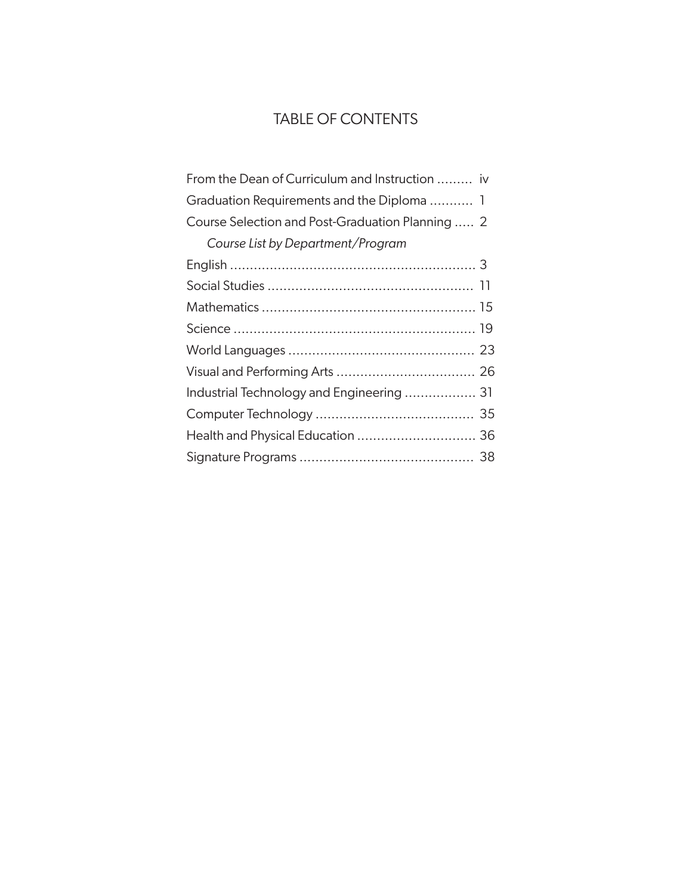# TABLE OF CONTENTS

From the Dean of Curriculum and Instruction ......... iv

Graduation Requirements and the Diploma ........... 1

Course Selection and Post-Graduation Planning ..... 2

*Course List by Department/Program*

English ............................................................... 3

Social Studies .................................................... 11

Mathematics ...................................................... 15

Science ............................................................. 19

World Languages ............................................... 23

Visual and Performing Arts ................................... 26

Industrial Technology and Engineering .................. 31

Computer Technology ........................................ 35

Health and Physical Education .............................. 36

Signature Programs ............................................ 38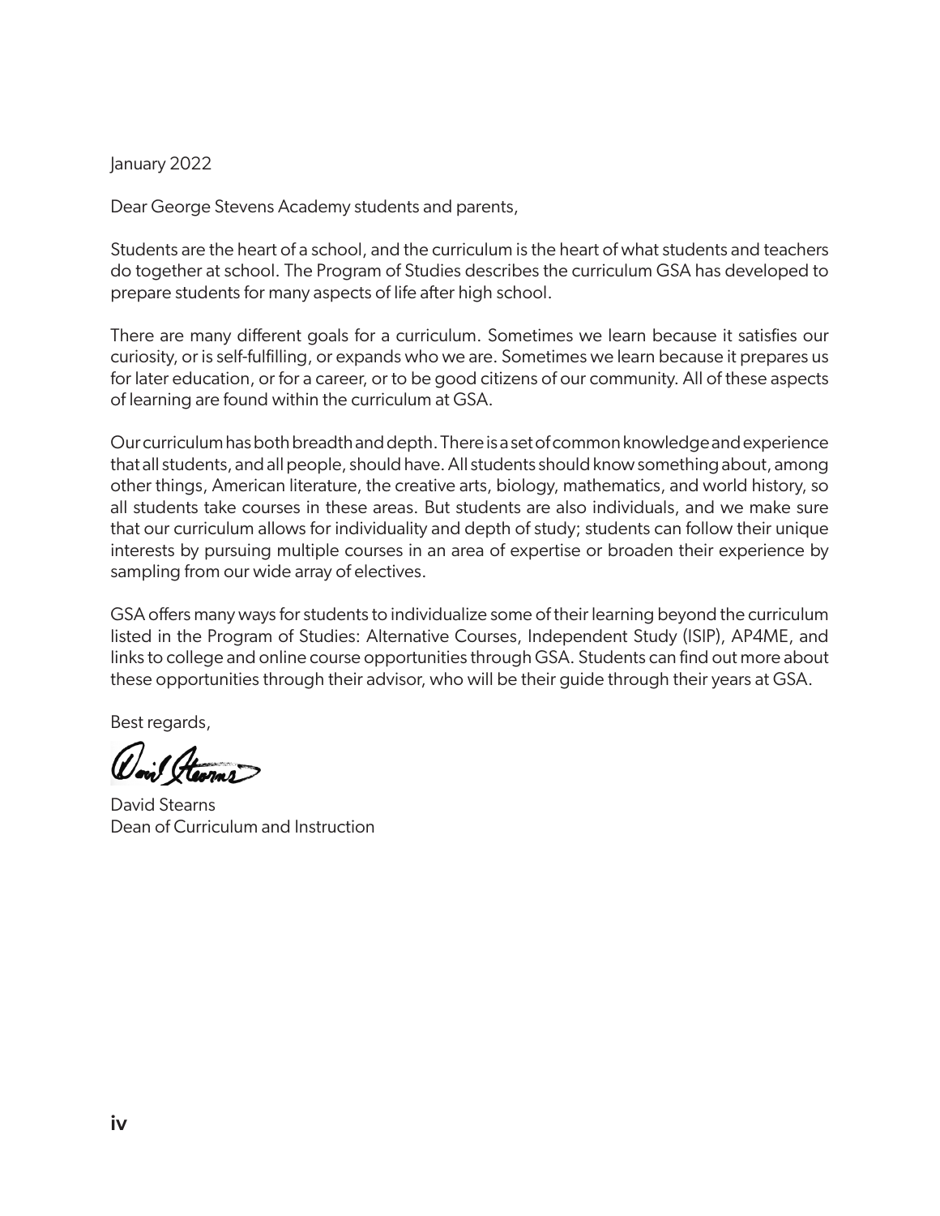January 2022

Dear George Stevens Academy students and parents,

Students are the heart of a school, and the curriculum is the heart of what students and teachers do together at school. The Program of Studies describes the curriculum GSA has developed to prepare students for many aspects of life after high school.

There are many different goals for a curriculum. Sometimes we learn because it satisfies our curiosity, or is self-fulfilling, or expands who we are. Sometimes we learn because it prepares us for later education, or for a career, or to be good citizens of our community. All of these aspects of learning are found within the curriculum at GSA.

Our curriculum has both breadth and depth. There is a set of common knowledge and experience that all students, and all people, should have. All students should know something about, among other things, American literature, the creative arts, biology, mathematics, and world history, so all students take courses in these areas. But students are also individuals, and we make sure that our curriculum allows for individuality and depth of study; students can follow their unique interests by pursuing multiple courses in an area of expertise or broaden their experience by sampling from our wide array of electives.

GSA offers many ways for students to individualize some of their learning beyond the curriculum listed in the Program of Studies: Alternative Courses, Independent Study (ISIP), AP4ME, and links to college and online course opportunities through GSA. Students can find out more about these opportunities through their advisor, who will be their guide through their years at GSA.

Best regards,

David Stearns
Dean of Curriculum and Instruction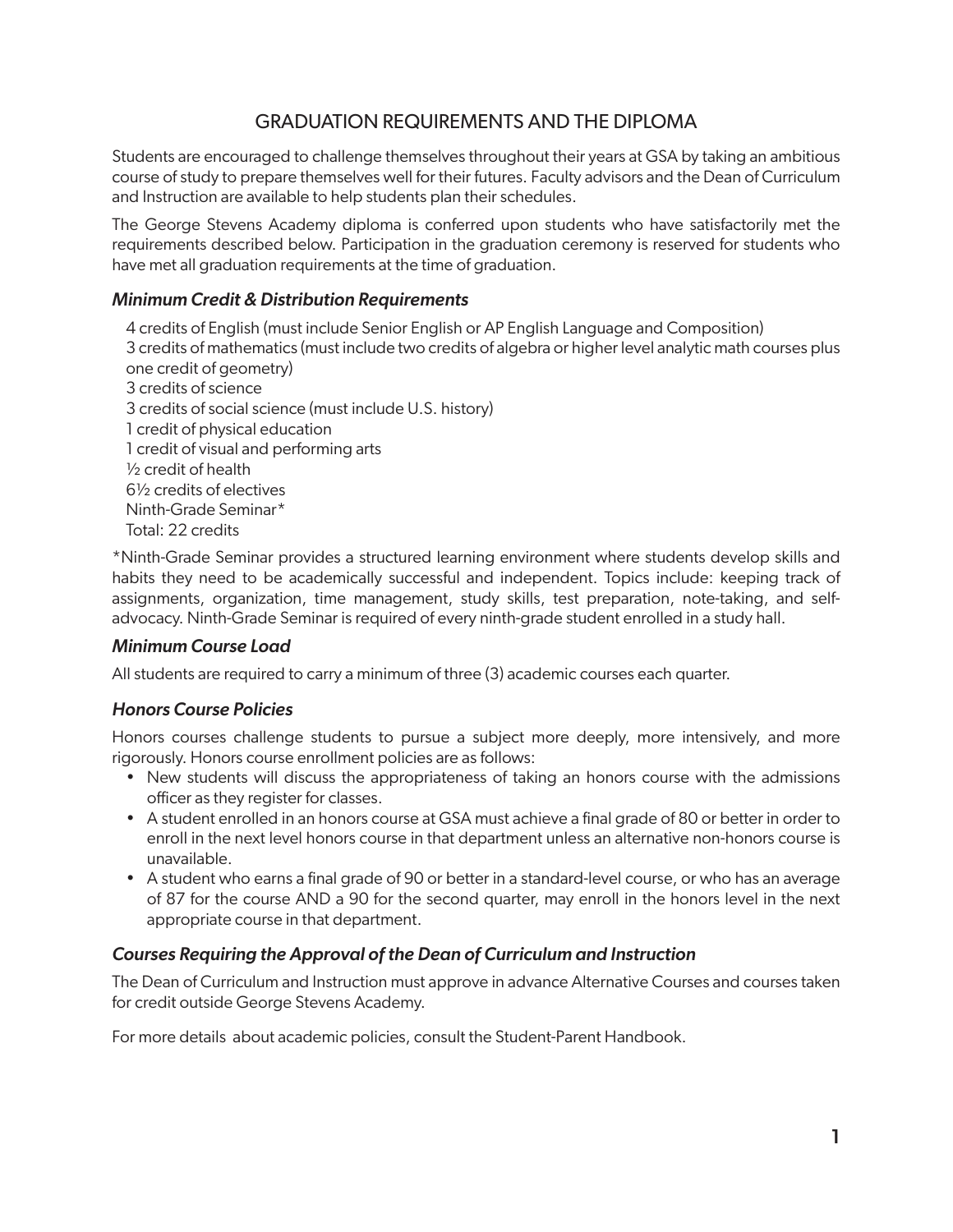# GRADUATION REQUIREMENTS AND THE DIPLOMA

Students are encouraged to challenge themselves throughout their years at GSA by taking an ambitious course of study to prepare themselves well for their futures. Faculty advisors and the Dean of Curriculum and Instruction are available to help students plan their schedules.

The George Stevens Academy diploma is conferred upon students who have satisfactorily met the requirements described below. Participation in the graduation ceremony is reserved for students who have met all graduation requirements at the time of graduation.

### *Minimum Credit & Distribution Requirements*

4 credits of English (must include Senior English or AP English Language and Composition)
3 credits of mathematics (must include two credits of algebra or higher level analytic math courses plus one credit of geometry)
3 credits of science
3 credits of social science (must include U.S. history)
1 credit of physical education
1 credit of visual and performing arts
½ credit of health
6½ credits of electives
Ninth-Grade Seminar*
Total: 22 credits

*Ninth-Grade Seminar provides a structured learning environment where students develop skills and habits they need to be academically successful and independent. Topics include: keeping track of assignments, organization, time management, study skills, test preparation, note-taking, and self-advocacy. Ninth-Grade Seminar is required of every ninth-grade student enrolled in a study hall.

### *Minimum Course Load*

All students are required to carry a minimum of three (3) academic courses each quarter.

### *Honors Course Policies*

Honors courses challenge students to pursue a subject more deeply, more intensively, and more rigorously. Honors course enrollment policies are as follows:

- New students will discuss the appropriateness of taking an honors course with the admissions officer as they register for classes.
- A student enrolled in an honors course at GSA must achieve a final grade of 80 or better in order to enroll in the next level honors course in that department unless an alternative non-honors course is unavailable.
- A student who earns a final grade of 90 or better in a standard-level course, or who has an average of 87 for the course AND a 90 for the second quarter, may enroll in the honors level in the next appropriate course in that department.

### *Courses Requiring the Approval of the Dean of Curriculum and Instruction*

The Dean of Curriculum and Instruction must approve in advance Alternative Courses and courses taken for credit outside George Stevens Academy.

For more details about academic policies, consult the Student-Parent Handbook.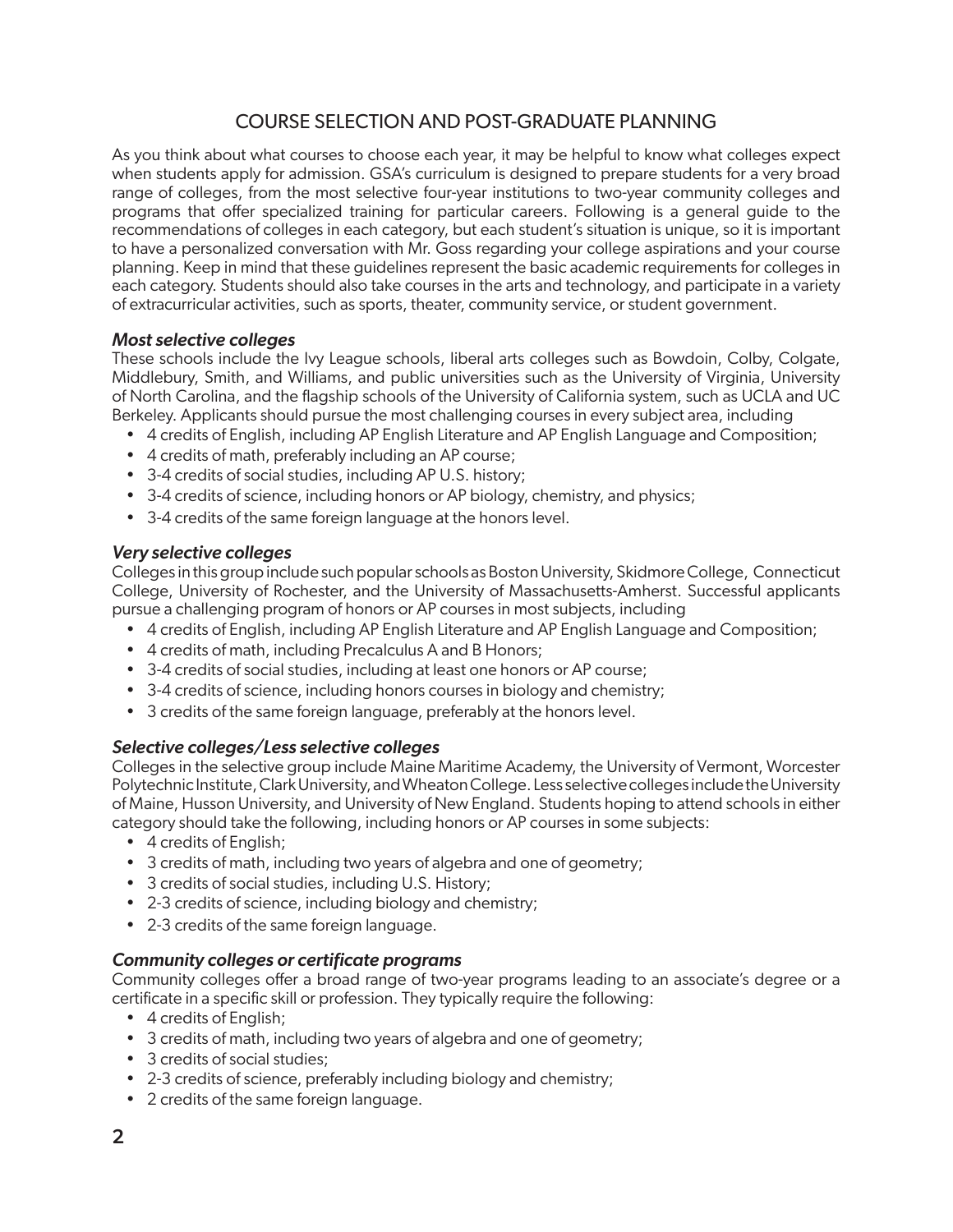# COURSE SELECTION AND POST-GRADUATE PLANNING

As you think about what courses to choose each year, it may be helpful to know what colleges expect when students apply for admission. GSA's curriculum is designed to prepare students for a very broad range of colleges, from the most selective four-year institutions to two-year community colleges and programs that offer specialized training for particular careers. Following is a general guide to the recommendations of colleges in each category, but each student's situation is unique, so it is important to have a personalized conversation with Mr. Goss regarding your college aspirations and your course planning. Keep in mind that these guidelines represent the basic academic requirements for colleges in each category. Students should also take courses in the arts and technology, and participate in a variety of extracurricular activities, such as sports, theater, community service, or student government.

### *Most selective colleges*

These schools include the Ivy League schools, liberal arts colleges such as Bowdoin, Colby, Colgate, Middlebury, Smith, and Williams, and public universities such as the University of Virginia, University of North Carolina, and the flagship schools of the University of California system, such as UCLA and UC Berkeley. Applicants should pursue the most challenging courses in every subject area, including

- 4 credits of English, including AP English Literature and AP English Language and Composition;
- 4 credits of math, preferably including an AP course;
- 3-4 credits of social studies, including AP U.S. history;
- 3-4 credits of science, including honors or AP biology, chemistry, and physics;
- 3-4 credits of the same foreign language at the honors level.

### *Very selective colleges*

Colleges in this group include such popular schools as Boston University, Skidmore College, Connecticut College, University of Rochester, and the University of Massachusetts-Amherst. Successful applicants pursue a challenging program of honors or AP courses in most subjects, including

- 4 credits of English, including AP English Literature and AP English Language and Composition;
- 4 credits of math, including Precalculus A and B Honors;
- 3-4 credits of social studies, including at least one honors or AP course;
- 3-4 credits of science, including honors courses in biology and chemistry;
- 3 credits of the same foreign language, preferably at the honors level.

### *Selective colleges/Less selective colleges*

Colleges in the selective group include Maine Maritime Academy, the University of Vermont, Worcester Polytechnic Institute, Clark University, and Wheaton College. Less selective colleges include the University of Maine, Husson University, and University of New England. Students hoping to attend schools in either category should take the following, including honors or AP courses in some subjects:

- 4 credits of English;
- 3 credits of math, including two years of algebra and one of geometry;
- 3 credits of social studies, including U.S. History;
- 2-3 credits of science, including biology and chemistry;
- 2-3 credits of the same foreign language.

### *Community colleges or certificate programs*

Community colleges offer a broad range of two-year programs leading to an associate's degree or a certificate in a specific skill or profession. They typically require the following:

- 4 credits of English;
- 3 credits of math, including two years of algebra and one of geometry;
- 3 credits of social studies;
- 2-3 credits of science, preferably including biology and chemistry;
- 2 credits of the same foreign language.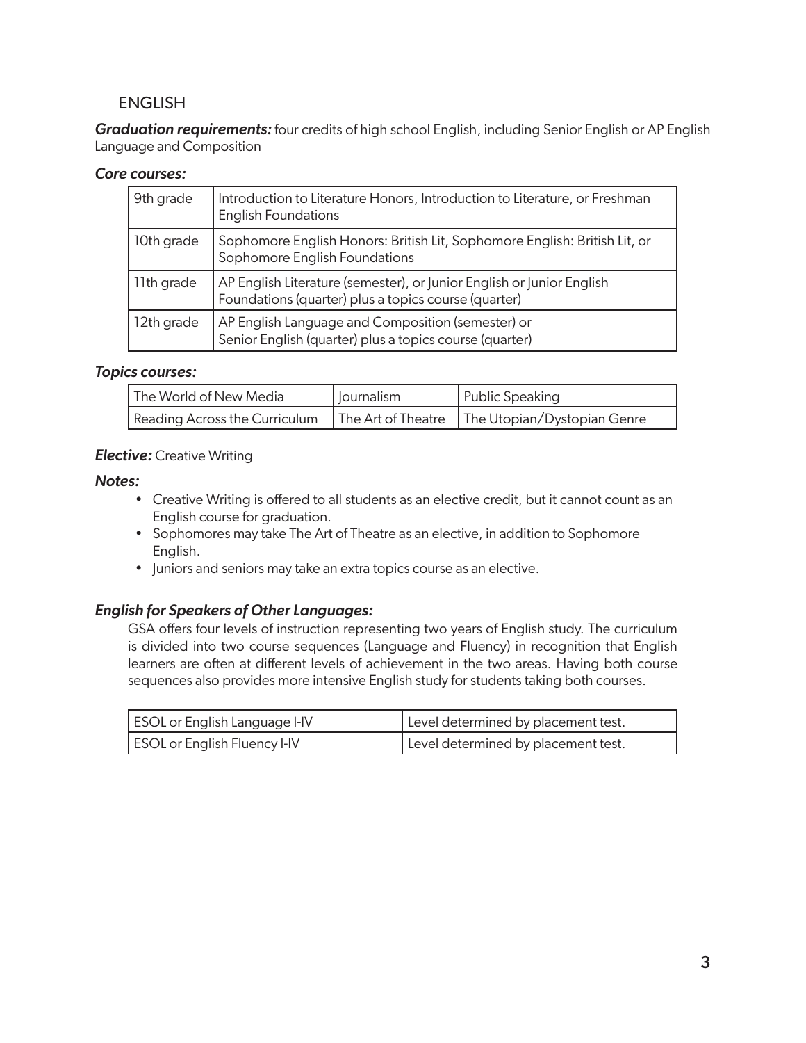## ENGLISH

***Graduation requirements:*** four credits of high school English, including Senior English or AP English Language and Composition

***Core courses:***

| 9th grade | Introduction to Literature Honors, Introduction to Literature, or Freshman English Foundations |
|---|---|
| 10th grade | Sophomore English Honors: British Lit, Sophomore English: British Lit, or Sophomore English Foundations |
| 11th grade | AP English Literature (semester), or Junior English or Junior English Foundations (quarter) plus a topics course (quarter) |
| 12th grade | AP English Language and Composition (semester) or Senior English (quarter) plus a topics course (quarter) |

***Topics courses:***

| The World of New Media | Journalism | Public Speaking |
|---|---|---|
| Reading Across the Curriculum | The Art of Theatre | The Utopian/Dystopian Genre |

***Elective:*** Creative Writing

***Notes:***

- Creative Writing is offered to all students as an elective credit, but it cannot count as an English course for graduation.
- Sophomores may take The Art of Theatre as an elective, in addition to Sophomore English.
- Juniors and seniors may take an extra topics course as an elective.

***English for Speakers of Other Languages:***

GSA offers four levels of instruction representing two years of English study. The curriculum is divided into two course sequences (Language and Fluency) in recognition that English learners are often at different levels of achievement in the two areas. Having both course sequences also provides more intensive English study for students taking both courses.

| ESOL or English Language I-IV | Level determined by placement test. |
|---|---|
| ESOL or English Fluency I-IV | Level determined by placement test. |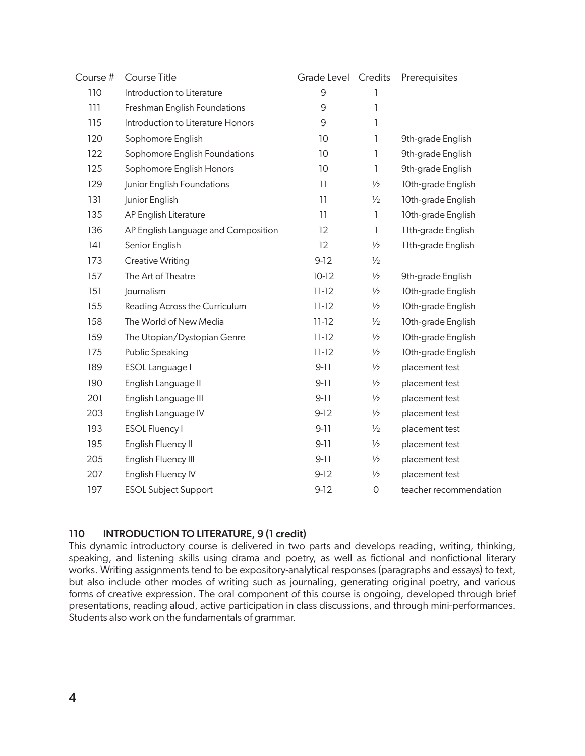| Course # | Course Title | Grade Level | Credits | Prerequisites |
|---|---|---|---|---|
| 110 | Introduction to Literature | 9 | 1 | |
| 111 | Freshman English Foundations | 9 | 1 | |
| 115 | Introduction to Literature Honors | 9 | 1 | |
| 120 | Sophomore English | 10 | 1 | 9th-grade English |
| 122 | Sophomore English Foundations | 10 | 1 | 9th-grade English |
| 125 | Sophomore English Honors | 10 | 1 | 9th-grade English |
| 129 | Junior English Foundations | 11 | ½ | 10th-grade English |
| 131 | Junior English | 11 | ½ | 10th-grade English |
| 135 | AP English Literature | 11 | 1 | 10th-grade English |
| 136 | AP English Language and Composition | 12 | 1 | 11th-grade English |
| 141 | Senior English | 12 | ½ | 11th-grade English |
| 173 | Creative Writing | 9-12 | ½ | |
| 157 | The Art of Theatre | 10-12 | ½ | 9th-grade English |
| 151 | Journalism | 11-12 | ½ | 10th-grade English |
| 155 | Reading Across the Curriculum | 11-12 | ½ | 10th-grade English |
| 158 | The World of New Media | 11-12 | ½ | 10th-grade English |
| 159 | The Utopian/Dystopian Genre | 11-12 | ½ | 10th-grade English |
| 175 | Public Speaking | 11-12 | ½ | 10th-grade English |
| 189 | ESOL Language I | 9-11 | ½ | placement test |
| 190 | English Language II | 9-11 | ½ | placement test |
| 201 | English Language III | 9-11 | ½ | placement test |
| 203 | English Language IV | 9-12 | ½ | placement test |
| 193 | ESOL Fluency I | 9-11 | ½ | placement test |
| 195 | English Fluency II | 9-11 | ½ | placement test |
| 205 | English Fluency III | 9-11 | ½ | placement test |
| 207 | English Fluency IV | 9-12 | ½ | placement test |
| 197 | ESOL Subject Support | 9-12 | 0 | teacher recommendation |

### 110 INTRODUCTION TO LITERATURE, 9 (1 credit)

This dynamic introductory course is delivered in two parts and develops reading, writing, thinking, speaking, and listening skills using drama and poetry, as well as fictional and nonfictional literary works. Writing assignments tend to be expository-analytical responses (paragraphs and essays) to text, but also include other modes of writing such as journaling, generating original poetry, and various forms of creative expression. The oral component of this course is ongoing, developed through brief presentations, reading aloud, active participation in class discussions, and through mini-performances. Students also work on the fundamentals of grammar.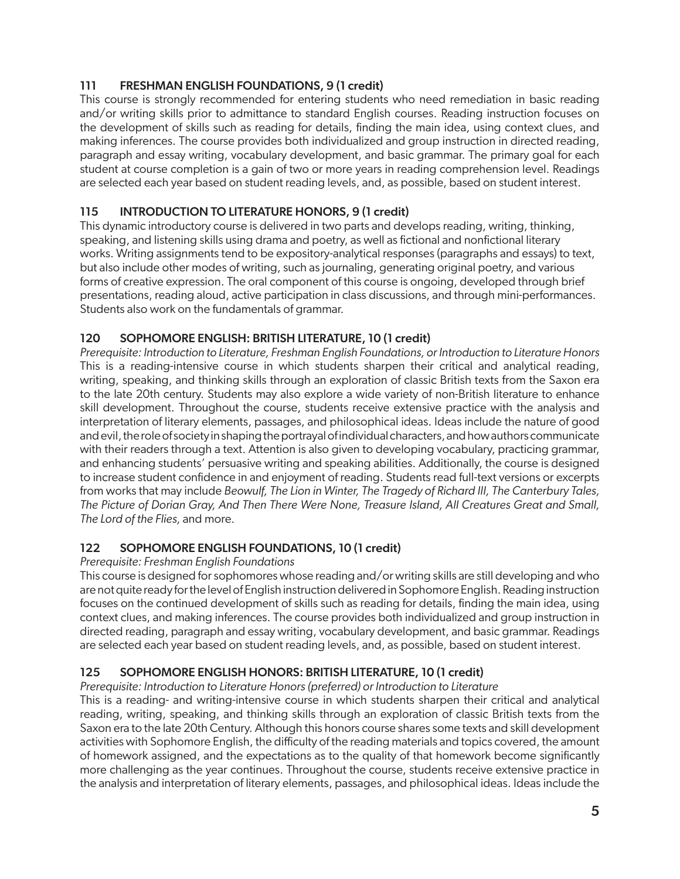### 111 FRESHMAN ENGLISH FOUNDATIONS, 9 (1 credit)

This course is strongly recommended for entering students who need remediation in basic reading and/or writing skills prior to admittance to standard English courses. Reading instruction focuses on the development of skills such as reading for details, finding the main idea, using context clues, and making inferences. The course provides both individualized and group instruction in directed reading, paragraph and essay writing, vocabulary development, and basic grammar. The primary goal for each student at course completion is a gain of two or more years in reading comprehension level. Readings are selected each year based on student reading levels, and, as possible, based on student interest.

### 115 INTRODUCTION TO LITERATURE HONORS, 9 (1 credit)

This dynamic introductory course is delivered in two parts and develops reading, writing, thinking, speaking, and listening skills using drama and poetry, as well as fictional and nonfictional literary works. Writing assignments tend to be expository-analytical responses (paragraphs and essays) to text, but also include other modes of writing, such as journaling, generating original poetry, and various forms of creative expression. The oral component of this course is ongoing, developed through brief presentations, reading aloud, active participation in class discussions, and through mini-performances. Students also work on the fundamentals of grammar.

### 120 SOPHOMORE ENGLISH: BRITISH LITERATURE, 10 (1 credit)

*Prerequisite: Introduction to Literature, Freshman English Foundations, or Introduction to Literature Honors*

This is a reading-intensive course in which students sharpen their critical and analytical reading, writing, speaking, and thinking skills through an exploration of classic British texts from the Saxon era to the late 20th century. Students may also explore a wide variety of non-British literature to enhance skill development. Throughout the course, students receive extensive practice with the analysis and interpretation of literary elements, passages, and philosophical ideas. Ideas include the nature of good and evil, the role of society in shaping the portrayal of individual characters, and how authors communicate with their readers through a text. Attention is also given to developing vocabulary, practicing grammar, and enhancing students' persuasive writing and speaking abilities. Additionally, the course is designed to increase student confidence in and enjoyment of reading. Students read full-text versions or excerpts from works that may include *Beowulf, The Lion in Winter, The Tragedy of Richard III, The Canterbury Tales, The Picture of Dorian Gray, And Then There Were None, Treasure Island, All Creatures Great and Small, The Lord of the Flies,* and more.

### 122 SOPHOMORE ENGLISH FOUNDATIONS, 10 (1 credit)

*Prerequisite: Freshman English Foundations*

This course is designed for sophomores whose reading and/or writing skills are still developing and who are not quite ready for the level of English instruction delivered in Sophomore English. Reading instruction focuses on the continued development of skills such as reading for details, finding the main idea, using context clues, and making inferences. The course provides both individualized and group instruction in directed reading, paragraph and essay writing, vocabulary development, and basic grammar. Readings are selected each year based on student reading levels, and, as possible, based on student interest.

### 125 SOPHOMORE ENGLISH HONORS: BRITISH LITERATURE, 10 (1 credit)

*Prerequisite: Introduction to Literature Honors (preferred) or Introduction to Literature*

This is a reading- and writing-intensive course in which students sharpen their critical and analytical reading, writing, speaking, and thinking skills through an exploration of classic British texts from the Saxon era to the late 20th Century. Although this honors course shares some texts and skill development activities with Sophomore English, the difficulty of the reading materials and topics covered, the amount of homework assigned, and the expectations as to the quality of that homework become significantly more challenging as the year continues. Throughout the course, students receive extensive practice in the analysis and interpretation of literary elements, passages, and philosophical ideas. Ideas include the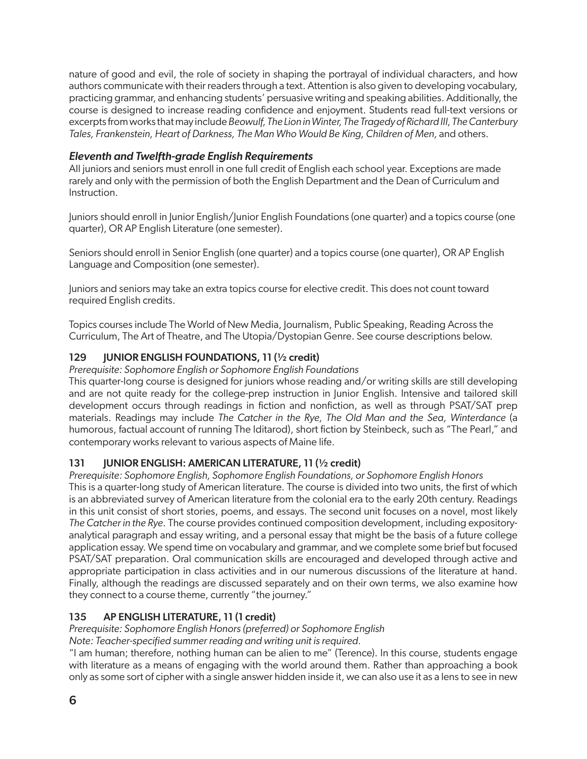nature of good and evil, the role of society in shaping the portrayal of individual characters, and how authors communicate with their readers through a text. Attention is also given to developing vocabulary, practicing grammar, and enhancing students' persuasive writing and speaking abilities. Additionally, the course is designed to increase reading confidence and enjoyment. Students read full-text versions or excerpts from works that may include *Beowulf, The Lion in Winter, The Tragedy of Richard III, The Canterbury Tales, Frankenstein, Heart of Darkness, The Man Who Would Be King, Children of Men,* and others.

### *Eleventh and Twelfth-grade English Requirements*

All juniors and seniors must enroll in one full credit of English each school year. Exceptions are made rarely and only with the permission of both the English Department and the Dean of Curriculum and Instruction.

Juniors should enroll in Junior English/Junior English Foundations (one quarter) and a topics course (one quarter), OR AP English Literature (one semester).

Seniors should enroll in Senior English (one quarter) and a topics course (one quarter), OR AP English Language and Composition (one semester).

Juniors and seniors may take an extra topics course for elective credit. This does not count toward required English credits.

Topics courses include The World of New Media, Journalism, Public Speaking, Reading Across the Curriculum, The Art of Theatre, and The Utopia/Dystopian Genre. See course descriptions below.

### 129 JUNIOR ENGLISH FOUNDATIONS, 11 (½ credit)

*Prerequisite: Sophomore English or Sophomore English Foundations*

This quarter-long course is designed for juniors whose reading and/or writing skills are still developing and are not quite ready for the college-prep instruction in Junior English. Intensive and tailored skill development occurs through readings in fiction and nonfiction, as well as through PSAT/SAT prep materials. Readings may include *The Catcher in the Rye, The Old Man and the Sea, Winterdance* (a humorous, factual account of running The Iditarod), short fiction by Steinbeck, such as "The Pearl," and contemporary works relevant to various aspects of Maine life.

### 131 JUNIOR ENGLISH: AMERICAN LITERATURE, 11 (½ credit)

*Prerequisite: Sophomore English, Sophomore English Foundations, or Sophomore English Honors*

This is a quarter-long study of American literature. The course is divided into two units, the first of which is an abbreviated survey of American literature from the colonial era to the early 20th century. Readings in this unit consist of short stories, poems, and essays. The second unit focuses on a novel, most likely *The Catcher in the Rye*. The course provides continued composition development, including expository-analytical paragraph and essay writing, and a personal essay that might be the basis of a future college application essay. We spend time on vocabulary and grammar, and we complete some brief but focused PSAT/SAT preparation. Oral communication skills are encouraged and developed through active and appropriate participation in class activities and in our numerous discussions of the literature at hand. Finally, although the readings are discussed separately and on their own terms, we also examine how they connect to a course theme, currently "the journey."

### 135 AP ENGLISH LITERATURE, 11 (1 credit)

*Prerequisite: Sophomore English Honors (preferred) or Sophomore English*

*Note: Teacher-specified summer reading and writing unit is required.*

"I am human; therefore, nothing human can be alien to me" (Terence). In this course, students engage with literature as a means of engaging with the world around them. Rather than approaching a book only as some sort of cipher with a single answer hidden inside it, we can also use it as a lens to see in new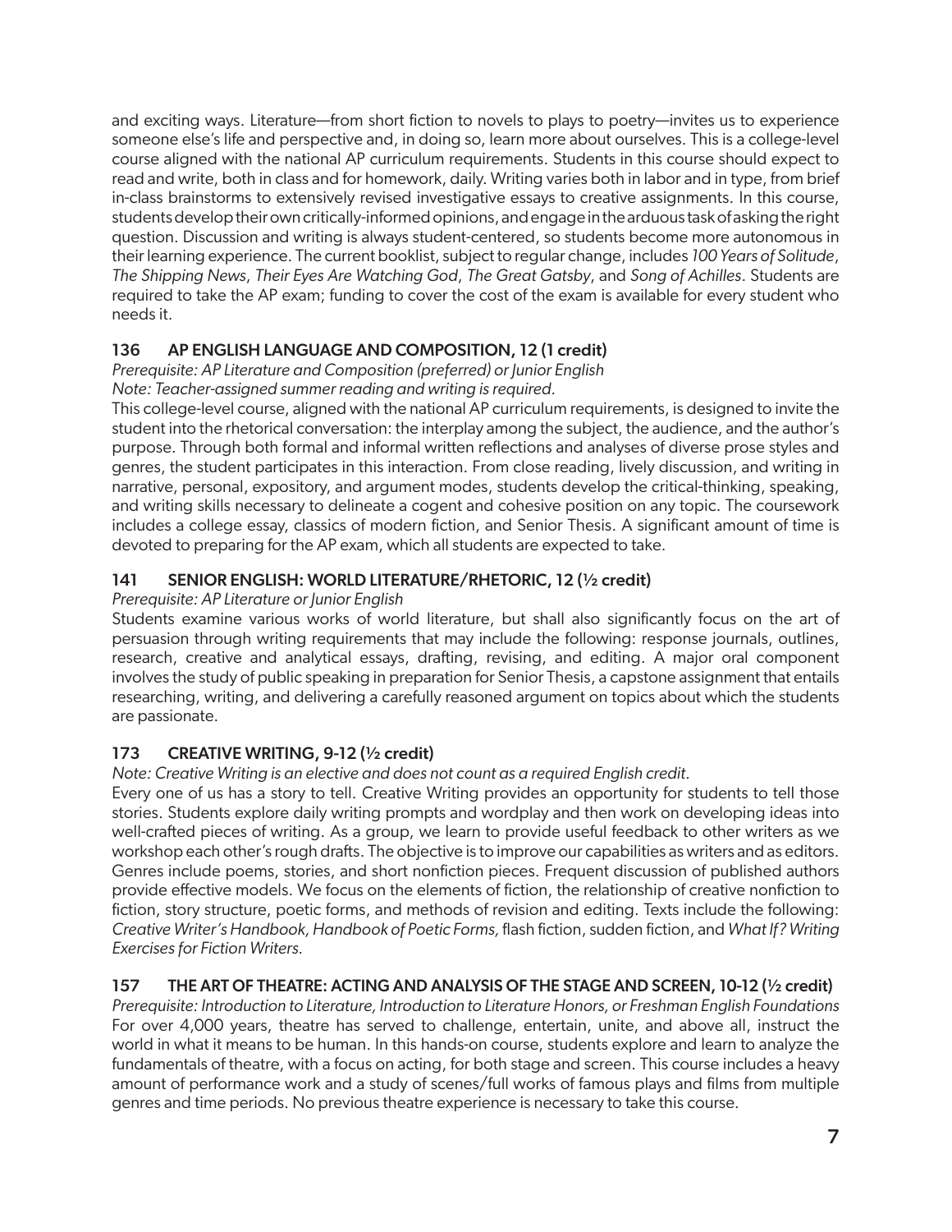and exciting ways. Literature—from short fiction to novels to plays to poetry—invites us to experience someone else's life and perspective and, in doing so, learn more about ourselves. This is a college-level course aligned with the national AP curriculum requirements. Students in this course should expect to read and write, both in class and for homework, daily. Writing varies both in labor and in type, from brief in-class brainstorms to extensively revised investigative essays to creative assignments. In this course, students develop their own critically-informed opinions, and engage in the arduous task of asking the right question. Discussion and writing is always student-centered, so students become more autonomous in their learning experience. The current booklist, subject to regular change, includes *100 Years of Solitude*, *The Shipping News*, *Their Eyes Are Watching God*, *The Great Gatsby*, and *Song of Achilles*. Students are required to take the AP exam; funding to cover the cost of the exam is available for every student who needs it.

### 136 AP ENGLISH LANGUAGE AND COMPOSITION, 12 (1 credit)

*Prerequisite: AP Literature and Composition (preferred) or Junior English*
*Note: Teacher-assigned summer reading and writing is required.*

This college-level course, aligned with the national AP curriculum requirements, is designed to invite the student into the rhetorical conversation: the interplay among the subject, the audience, and the author's purpose. Through both formal and informal written reflections and analyses of diverse prose styles and genres, the student participates in this interaction. From close reading, lively discussion, and writing in narrative, personal, expository, and argument modes, students develop the critical-thinking, speaking, and writing skills necessary to delineate a cogent and cohesive position on any topic. The coursework includes a college essay, classics of modern fiction, and Senior Thesis. A significant amount of time is devoted to preparing for the AP exam, which all students are expected to take.

### 141 SENIOR ENGLISH: WORLD LITERATURE/RHETORIC, 12 (½ credit)

*Prerequisite: AP Literature or Junior English*

Students examine various works of world literature, but shall also significantly focus on the art of persuasion through writing requirements that may include the following: response journals, outlines, research, creative and analytical essays, drafting, revising, and editing. A major oral component involves the study of public speaking in preparation for Senior Thesis, a capstone assignment that entails researching, writing, and delivering a carefully reasoned argument on topics about which the students are passionate.

### 173 CREATIVE WRITING, 9-12 (½ credit)

*Note: Creative Writing is an elective and does not count as a required English credit.*

Every one of us has a story to tell. Creative Writing provides an opportunity for students to tell those stories. Students explore daily writing prompts and wordplay and then work on developing ideas into well-crafted pieces of writing. As a group, we learn to provide useful feedback to other writers as we workshop each other's rough drafts. The objective is to improve our capabilities as writers and as editors. Genres include poems, stories, and short nonfiction pieces. Frequent discussion of published authors provide effective models. We focus on the elements of fiction, the relationship of creative nonfiction to fiction, story structure, poetic forms, and methods of revision and editing. Texts include the following: *Creative Writer's Handbook, Handbook of Poetic Forms,* flash fiction, sudden fiction, and *What If? Writing Exercises for Fiction Writers.*

### 157 THE ART OF THEATRE: ACTING AND ANALYSIS OF THE STAGE AND SCREEN, 10-12 (½ credit)

*Prerequisite: Introduction to Literature, Introduction to Literature Honors, or Freshman English Foundations*

For over 4,000 years, theatre has served to challenge, entertain, unite, and above all, instruct the world in what it means to be human. In this hands-on course, students explore and learn to analyze the fundamentals of theatre, with a focus on acting, for both stage and screen. This course includes a heavy amount of performance work and a study of scenes/full works of famous plays and films from multiple genres and time periods. No previous theatre experience is necessary to take this course.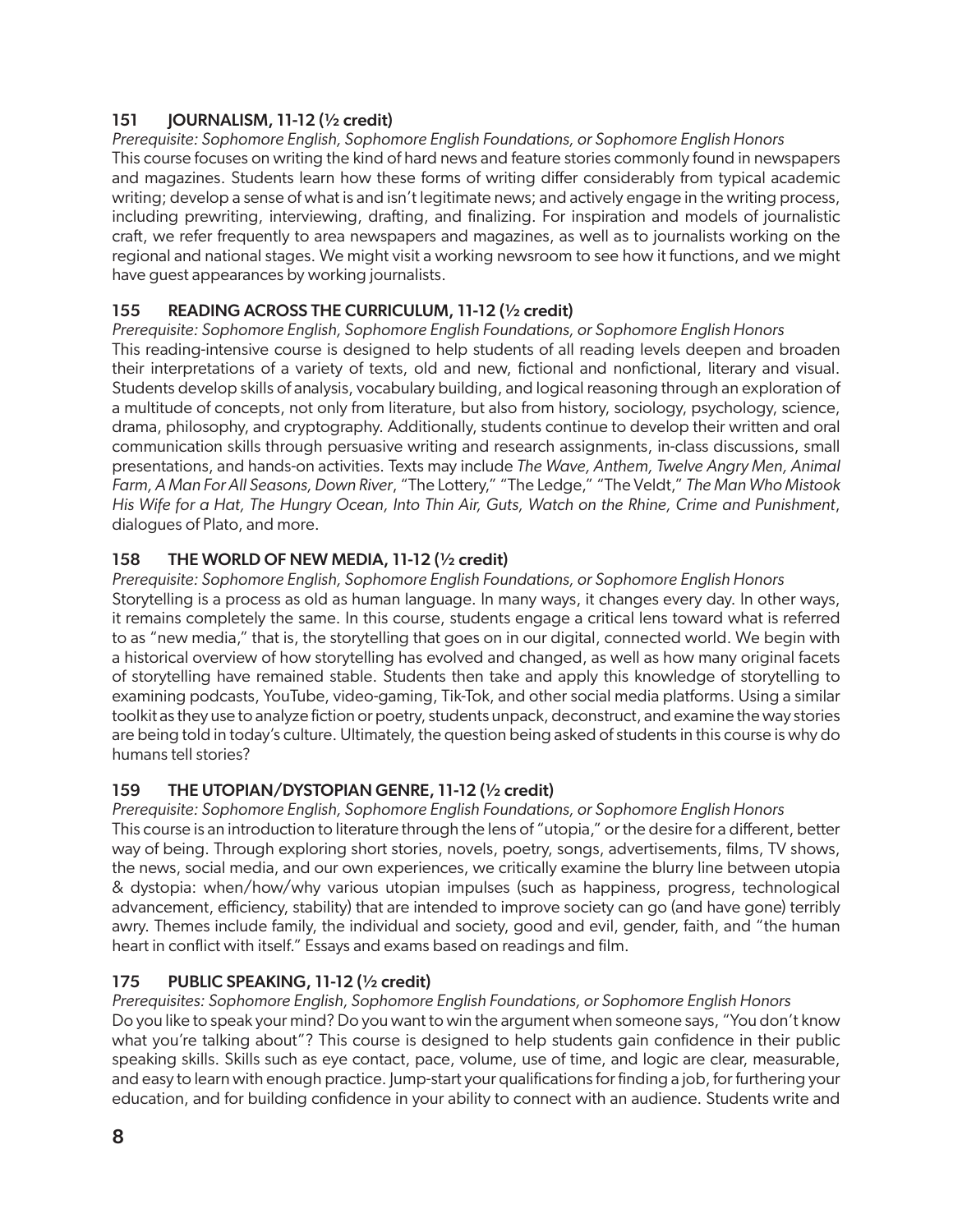### 151 JOURNALISM, 11-12 (½ credit)

*Prerequisite: Sophomore English, Sophomore English Foundations, or Sophomore English Honors*

This course focuses on writing the kind of hard news and feature stories commonly found in newspapers and magazines. Students learn how these forms of writing differ considerably from typical academic writing; develop a sense of what is and isn't legitimate news; and actively engage in the writing process, including prewriting, interviewing, drafting, and finalizing. For inspiration and models of journalistic craft, we refer frequently to area newspapers and magazines, as well as to journalists working on the regional and national stages. We might visit a working newsroom to see how it functions, and we might have guest appearances by working journalists.

### 155 READING ACROSS THE CURRICULUM, 11-12 (½ credit)

*Prerequisite: Sophomore English, Sophomore English Foundations, or Sophomore English Honors*

This reading-intensive course is designed to help students of all reading levels deepen and broaden their interpretations of a variety of texts, old and new, fictional and nonfictional, literary and visual. Students develop skills of analysis, vocabulary building, and logical reasoning through an exploration of a multitude of concepts, not only from literature, but also from history, sociology, psychology, science, drama, philosophy, and cryptography. Additionally, students continue to develop their written and oral communication skills through persuasive writing and research assignments, in-class discussions, small presentations, and hands-on activities. Texts may include *The Wave, Anthem, Twelve Angry Men, Animal Farm, A Man For All Seasons, Down River*, "The Lottery," "The Ledge," "The Veldt," *The Man Who Mistook His Wife for a Hat, The Hungry Ocean, Into Thin Air, Guts, Watch on the Rhine, Crime and Punishment*, dialogues of Plato, and more.

### 158 THE WORLD OF NEW MEDIA, 11-12 (½ credit)

*Prerequisite: Sophomore English, Sophomore English Foundations, or Sophomore English Honors*

Storytelling is a process as old as human language. In many ways, it changes every day. In other ways, it remains completely the same. In this course, students engage a critical lens toward what is referred to as "new media," that is, the storytelling that goes on in our digital, connected world. We begin with a historical overview of how storytelling has evolved and changed, as well as how many original facets of storytelling have remained stable. Students then take and apply this knowledge of storytelling to examining podcasts, YouTube, video-gaming, Tik-Tok, and other social media platforms. Using a similar toolkit as they use to analyze fiction or poetry, students unpack, deconstruct, and examine the way stories are being told in today's culture. Ultimately, the question being asked of students in this course is why do humans tell stories?

### 159 THE UTOPIAN/DYSTOPIAN GENRE, 11-12 (½ credit)

*Prerequisite: Sophomore English, Sophomore English Foundations, or Sophomore English Honors*

This course is an introduction to literature through the lens of "utopia," or the desire for a different, better way of being. Through exploring short stories, novels, poetry, songs, advertisements, films, TV shows, the news, social media, and our own experiences, we critically examine the blurry line between utopia & dystopia: when/how/why various utopian impulses (such as happiness, progress, technological advancement, efficiency, stability) that are intended to improve society can go (and have gone) terribly awry. Themes include family, the individual and society, good and evil, gender, faith, and "the human heart in conflict with itself." Essays and exams based on readings and film.

### 175 PUBLIC SPEAKING, 11-12 (½ credit)

*Prerequisites: Sophomore English, Sophomore English Foundations, or Sophomore English Honors*

Do you like to speak your mind? Do you want to win the argument when someone says, "You don't know what you're talking about"? This course is designed to help students gain confidence in their public speaking skills. Skills such as eye contact, pace, volume, use of time, and logic are clear, measurable, and easy to learn with enough practice. Jump-start your qualifications for finding a job, for furthering your education, and for building confidence in your ability to connect with an audience. Students write and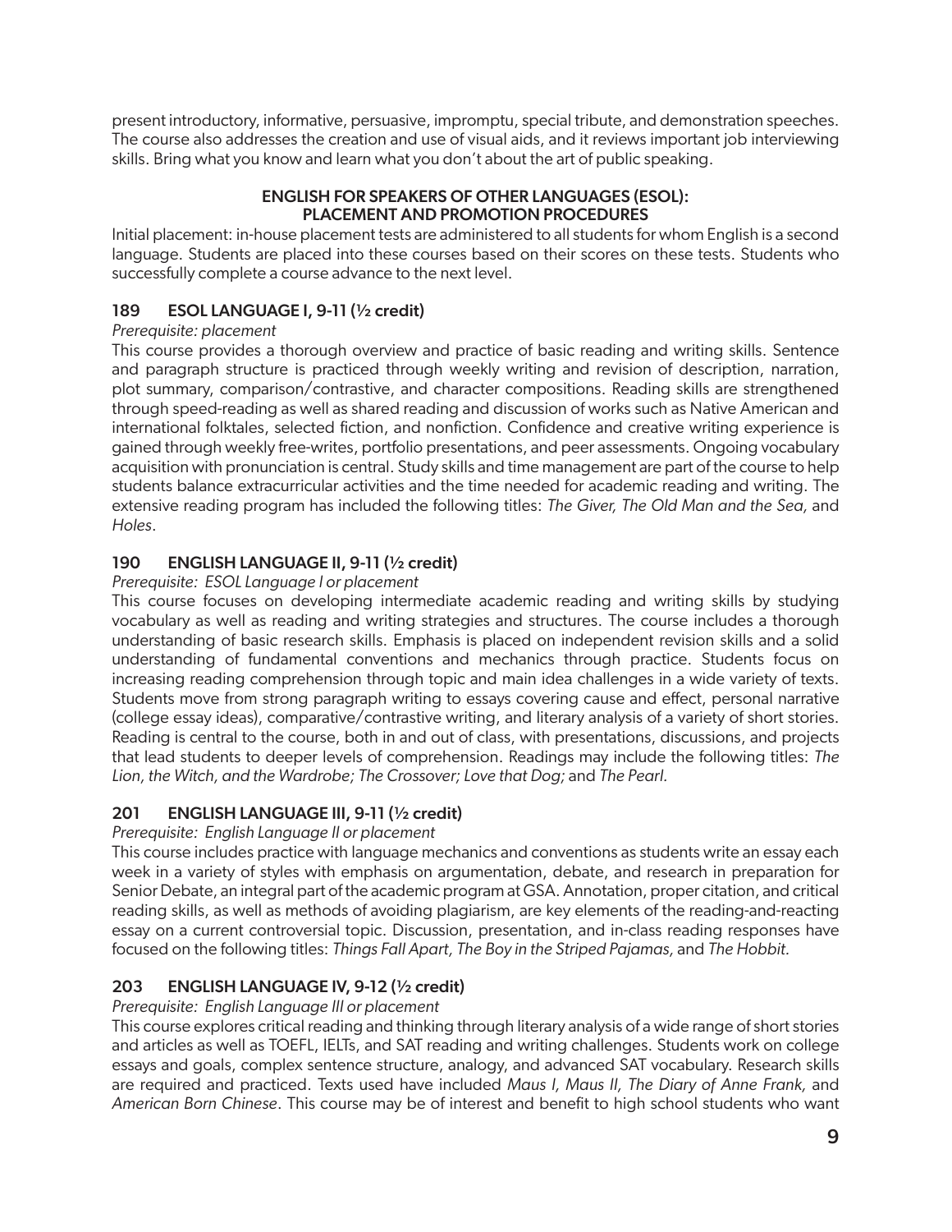present introductory, informative, persuasive, impromptu, special tribute, and demonstration speeches. The course also addresses the creation and use of visual aids, and it reviews important job interviewing skills. Bring what you know and learn what you don't about the art of public speaking.

## ENGLISH FOR SPEAKERS OF OTHER LANGUAGES (ESOL): PLACEMENT AND PROMOTION PROCEDURES

Initial placement: in-house placement tests are administered to all students for whom English is a second language. Students are placed into these courses based on their scores on these tests. Students who successfully complete a course advance to the next level.

### 189 ESOL LANGUAGE I, 9-11 (½ credit)

*Prerequisite: placement*

This course provides a thorough overview and practice of basic reading and writing skills. Sentence and paragraph structure is practiced through weekly writing and revision of description, narration, plot summary, comparison/contrastive, and character compositions. Reading skills are strengthened through speed-reading as well as shared reading and discussion of works such as Native American and international folktales, selected fiction, and nonfiction. Confidence and creative writing experience is gained through weekly free-writes, portfolio presentations, and peer assessments. Ongoing vocabulary acquisition with pronunciation is central. Study skills and time management are part of the course to help students balance extracurricular activities and the time needed for academic reading and writing. The extensive reading program has included the following titles: *The Giver, The Old Man and the Sea,* and *Holes*.

### 190 ENGLISH LANGUAGE II, 9-11 (½ credit)

*Prerequisite: ESOL Language I or placement*

This course focuses on developing intermediate academic reading and writing skills by studying vocabulary as well as reading and writing strategies and structures. The course includes a thorough understanding of basic research skills. Emphasis is placed on independent revision skills and a solid understanding of fundamental conventions and mechanics through practice. Students focus on increasing reading comprehension through topic and main idea challenges in a wide variety of texts. Students move from strong paragraph writing to essays covering cause and effect, personal narrative (college essay ideas), comparative/contrastive writing, and literary analysis of a variety of short stories. Reading is central to the course, both in and out of class, with presentations, discussions, and projects that lead students to deeper levels of comprehension. Readings may include the following titles: *The Lion, the Witch, and the Wardrobe; The Crossover; Love that Dog;* and *The Pearl.*

### 201 ENGLISH LANGUAGE III, 9-11 (½ credit)

*Prerequisite: English Language II or placement*

This course includes practice with language mechanics and conventions as students write an essay each week in a variety of styles with emphasis on argumentation, debate, and research in preparation for Senior Debate, an integral part of the academic program at GSA. Annotation, proper citation, and critical reading skills, as well as methods of avoiding plagiarism, are key elements of the reading-and-reacting essay on a current controversial topic. Discussion, presentation, and in-class reading responses have focused on the following titles: *Things Fall Apart, The Boy in the Striped Pajamas,* and *The Hobbit.*

### 203 ENGLISH LANGUAGE IV, 9-12 (½ credit)

*Prerequisite: English Language III or placement*

This course explores critical reading and thinking through literary analysis of a wide range of short stories and articles as well as TOEFL, IELTs, and SAT reading and writing challenges. Students work on college essays and goals, complex sentence structure, analogy, and advanced SAT vocabulary. Research skills are required and practiced. Texts used have included *Maus I, Maus II, The Diary of Anne Frank,* and *American Born Chinese*. This course may be of interest and benefit to high school students who want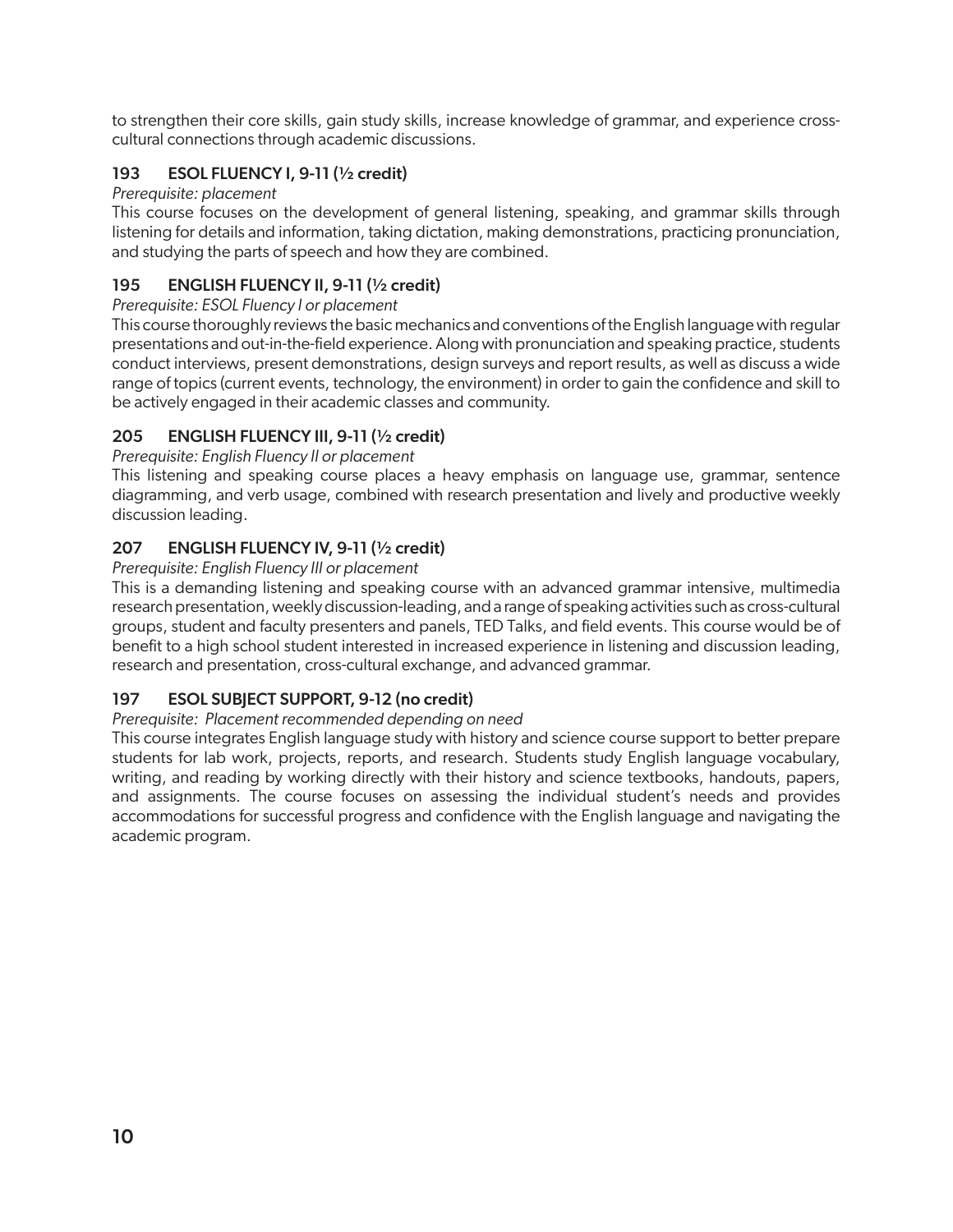to strengthen their core skills, gain study skills, increase knowledge of grammar, and experience cross-cultural connections through academic discussions.

### 193 ESOL FLUENCY I, 9-11 (½ credit)

*Prerequisite: placement*

This course focuses on the development of general listening, speaking, and grammar skills through listening for details and information, taking dictation, making demonstrations, practicing pronunciation, and studying the parts of speech and how they are combined.

### 195 ENGLISH FLUENCY II, 9-11 (½ credit)

*Prerequisite: ESOL Fluency I or placement*

This course thoroughly reviews the basic mechanics and conventions of the English language with regular presentations and out-in-the-field experience. Along with pronunciation and speaking practice, students conduct interviews, present demonstrations, design surveys and report results, as well as discuss a wide range of topics (current events, technology, the environment) in order to gain the confidence and skill to be actively engaged in their academic classes and community.

### 205 ENGLISH FLUENCY III, 9-11 (½ credit)

*Prerequisite: English Fluency II or placement*

This listening and speaking course places a heavy emphasis on language use, grammar, sentence diagramming, and verb usage, combined with research presentation and lively and productive weekly discussion leading.

### 207 ENGLISH FLUENCY IV, 9-11 (½ credit)

*Prerequisite: English Fluency III or placement*

This is a demanding listening and speaking course with an advanced grammar intensive, multimedia research presentation, weekly discussion-leading, and a range of speaking activities such as cross-cultural groups, student and faculty presenters and panels, TED Talks, and field events. This course would be of benefit to a high school student interested in increased experience in listening and discussion leading, research and presentation, cross-cultural exchange, and advanced grammar.

### 197 ESOL SUBJECT SUPPORT, 9-12 (no credit)

*Prerequisite: Placement recommended depending on need*

This course integrates English language study with history and science course support to better prepare students for lab work, projects, reports, and research. Students study English language vocabulary, writing, and reading by working directly with their history and science textbooks, handouts, papers, and assignments. The course focuses on assessing the individual student's needs and provides accommodations for successful progress and confidence with the English language and navigating the academic program.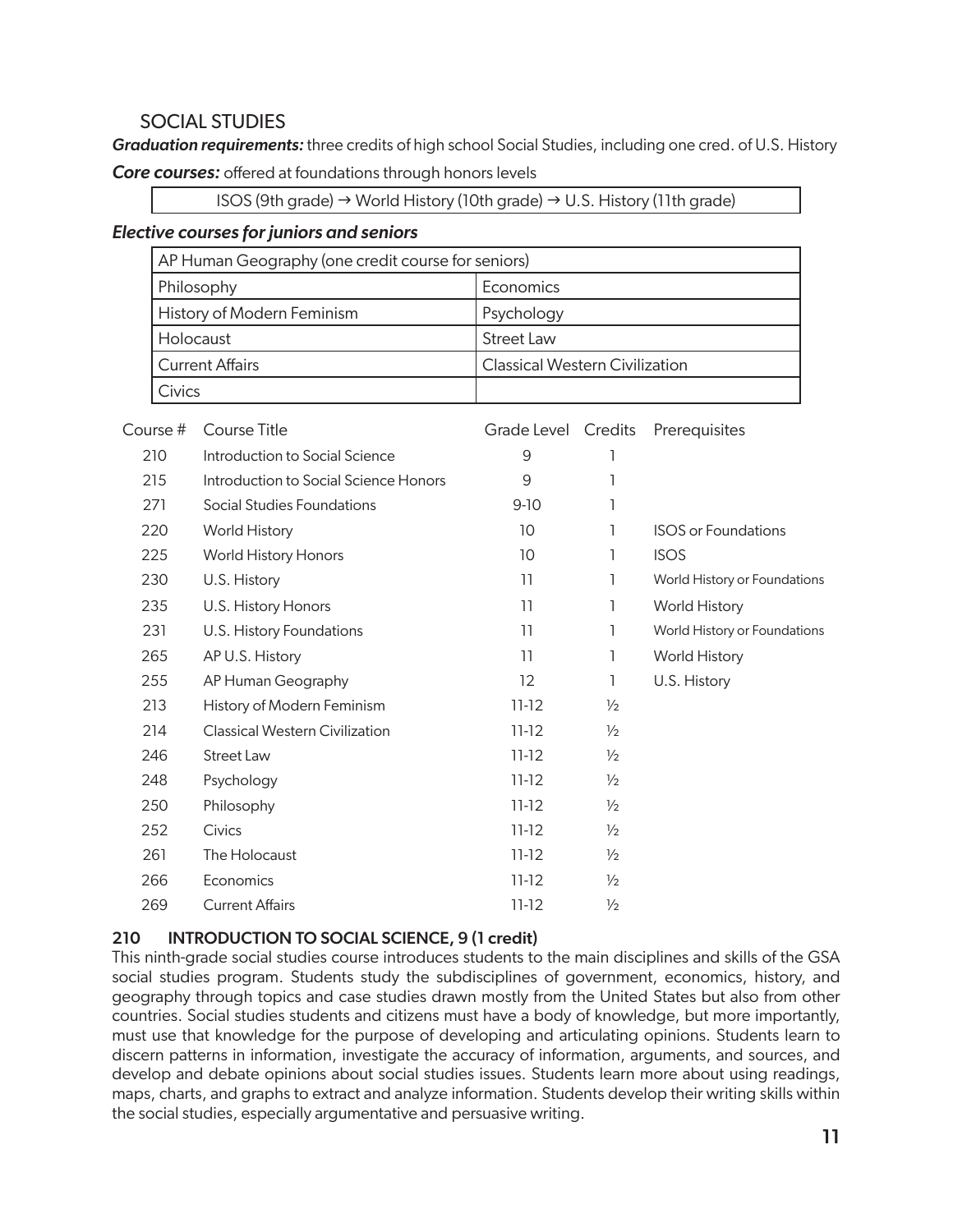## SOCIAL STUDIES

***Graduation requirements:*** three credits of high school Social Studies, including one cred. of U.S. History

***Core courses:*** offered at foundations through honors levels

| ISOS (9th grade) → World History (10th grade) → U.S. History (11th grade) |
|---|

### *Elective courses for juniors and seniors*

| AP Human Geography (one credit course for seniors) | |
|---|---|
| Philosophy | Economics |
| History of Modern Feminism | Psychology |
| Holocaust | Street Law |
| Current Affairs | Classical Western Civilization |
| Civics | |

| Course # | Course Title | Grade Level | Credits | Prerequisites |
|---|---|---|---|---|
| 210 | Introduction to Social Science | 9 | 1 | |
| 215 | Introduction to Social Science Honors | 9 | 1 | |
| 271 | Social Studies Foundations | 9-10 | 1 | |
| 220 | World History | 10 | 1 | ISOS or Foundations |
| 225 | World History Honors | 10 | 1 | ISOS |
| 230 | U.S. History | 11 | 1 | World History or Foundations |
| 235 | U.S. History Honors | 11 | 1 | World History |
| 231 | U.S. History Foundations | 11 | 1 | World History or Foundations |
| 265 | AP U.S. History | 11 | 1 | World History |
| 255 | AP Human Geography | 12 | 1 | U.S. History |
| 213 | History of Modern Feminism | 11-12 | ½ | |
| 214 | Classical Western Civilization | 11-12 | ½ | |
| 246 | Street Law | 11-12 | ½ | |
| 248 | Psychology | 11-12 | ½ | |
| 250 | Philosophy | 11-12 | ½ | |
| 252 | Civics | 11-12 | ½ | |
| 261 | The Holocaust | 11-12 | ½ | |
| 266 | Economics | 11-12 | ½ | |
| 269 | Current Affairs | 11-12 | ½ | |

### 210 INTRODUCTION TO SOCIAL SCIENCE, 9 (1 credit)

This ninth-grade social studies course introduces students to the main disciplines and skills of the GSA social studies program. Students study the subdisciplines of government, economics, history, and geography through topics and case studies drawn mostly from the United States but also from other countries. Social studies students and citizens must have a body of knowledge, but more importantly, must use that knowledge for the purpose of developing and articulating opinions. Students learn to discern patterns in information, investigate the accuracy of information, arguments, and sources, and develop and debate opinions about social studies issues. Students learn more about using readings, maps, charts, and graphs to extract and analyze information. Students develop their writing skills within the social studies, especially argumentative and persuasive writing.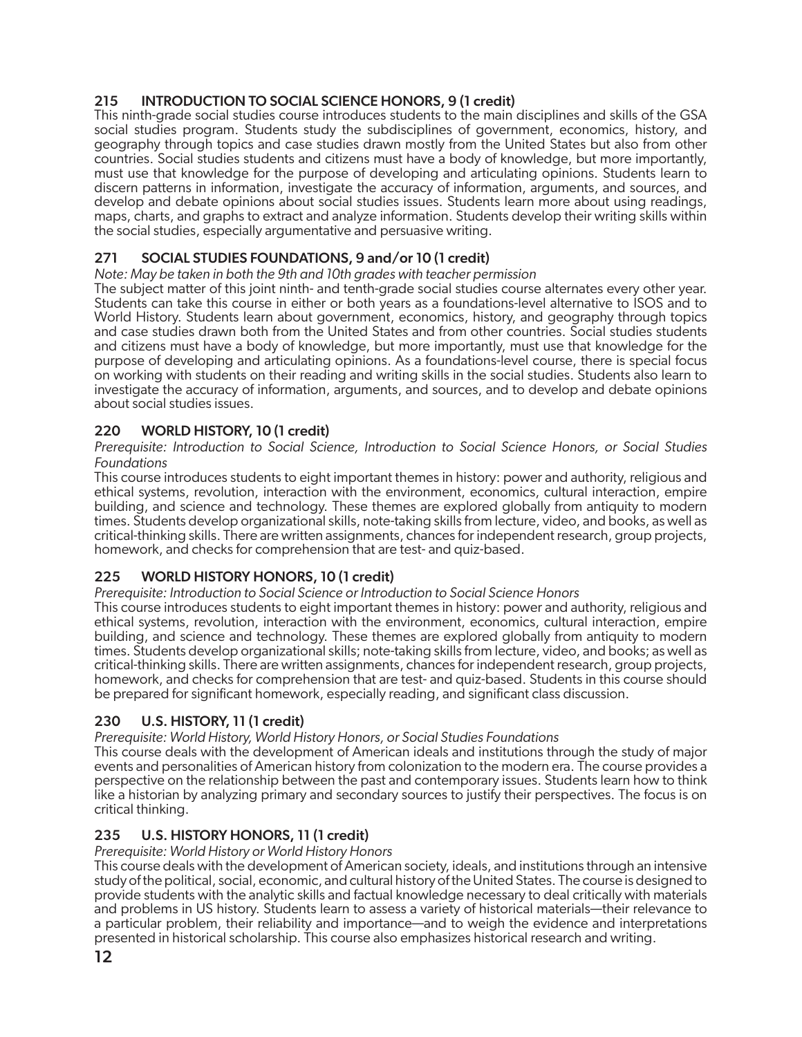### 215 INTRODUCTION TO SOCIAL SCIENCE HONORS, 9 (1 credit)

This ninth-grade social studies course introduces students to the main disciplines and skills of the GSA social studies program. Students study the subdisciplines of government, economics, history, and geography through topics and case studies drawn mostly from the United States but also from other countries. Social studies students and citizens must have a body of knowledge, but more importantly, must use that knowledge for the purpose of developing and articulating opinions. Students learn to discern patterns in information, investigate the accuracy of information, arguments, and sources, and develop and debate opinions about social studies issues. Students learn more about using readings, maps, charts, and graphs to extract and analyze information. Students develop their writing skills within the social studies, especially argumentative and persuasive writing.

### 271 SOCIAL STUDIES FOUNDATIONS, 9 and/or 10 (1 credit)

*Note: May be taken in both the 9th and 10th grades with teacher permission*

The subject matter of this joint ninth- and tenth-grade social studies course alternates every other year. Students can take this course in either or both years as a foundations-level alternative to ISOS and to World History. Students learn about government, economics, history, and geography through topics and case studies drawn both from the United States and from other countries. Social studies students and citizens must have a body of knowledge, but more importantly, must use that knowledge for the purpose of developing and articulating opinions. As a foundations-level course, there is special focus on working with students on their reading and writing skills in the social studies. Students also learn to investigate the accuracy of information, arguments, and sources, and to develop and debate opinions about social studies issues.

### 220 WORLD HISTORY, 10 (1 credit)

*Prerequisite: Introduction to Social Science, Introduction to Social Science Honors, or Social Studies Foundations*

This course introduces students to eight important themes in history: power and authority, religious and ethical systems, revolution, interaction with the environment, economics, cultural interaction, empire building, and science and technology. These themes are explored globally from antiquity to modern times. Students develop organizational skills, note-taking skills from lecture, video, and books, as well as critical-thinking skills. There are written assignments, chances for independent research, group projects, homework, and checks for comprehension that are test- and quiz-based.

### 225 WORLD HISTORY HONORS, 10 (1 credit)

*Prerequisite: Introduction to Social Science or Introduction to Social Science Honors*

This course introduces students to eight important themes in history: power and authority, religious and ethical systems, revolution, interaction with the environment, economics, cultural interaction, empire building, and science and technology. These themes are explored globally from antiquity to modern times. Students develop organizational skills; note-taking skills from lecture, video, and books; as well as critical-thinking skills. There are written assignments, chances for independent research, group projects, homework, and checks for comprehension that are test- and quiz-based. Students in this course should be prepared for significant homework, especially reading, and significant class discussion.

### 230 U.S. HISTORY, 11 (1 credit)

*Prerequisite: World History, World History Honors, or Social Studies Foundations*

This course deals with the development of American ideals and institutions through the study of major events and personalities of American history from colonization to the modern era. The course provides a perspective on the relationship between the past and contemporary issues. Students learn how to think like a historian by analyzing primary and secondary sources to justify their perspectives. The focus is on critical thinking.

### 235 U.S. HISTORY HONORS, 11 (1 credit)

*Prerequisite: World History or World History Honors*

This course deals with the development of American society, ideals, and institutions through an intensive study of the political, social, economic, and cultural history of the United States. The course is designed to provide students with the analytic skills and factual knowledge necessary to deal critically with materials and problems in US history. Students learn to assess a variety of historical materials—their relevance to a particular problem, their reliability and importance—and to weigh the evidence and interpretations presented in historical scholarship. This course also emphasizes historical research and writing.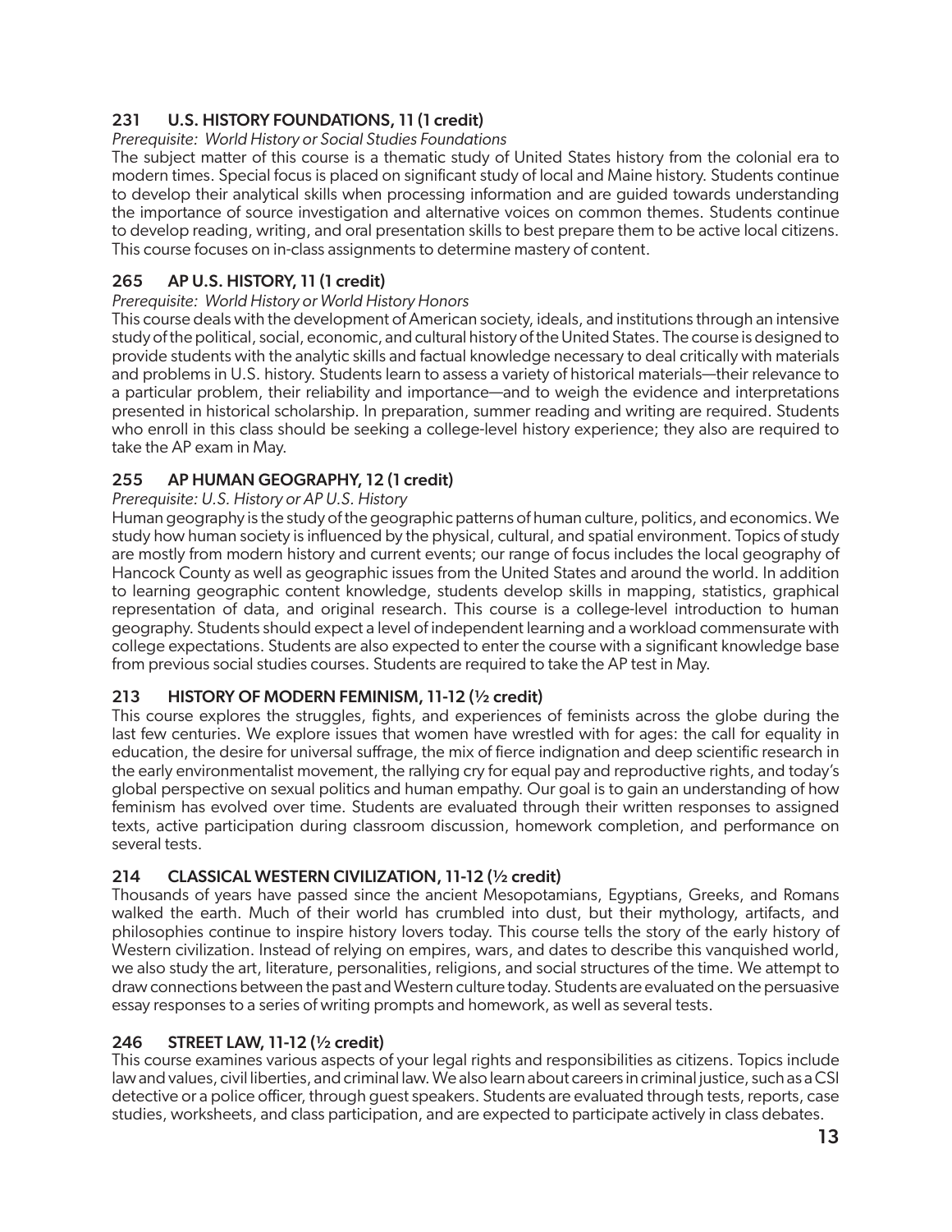### 231 U.S. HISTORY FOUNDATIONS, 11 (1 credit)

*Prerequisite: World History or Social Studies Foundations*

The subject matter of this course is a thematic study of United States history from the colonial era to modern times. Special focus is placed on significant study of local and Maine history. Students continue to develop their analytical skills when processing information and are guided towards understanding the importance of source investigation and alternative voices on common themes. Students continue to develop reading, writing, and oral presentation skills to best prepare them to be active local citizens. This course focuses on in-class assignments to determine mastery of content.

### 265 AP U.S. HISTORY, 11 (1 credit)

*Prerequisite: World History or World History Honors*

This course deals with the development of American society, ideals, and institutions through an intensive study of the political, social, economic, and cultural history of the United States. The course is designed to provide students with the analytic skills and factual knowledge necessary to deal critically with materials and problems in U.S. history. Students learn to assess a variety of historical materials—their relevance to a particular problem, their reliability and importance—and to weigh the evidence and interpretations presented in historical scholarship. In preparation, summer reading and writing are required. Students who enroll in this class should be seeking a college-level history experience; they also are required to take the AP exam in May.

### 255 AP HUMAN GEOGRAPHY, 12 (1 credit)

*Prerequisite: U.S. History or AP U.S. History*

Human geography is the study of the geographic patterns of human culture, politics, and economics. We study how human society is influenced by the physical, cultural, and spatial environment. Topics of study are mostly from modern history and current events; our range of focus includes the local geography of Hancock County as well as geographic issues from the United States and around the world. In addition to learning geographic content knowledge, students develop skills in mapping, statistics, graphical representation of data, and original research. This course is a college-level introduction to human geography. Students should expect a level of independent learning and a workload commensurate with college expectations. Students are also expected to enter the course with a significant knowledge base from previous social studies courses. Students are required to take the AP test in May.

### 213 HISTORY OF MODERN FEMINISM, 11-12 (½ credit)

This course explores the struggles, fights, and experiences of feminists across the globe during the last few centuries. We explore issues that women have wrestled with for ages: the call for equality in education, the desire for universal suffrage, the mix of fierce indignation and deep scientific research in the early environmentalist movement, the rallying cry for equal pay and reproductive rights, and today's global perspective on sexual politics and human empathy. Our goal is to gain an understanding of how feminism has evolved over time. Students are evaluated through their written responses to assigned texts, active participation during classroom discussion, homework completion, and performance on several tests.

### 214 CLASSICAL WESTERN CIVILIZATION, 11-12 (½ credit)

Thousands of years have passed since the ancient Mesopotamians, Egyptians, Greeks, and Romans walked the earth. Much of their world has crumbled into dust, but their mythology, artifacts, and philosophies continue to inspire history lovers today. This course tells the story of the early history of Western civilization. Instead of relying on empires, wars, and dates to describe this vanquished world, we also study the art, literature, personalities, religions, and social structures of the time. We attempt to draw connections between the past and Western culture today. Students are evaluated on the persuasive essay responses to a series of writing prompts and homework, as well as several tests.

### 246 STREET LAW, 11-12 (½ credit)

This course examines various aspects of your legal rights and responsibilities as citizens. Topics include law and values, civil liberties, and criminal law. We also learn about careers in criminal justice, such as a CSI detective or a police officer, through guest speakers. Students are evaluated through tests, reports, case studies, worksheets, and class participation, and are expected to participate actively in class debates.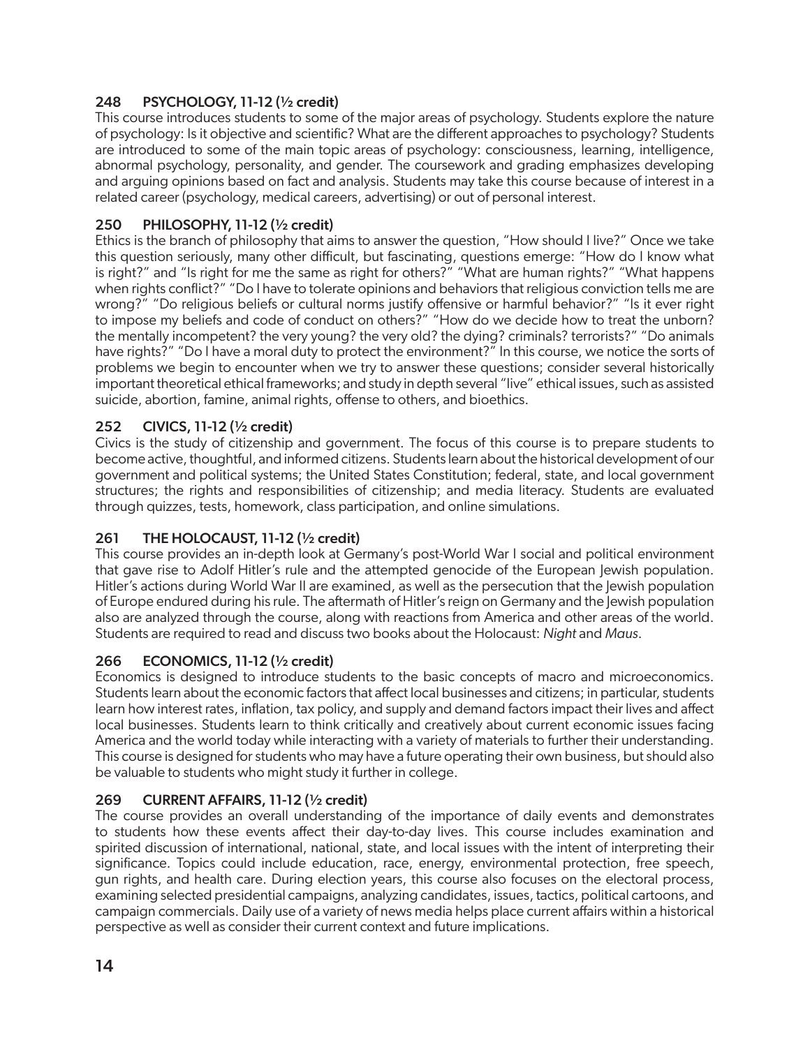### 248 PSYCHOLOGY, 11-12 (½ credit)

This course introduces students to some of the major areas of psychology. Students explore the nature of psychology: Is it objective and scientific? What are the different approaches to psychology? Students are introduced to some of the main topic areas of psychology: consciousness, learning, intelligence, abnormal psychology, personality, and gender. The coursework and grading emphasizes developing and arguing opinions based on fact and analysis. Students may take this course because of interest in a related career (psychology, medical careers, advertising) or out of personal interest.

### 250 PHILOSOPHY, 11-12 (½ credit)

Ethics is the branch of philosophy that aims to answer the question, "How should I live?" Once we take this question seriously, many other difficult, but fascinating, questions emerge: "How do I know what is right?" and "Is right for me the same as right for others?" "What are human rights?" "What happens when rights conflict?" "Do I have to tolerate opinions and behaviors that religious conviction tells me are wrong?" "Do religious beliefs or cultural norms justify offensive or harmful behavior?" "Is it ever right to impose my beliefs and code of conduct on others?" "How do we decide how to treat the unborn? the mentally incompetent? the very young? the very old? the dying? criminals? terrorists?" "Do animals have rights?" "Do I have a moral duty to protect the environment?" In this course, we notice the sorts of problems we begin to encounter when we try to answer these questions; consider several historically important theoretical ethical frameworks; and study in depth several "live" ethical issues, such as assisted suicide, abortion, famine, animal rights, offense to others, and bioethics.

### 252 CIVICS, 11-12 (½ credit)

Civics is the study of citizenship and government. The focus of this course is to prepare students to become active, thoughtful, and informed citizens. Students learn about the historical development of our government and political systems; the United States Constitution; federal, state, and local government structures; the rights and responsibilities of citizenship; and media literacy. Students are evaluated through quizzes, tests, homework, class participation, and online simulations.

### 261 THE HOLOCAUST, 11-12 (½ credit)

This course provides an in-depth look at Germany's post-World War I social and political environment that gave rise to Adolf Hitler's rule and the attempted genocide of the European Jewish population. Hitler's actions during World War II are examined, as well as the persecution that the Jewish population of Europe endured during his rule. The aftermath of Hitler's reign on Germany and the Jewish population also are analyzed through the course, along with reactions from America and other areas of the world. Students are required to read and discuss two books about the Holocaust: *Night* and *Maus*.

### 266 ECONOMICS, 11-12 (½ credit)

Economics is designed to introduce students to the basic concepts of macro and microeconomics. Students learn about the economic factors that affect local businesses and citizens; in particular, students learn how interest rates, inflation, tax policy, and supply and demand factors impact their lives and affect local businesses. Students learn to think critically and creatively about current economic issues facing America and the world today while interacting with a variety of materials to further their understanding. This course is designed for students who may have a future operating their own business, but should also be valuable to students who might study it further in college.

### 269 CURRENT AFFAIRS, 11-12 (½ credit)

The course provides an overall understanding of the importance of daily events and demonstrates to students how these events affect their day-to-day lives. This course includes examination and spirited discussion of international, national, state, and local issues with the intent of interpreting their significance. Topics could include education, race, energy, environmental protection, free speech, gun rights, and health care. During election years, this course also focuses on the electoral process, examining selected presidential campaigns, analyzing candidates, issues, tactics, political cartoons, and campaign commercials. Daily use of a variety of news media helps place current affairs within a historical perspective as well as consider their current context and future implications.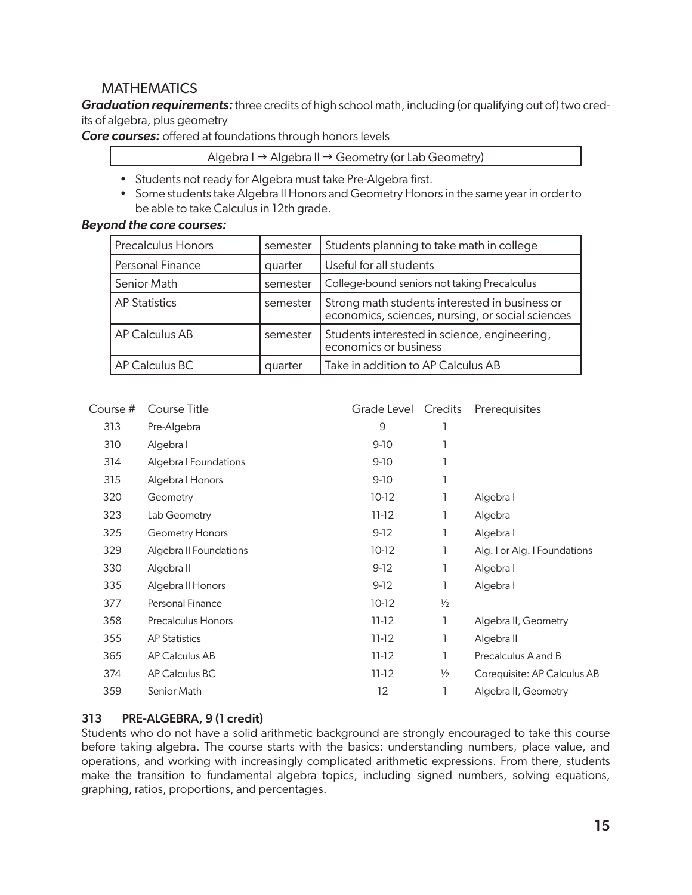## MATHEMATICS

***Graduation requirements:*** three credits of high school math, including (or qualifying out of) two credits of algebra, plus geometry

***Core courses:*** offered at foundations through honors levels

| Algebra I → Algebra II → Geometry (or Lab Geometry) |
|---|

- Students not ready for Algebra must take Pre-Algebra first.
- Some students take Algebra II Honors and Geometry Honors in the same year in order to be able to take Calculus in 12th grade.

***Beyond the core courses:***

| | | |
|---|---|---|
| Precalculus Honors | semester | Students planning to take math in college |
| Personal Finance | quarter | Useful for all students |
| Senior Math | semester | College-bound seniors not taking Precalculus |
| AP Statistics | semester | Strong math students interested in business or economics, sciences, nursing, or social sciences |
| AP Calculus AB | semester | Students interested in science, engineering, economics or business |
| AP Calculus BC | quarter | Take in addition to AP Calculus AB |

| Course # | Course Title | Grade Level | Credits | Prerequisites |
|---|---|---|---|---|
| 313 | Pre-Algebra | 9 | 1 | |
| 310 | Algebra I | 9-10 | 1 | |
| 314 | Algebra I Foundations | 9-10 | 1 | |
| 315 | Algebra I Honors | 9-10 | 1 | |
| 320 | Geometry | 10-12 | 1 | Algebra I |
| 323 | Lab Geometry | 11-12 | 1 | Algebra |
| 325 | Geometry Honors | 9-12 | 1 | Algebra I |
| 329 | Algebra II Foundations | 10-12 | 1 | Alg. I or Alg. I Foundations |
| 330 | Algebra II | 9-12 | 1 | Algebra I |
| 335 | Algebra II Honors | 9-12 | 1 | Algebra I |
| 377 | Personal Finance | 10-12 | ½ | |
| 358 | Precalculus Honors | 11-12 | 1 | Algebra II, Geometry |
| 355 | AP Statistics | 11-12 | 1 | Algebra II |
| 365 | AP Calculus AB | 11-12 | 1 | Precalculus A and B |
| 374 | AP Calculus BC | 11-12 | ½ | Corequisite: AP Calculus AB |
| 359 | Senior Math | 12 | 1 | Algebra II, Geometry |

### 313 PRE-ALGEBRA, 9 (1 credit)

Students who do not have a solid arithmetic background are strongly encouraged to take this course before taking algebra. The course starts with the basics: understanding numbers, place value, and operations, and working with increasingly complicated arithmetic expressions. From there, students make the transition to fundamental algebra topics, including signed numbers, solving equations, graphing, ratios, proportions, and percentages.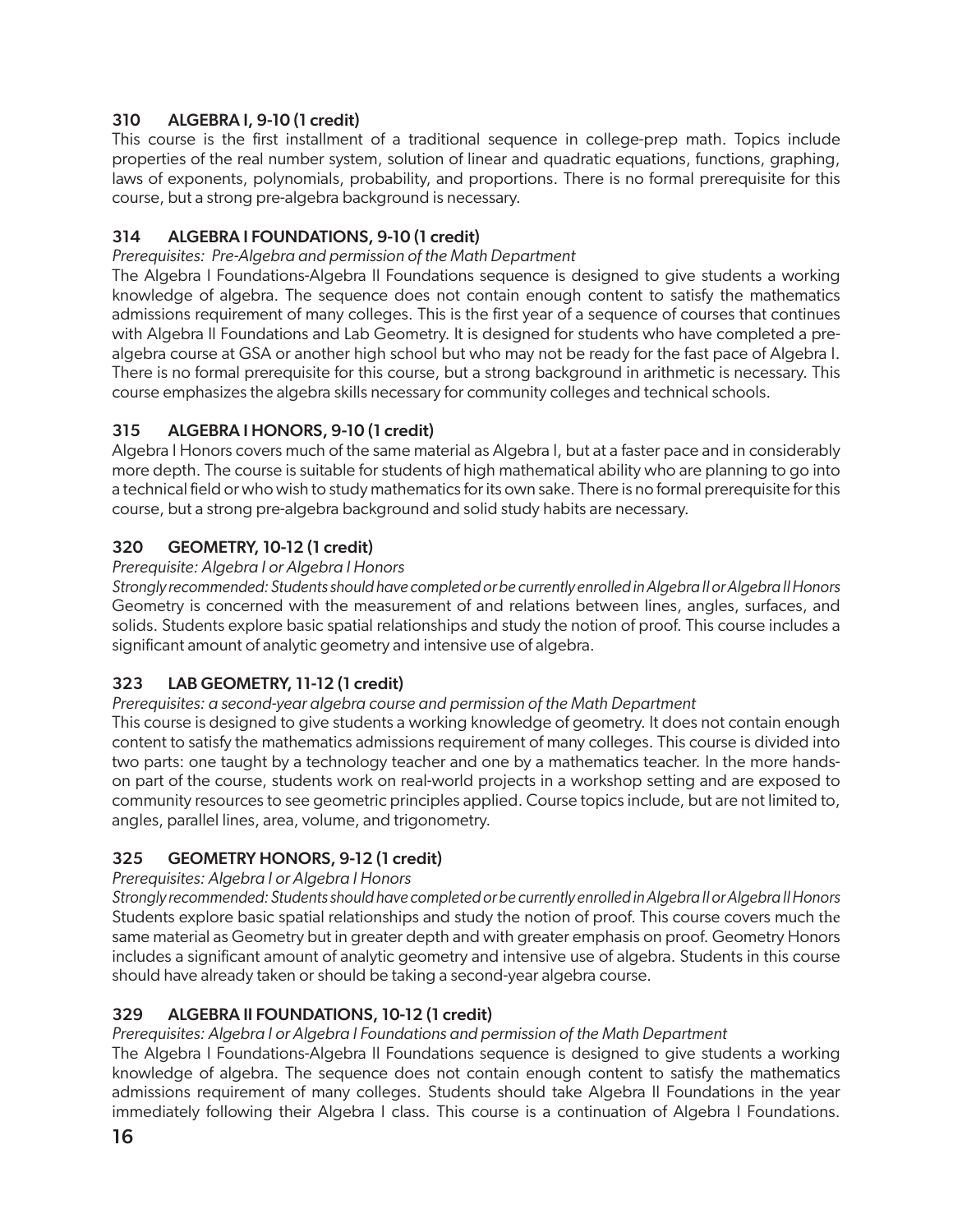### 310 ALGEBRA I, 9-10 (1 credit)

This course is the first installment of a traditional sequence in college-prep math. Topics include properties of the real number system, solution of linear and quadratic equations, functions, graphing, laws of exponents, polynomials, probability, and proportions. There is no formal prerequisite for this course, but a strong pre-algebra background is necessary.

### 314 ALGEBRA I FOUNDATIONS, 9-10 (1 credit)

*Prerequisites: Pre-Algebra and permission of the Math Department*

The Algebra I Foundations-Algebra II Foundations sequence is designed to give students a working knowledge of algebra. The sequence does not contain enough content to satisfy the mathematics admissions requirement of many colleges. This is the first year of a sequence of courses that continues with Algebra II Foundations and Lab Geometry. It is designed for students who have completed a pre-algebra course at GSA or another high school but who may not be ready for the fast pace of Algebra I. There is no formal prerequisite for this course, but a strong background in arithmetic is necessary. This course emphasizes the algebra skills necessary for community colleges and technical schools.

### 315 ALGEBRA I HONORS, 9-10 (1 credit)

Algebra I Honors covers much of the same material as Algebra I, but at a faster pace and in considerably more depth. The course is suitable for students of high mathematical ability who are planning to go into a technical field or who wish to study mathematics for its own sake. There is no formal prerequisite for this course, but a strong pre-algebra background and solid study habits are necessary.

### 320 GEOMETRY, 10-12 (1 credit)

*Prerequisite: Algebra I or Algebra I Honors*

*Strongly recommended: Students should have completed or be currently enrolled in Algebra II or Algebra II Honors*

Geometry is concerned with the measurement of and relations between lines, angles, surfaces, and solids. Students explore basic spatial relationships and study the notion of proof. This course includes a significant amount of analytic geometry and intensive use of algebra.

### 323 LAB GEOMETRY, 11-12 (1 credit)

*Prerequisites: a second-year algebra course and permission of the Math Department*

This course is designed to give students a working knowledge of geometry. It does not contain enough content to satisfy the mathematics admissions requirement of many colleges. This course is divided into two parts: one taught by a technology teacher and one by a mathematics teacher. In the more hands-on part of the course, students work on real-world projects in a workshop setting and are exposed to community resources to see geometric principles applied. Course topics include, but are not limited to, angles, parallel lines, area, volume, and trigonometry.

### 325 GEOMETRY HONORS, 9-12 (1 credit)

*Prerequisites: Algebra I or Algebra I Honors*

*Strongly recommended: Students should have completed or be currently enrolled in Algebra II or Algebra II Honors*

Students explore basic spatial relationships and study the notion of proof. This course covers much the same material as Geometry but in greater depth and with greater emphasis on proof. Geometry Honors includes a significant amount of analytic geometry and intensive use of algebra. Students in this course should have already taken or should be taking a second-year algebra course.

### 329 ALGEBRA II FOUNDATIONS, 10-12 (1 credit)

*Prerequisites: Algebra I or Algebra I Foundations and permission of the Math Department*

The Algebra I Foundations-Algebra II Foundations sequence is designed to give students a working knowledge of algebra. The sequence does not contain enough content to satisfy the mathematics admissions requirement of many colleges. Students should take Algebra II Foundations in the year immediately following their Algebra I class. This course is a continuation of Algebra I Foundations.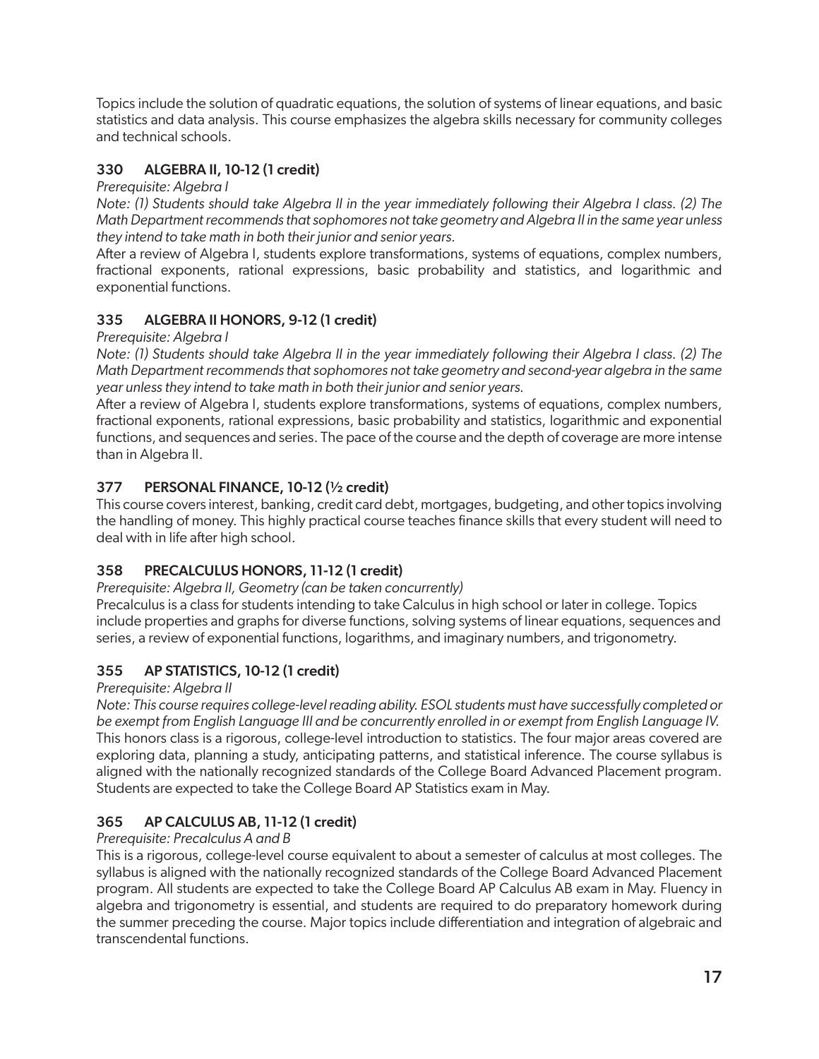Topics include the solution of quadratic equations, the solution of systems of linear equations, and basic statistics and data analysis. This course emphasizes the algebra skills necessary for community colleges and technical schools.

### 330 ALGEBRA II, 10-12 (1 credit)

*Prerequisite: Algebra I*

*Note: (1) Students should take Algebra II in the year immediately following their Algebra I class. (2) The Math Department recommends that sophomores not take geometry and Algebra II in the same year unless they intend to take math in both their junior and senior years.*

After a review of Algebra I, students explore transformations, systems of equations, complex numbers, fractional exponents, rational expressions, basic probability and statistics, and logarithmic and exponential functions.

### 335 ALGEBRA II HONORS, 9-12 (1 credit)

*Prerequisite: Algebra I*

*Note: (1) Students should take Algebra II in the year immediately following their Algebra I class. (2) The Math Department recommends that sophomores not take geometry and second-year algebra in the same year unless they intend to take math in both their junior and senior years.*

After a review of Algebra I, students explore transformations, systems of equations, complex numbers, fractional exponents, rational expressions, basic probability and statistics, logarithmic and exponential functions, and sequences and series. The pace of the course and the depth of coverage are more intense than in Algebra II.

### 377 PERSONAL FINANCE, 10-12 (½ credit)

This course covers interest, banking, credit card debt, mortgages, budgeting, and other topics involving the handling of money. This highly practical course teaches finance skills that every student will need to deal with in life after high school.

### 358 PRECALCULUS HONORS, 11-12 (1 credit)

*Prerequisite: Algebra II, Geometry (can be taken concurrently)*

Precalculus is a class for students intending to take Calculus in high school or later in college. Topics include properties and graphs for diverse functions, solving systems of linear equations, sequences and series, a review of exponential functions, logarithms, and imaginary numbers, and trigonometry.

### 355 AP STATISTICS, 10-12 (1 credit)

*Prerequisite: Algebra II*

*Note: This course requires college-level reading ability. ESOL students must have successfully completed or be exempt from English Language III and be concurrently enrolled in or exempt from English Language IV.*

This honors class is a rigorous, college-level introduction to statistics. The four major areas covered are exploring data, planning a study, anticipating patterns, and statistical inference. The course syllabus is aligned with the nationally recognized standards of the College Board Advanced Placement program. Students are expected to take the College Board AP Statistics exam in May.

### 365 AP CALCULUS AB, 11-12 (1 credit)

*Prerequisite: Precalculus A and B*

This is a rigorous, college-level course equivalent to about a semester of calculus at most colleges. The syllabus is aligned with the nationally recognized standards of the College Board Advanced Placement program. All students are expected to take the College Board AP Calculus AB exam in May. Fluency in algebra and trigonometry is essential, and students are required to do preparatory homework during the summer preceding the course. Major topics include differentiation and integration of algebraic and transcendental functions.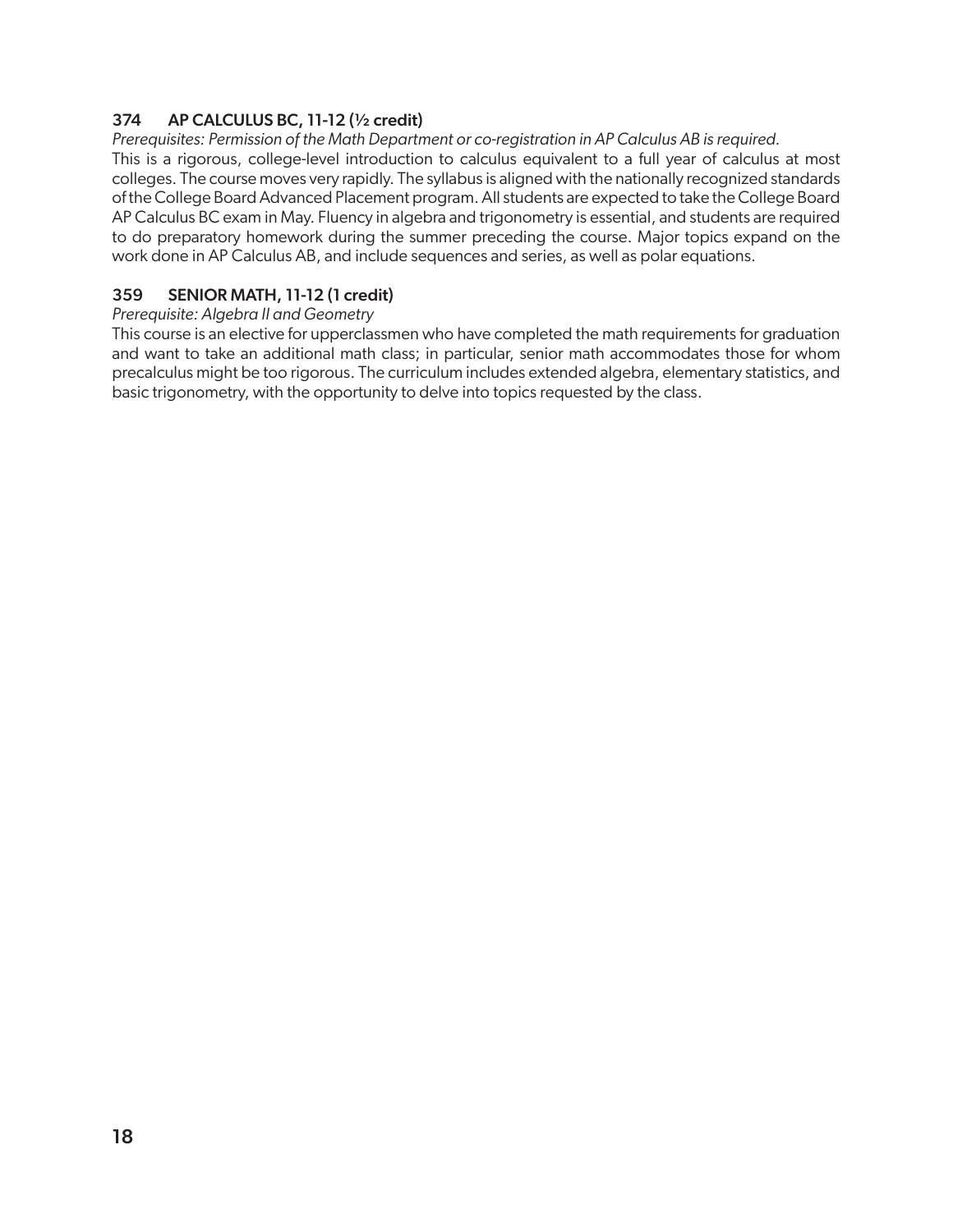### 374 AP CALCULUS BC, 11-12 (½ credit)

*Prerequisites: Permission of the Math Department or co-registration in AP Calculus AB is required.*

This is a rigorous, college-level introduction to calculus equivalent to a full year of calculus at most colleges. The course moves very rapidly. The syllabus is aligned with the nationally recognized standards of the College Board Advanced Placement program. All students are expected to take the College Board AP Calculus BC exam in May. Fluency in algebra and trigonometry is essential, and students are required to do preparatory homework during the summer preceding the course. Major topics expand on the work done in AP Calculus AB, and include sequences and series, as well as polar equations.

### 359 SENIOR MATH, 11-12 (1 credit)

*Prerequisite: Algebra II and Geometry*

This course is an elective for upperclassmen who have completed the math requirements for graduation and want to take an additional math class; in particular, senior math accommodates those for whom precalculus might be too rigorous. The curriculum includes extended algebra, elementary statistics, and basic trigonometry, with the opportunity to delve into topics requested by the class.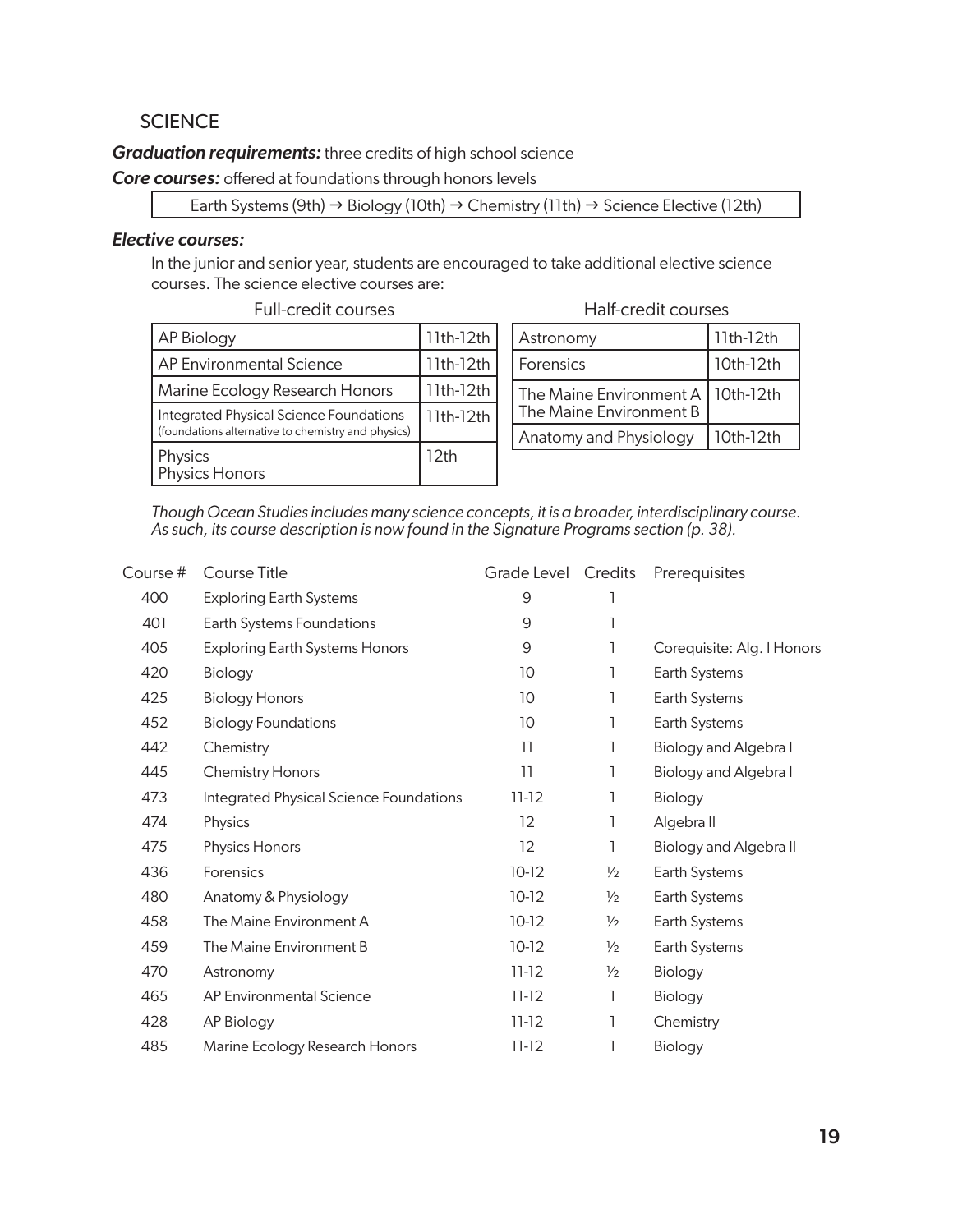## SCIENCE

***Graduation requirements:*** three credits of high school science

***Core courses:*** offered at foundations through honors levels

| Earth Systems (9th) → Biology (10th) → Chemistry (11th) → Science Elective (12th) |
|---|

### *Elective courses:*

In the junior and senior year, students are encouraged to take additional elective science courses. The science elective courses are:

Full-credit courses

| Course | Grade |
|---|---|
| AP Biology | 11th-12th |
| AP Environmental Science | 11th-12th |
| Marine Ecology Research Honors | 11th-12th |
| Integrated Physical Science Foundations (foundations alternative to chemistry and physics) | 11th-12th |
| Physics<br>Physics Honors | 12th |

Half-credit courses

| Course | Grade |
|---|---|
| Astronomy | 11th-12th |
| Forensics | 10th-12th |
| The Maine Environment A<br>The Maine Environment B | 10th-12th |
| Anatomy and Physiology | 10th-12th |

*Though Ocean Studies includes many science concepts, it is a broader, interdisciplinary course. As such, its course description is now found in the Signature Programs section (p. 38).*

| Course # | Course Title | Grade Level | Credits | Prerequisites |
|---|---|---|---|---|
| 400 | Exploring Earth Systems | 9 | 1 | |
| 401 | Earth Systems Foundations | 9 | 1 | |
| 405 | Exploring Earth Systems Honors | 9 | 1 | Corequisite: Alg. I Honors |
| 420 | Biology | 10 | 1 | Earth Systems |
| 425 | Biology Honors | 10 | 1 | Earth Systems |
| 452 | Biology Foundations | 10 | 1 | Earth Systems |
| 442 | Chemistry | 11 | 1 | Biology and Algebra I |
| 445 | Chemistry Honors | 11 | 1 | Biology and Algebra I |
| 473 | Integrated Physical Science Foundations | 11-12 | 1 | Biology |
| 474 | Physics | 12 | 1 | Algebra II |
| 475 | Physics Honors | 12 | 1 | Biology and Algebra II |
| 436 | Forensics | 10-12 | ½ | Earth Systems |
| 480 | Anatomy & Physiology | 10-12 | ½ | Earth Systems |
| 458 | The Maine Environment A | 10-12 | ½ | Earth Systems |
| 459 | The Maine Environment B | 10-12 | ½ | Earth Systems |
| 470 | Astronomy | 11-12 | ½ | Biology |
| 465 | AP Environmental Science | 11-12 | 1 | Biology |
| 428 | AP Biology | 11-12 | 1 | Chemistry |
| 485 | Marine Ecology Research Honors | 11-12 | 1 | Biology |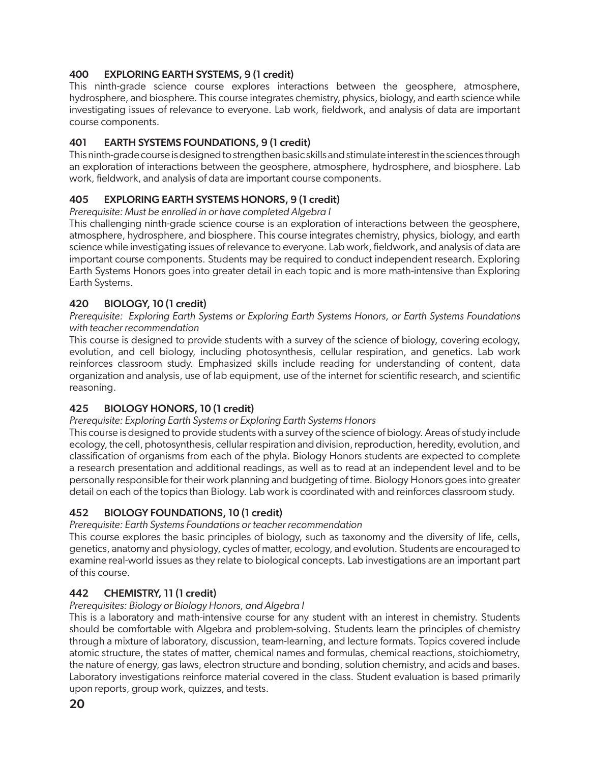### 400 EXPLORING EARTH SYSTEMS, 9 (1 credit)

This ninth-grade science course explores interactions between the geosphere, atmosphere, hydrosphere, and biosphere. This course integrates chemistry, physics, biology, and earth science while investigating issues of relevance to everyone. Lab work, fieldwork, and analysis of data are important course components.

### 401 EARTH SYSTEMS FOUNDATIONS, 9 (1 credit)

This ninth-grade course is designed to strengthen basic skills and stimulate interest in the sciences through an exploration of interactions between the geosphere, atmosphere, hydrosphere, and biosphere. Lab work, fieldwork, and analysis of data are important course components.

### 405 EXPLORING EARTH SYSTEMS HONORS, 9 (1 credit)

*Prerequisite: Must be enrolled in or have completed Algebra I*

This challenging ninth-grade science course is an exploration of interactions between the geosphere, atmosphere, hydrosphere, and biosphere. This course integrates chemistry, physics, biology, and earth science while investigating issues of relevance to everyone. Lab work, fieldwork, and analysis of data are important course components. Students may be required to conduct independent research. Exploring Earth Systems Honors goes into greater detail in each topic and is more math-intensive than Exploring Earth Systems.

### 420 BIOLOGY, 10 (1 credit)

*Prerequisite: Exploring Earth Systems or Exploring Earth Systems Honors, or Earth Systems Foundations with teacher recommendation*

This course is designed to provide students with a survey of the science of biology, covering ecology, evolution, and cell biology, including photosynthesis, cellular respiration, and genetics. Lab work reinforces classroom study. Emphasized skills include reading for understanding of content, data organization and analysis, use of lab equipment, use of the internet for scientific research, and scientific reasoning.

### 425 BIOLOGY HONORS, 10 (1 credit)

*Prerequisite: Exploring Earth Systems or Exploring Earth Systems Honors*

This course is designed to provide students with a survey of the science of biology. Areas of study include ecology, the cell, photosynthesis, cellular respiration and division, reproduction, heredity, evolution, and classification of organisms from each of the phyla. Biology Honors students are expected to complete a research presentation and additional readings, as well as to read at an independent level and to be personally responsible for their work planning and budgeting of time. Biology Honors goes into greater detail on each of the topics than Biology. Lab work is coordinated with and reinforces classroom study.

### 452 BIOLOGY FOUNDATIONS, 10 (1 credit)

*Prerequisite: Earth Systems Foundations or teacher recommendation*

This course explores the basic principles of biology, such as taxonomy and the diversity of life, cells, genetics, anatomy and physiology, cycles of matter, ecology, and evolution. Students are encouraged to examine real-world issues as they relate to biological concepts. Lab investigations are an important part of this course.

### 442 CHEMISTRY, 11 (1 credit)

*Prerequisites: Biology or Biology Honors, and Algebra I*

This is a laboratory and math-intensive course for any student with an interest in chemistry. Students should be comfortable with Algebra and problem-solving. Students learn the principles of chemistry through a mixture of laboratory, discussion, team-learning, and lecture formats. Topics covered include atomic structure, the states of matter, chemical names and formulas, chemical reactions, stoichiometry, the nature of energy, gas laws, electron structure and bonding, solution chemistry, and acids and bases. Laboratory investigations reinforce material covered in the class. Student evaluation is based primarily upon reports, group work, quizzes, and tests.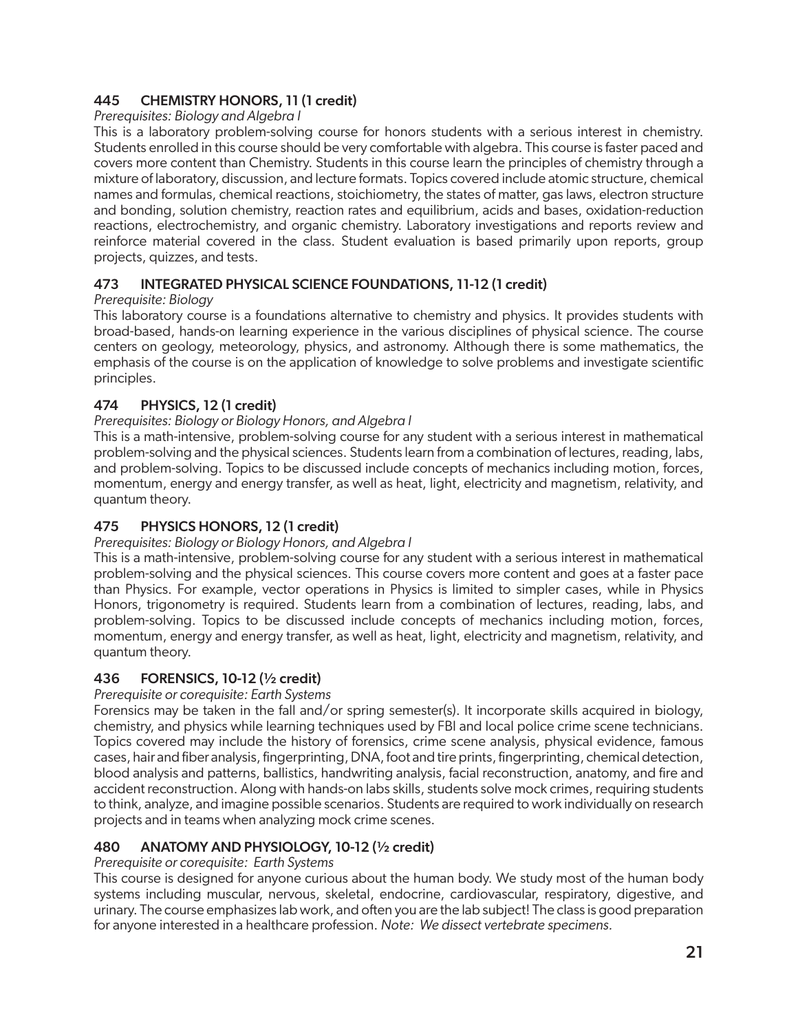### 445 CHEMISTRY HONORS, 11 (1 credit)

*Prerequisites: Biology and Algebra I*

This is a laboratory problem-solving course for honors students with a serious interest in chemistry. Students enrolled in this course should be very comfortable with algebra. This course is faster paced and covers more content than Chemistry. Students in this course learn the principles of chemistry through a mixture of laboratory, discussion, and lecture formats. Topics covered include atomic structure, chemical names and formulas, chemical reactions, stoichiometry, the states of matter, gas laws, electron structure and bonding, solution chemistry, reaction rates and equilibrium, acids and bases, oxidation-reduction reactions, electrochemistry, and organic chemistry. Laboratory investigations and reports review and reinforce material covered in the class. Student evaluation is based primarily upon reports, group projects, quizzes, and tests.

### 473 INTEGRATED PHYSICAL SCIENCE FOUNDATIONS, 11-12 (1 credit)

*Prerequisite: Biology*

This laboratory course is a foundations alternative to chemistry and physics. It provides students with broad-based, hands-on learning experience in the various disciplines of physical science. The course centers on geology, meteorology, physics, and astronomy. Although there is some mathematics, the emphasis of the course is on the application of knowledge to solve problems and investigate scientific principles.

### 474 PHYSICS, 12 (1 credit)

*Prerequisites: Biology or Biology Honors, and Algebra I*

This is a math-intensive, problem-solving course for any student with a serious interest in mathematical problem-solving and the physical sciences. Students learn from a combination of lectures, reading, labs, and problem-solving. Topics to be discussed include concepts of mechanics including motion, forces, momentum, energy and energy transfer, as well as heat, light, electricity and magnetism, relativity, and quantum theory.

### 475 PHYSICS HONORS, 12 (1 credit)

*Prerequisites: Biology or Biology Honors, and Algebra I*

This is a math-intensive, problem-solving course for any student with a serious interest in mathematical problem-solving and the physical sciences. This course covers more content and goes at a faster pace than Physics. For example, vector operations in Physics is limited to simpler cases, while in Physics Honors, trigonometry is required. Students learn from a combination of lectures, reading, labs, and problem-solving. Topics to be discussed include concepts of mechanics including motion, forces, momentum, energy and energy transfer, as well as heat, light, electricity and magnetism, relativity, and quantum theory.

### 436 FORENSICS, 10-12 (½ credit)

*Prerequisite or corequisite: Earth Systems*

Forensics may be taken in the fall and/or spring semester(s). It incorporate skills acquired in biology, chemistry, and physics while learning techniques used by FBI and local police crime scene technicians. Topics covered may include the history of forensics, crime scene analysis, physical evidence, famous cases, hair and fiber analysis, fingerprinting, DNA, foot and tire prints, fingerprinting, chemical detection, blood analysis and patterns, ballistics, handwriting analysis, facial reconstruction, anatomy, and fire and accident reconstruction. Along with hands-on labs skills, students solve mock crimes, requiring students to think, analyze, and imagine possible scenarios. Students are required to work individually on research projects and in teams when analyzing mock crime scenes.

### 480 ANATOMY AND PHYSIOLOGY, 10-12 (½ credit)

*Prerequisite or corequisite: Earth Systems*

This course is designed for anyone curious about the human body. We study most of the human body systems including muscular, nervous, skeletal, endocrine, cardiovascular, respiratory, digestive, and urinary. The course emphasizes lab work, and often you are the lab subject! The class is good preparation for anyone interested in a healthcare profession. *Note: We dissect vertebrate specimens.*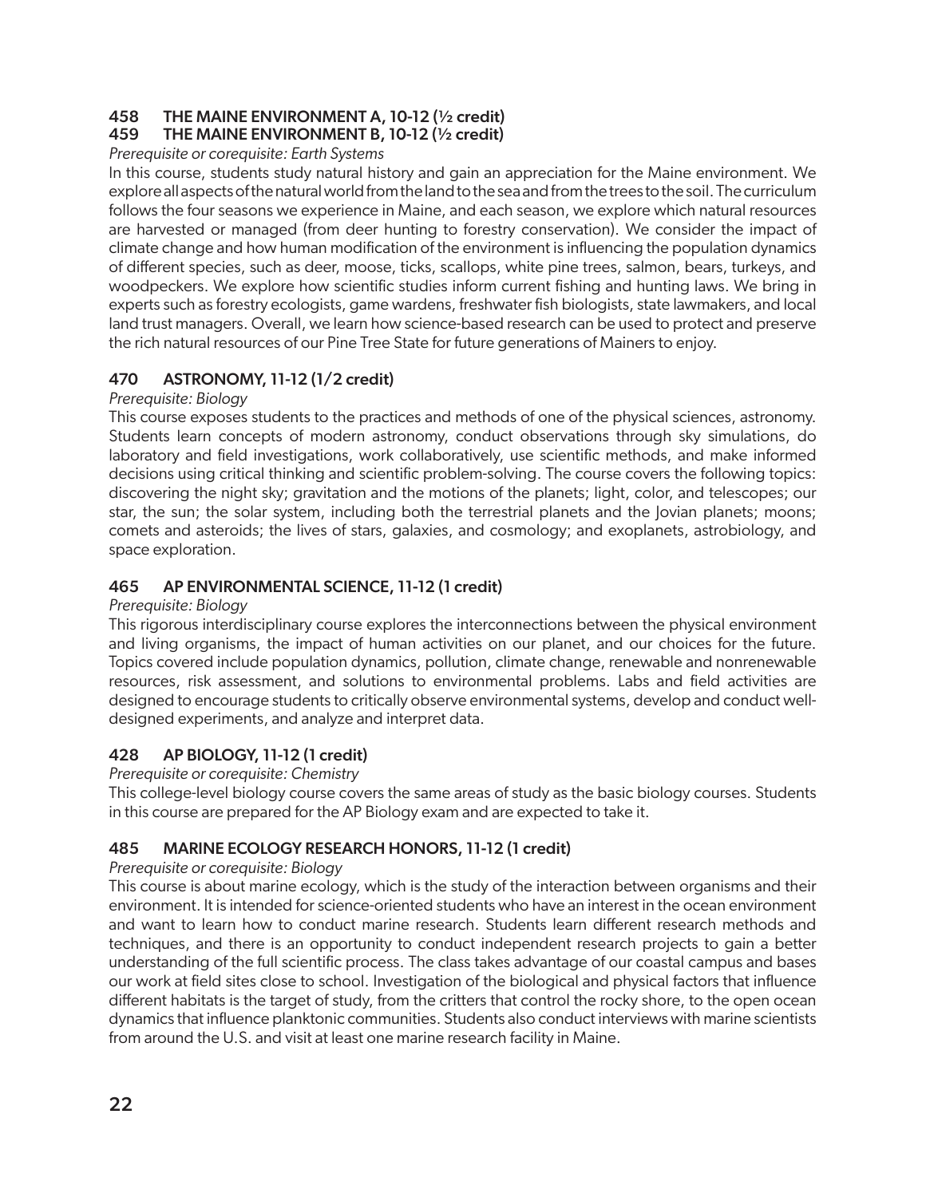### 458 THE MAINE ENVIRONMENT A, 10-12 (½ credit)
### 459 THE MAINE ENVIRONMENT B, 10-12 (½ credit)

*Prerequisite or corequisite: Earth Systems*

In this course, students study natural history and gain an appreciation for the Maine environment. We explore all aspects of the natural world from the land to the sea and from the trees to the soil. The curriculum follows the four seasons we experience in Maine, and each season, we explore which natural resources are harvested or managed (from deer hunting to forestry conservation). We consider the impact of climate change and how human modification of the environment is influencing the population dynamics of different species, such as deer, moose, ticks, scallops, white pine trees, salmon, bears, turkeys, and woodpeckers. We explore how scientific studies inform current fishing and hunting laws. We bring in experts such as forestry ecologists, game wardens, freshwater fish biologists, state lawmakers, and local land trust managers. Overall, we learn how science-based research can be used to protect and preserve the rich natural resources of our Pine Tree State for future generations of Mainers to enjoy.

### 470 ASTRONOMY, 11-12 (1/2 credit)

*Prerequisite: Biology*

This course exposes students to the practices and methods of one of the physical sciences, astronomy. Students learn concepts of modern astronomy, conduct observations through sky simulations, do laboratory and field investigations, work collaboratively, use scientific methods, and make informed decisions using critical thinking and scientific problem-solving. The course covers the following topics: discovering the night sky; gravitation and the motions of the planets; light, color, and telescopes; our star, the sun; the solar system, including both the terrestrial planets and the Jovian planets; moons; comets and asteroids; the lives of stars, galaxies, and cosmology; and exoplanets, astrobiology, and space exploration.

### 465 AP ENVIRONMENTAL SCIENCE, 11-12 (1 credit)

*Prerequisite: Biology*

This rigorous interdisciplinary course explores the interconnections between the physical environment and living organisms, the impact of human activities on our planet, and our choices for the future. Topics covered include population dynamics, pollution, climate change, renewable and nonrenewable resources, risk assessment, and solutions to environmental problems. Labs and field activities are designed to encourage students to critically observe environmental systems, develop and conduct well-designed experiments, and analyze and interpret data.

### 428 AP BIOLOGY, 11-12 (1 credit)

*Prerequisite or corequisite: Chemistry*

This college-level biology course covers the same areas of study as the basic biology courses. Students in this course are prepared for the AP Biology exam and are expected to take it.

### 485 MARINE ECOLOGY RESEARCH HONORS, 11-12 (1 credit)

*Prerequisite or corequisite: Biology*

This course is about marine ecology, which is the study of the interaction between organisms and their environment. It is intended for science-oriented students who have an interest in the ocean environment and want to learn how to conduct marine research. Students learn different research methods and techniques, and there is an opportunity to conduct independent research projects to gain a better understanding of the full scientific process. The class takes advantage of our coastal campus and bases our work at field sites close to school. Investigation of the biological and physical factors that influence different habitats is the target of study, from the critters that control the rocky shore, to the open ocean dynamics that influence planktonic communities. Students also conduct interviews with marine scientists from around the U.S. and visit at least one marine research facility in Maine.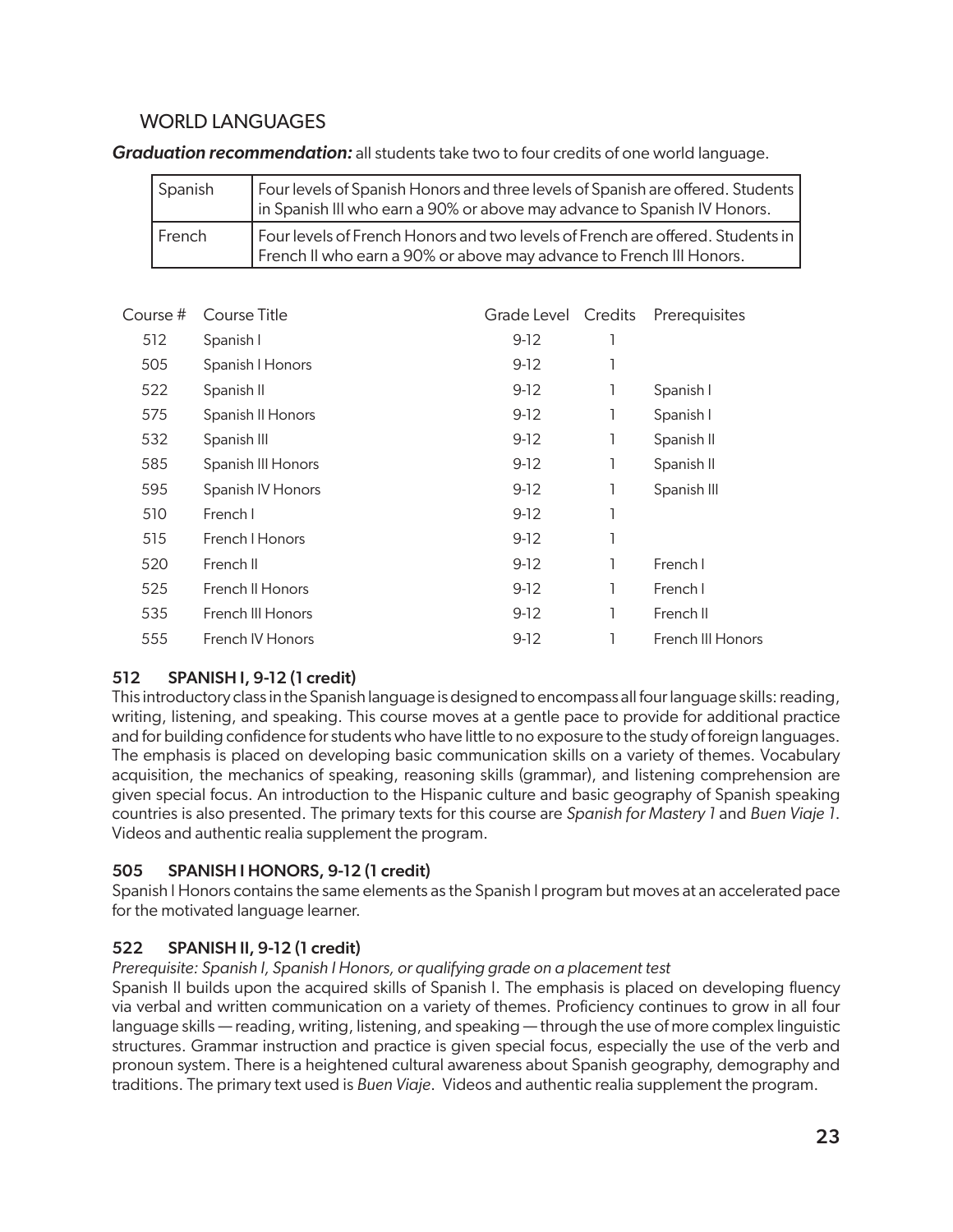## WORLD LANGUAGES

***Graduation recommendation:*** all students take two to four credits of one world language.

| | |
|---|---|
| Spanish | Four levels of Spanish Honors and three levels of Spanish are offered. Students in Spanish III who earn a 90% or above may advance to Spanish IV Honors. |
| French | Four levels of French Honors and two levels of French are offered. Students in French II who earn a 90% or above may advance to French III Honors. |

| Course # | Course Title | Grade Level | Credits | Prerequisites |
|---|---|---|---|---|
| 512 | Spanish I | 9-12 | 1 | |
| 505 | Spanish I Honors | 9-12 | 1 | |
| 522 | Spanish II | 9-12 | 1 | Spanish I |
| 575 | Spanish II Honors | 9-12 | 1 | Spanish I |
| 532 | Spanish III | 9-12 | 1 | Spanish II |
| 585 | Spanish III Honors | 9-12 | 1 | Spanish II |
| 595 | Spanish IV Honors | 9-12 | 1 | Spanish III |
| 510 | French I | 9-12 | 1 | |
| 515 | French I Honors | 9-12 | 1 | |
| 520 | French II | 9-12 | 1 | French I |
| 525 | French II Honors | 9-12 | 1 | French I |
| 535 | French III Honors | 9-12 | 1 | French II |
| 555 | French IV Honors | 9-12 | 1 | French III Honors |

### 512 SPANISH I, 9-12 (1 credit)

This introductory class in the Spanish language is designed to encompass all four language skills: reading, writing, listening, and speaking. This course moves at a gentle pace to provide for additional practice and for building confidence for students who have little to no exposure to the study of foreign languages. The emphasis is placed on developing basic communication skills on a variety of themes. Vocabulary acquisition, the mechanics of speaking, reasoning skills (grammar), and listening comprehension are given special focus. An introduction to the Hispanic culture and basic geography of Spanish speaking countries is also presented. The primary texts for this course are *Spanish for Mastery 1* and *Buen Viaje 1*. Videos and authentic realia supplement the program.

### 505 SPANISH I HONORS, 9-12 (1 credit)

Spanish I Honors contains the same elements as the Spanish I program but moves at an accelerated pace for the motivated language learner.

### 522 SPANISH II, 9-12 (1 credit)

*Prerequisite: Spanish I, Spanish I Honors, or qualifying grade on a placement test*

Spanish II builds upon the acquired skills of Spanish I. The emphasis is placed on developing fluency via verbal and written communication on a variety of themes. Proficiency continues to grow in all four language skills — reading, writing, listening, and speaking — through the use of more complex linguistic structures. Grammar instruction and practice is given special focus, especially the use of the verb and pronoun system. There is a heightened cultural awareness about Spanish geography, demography and traditions. The primary text used is *Buen Viaje*. Videos and authentic realia supplement the program.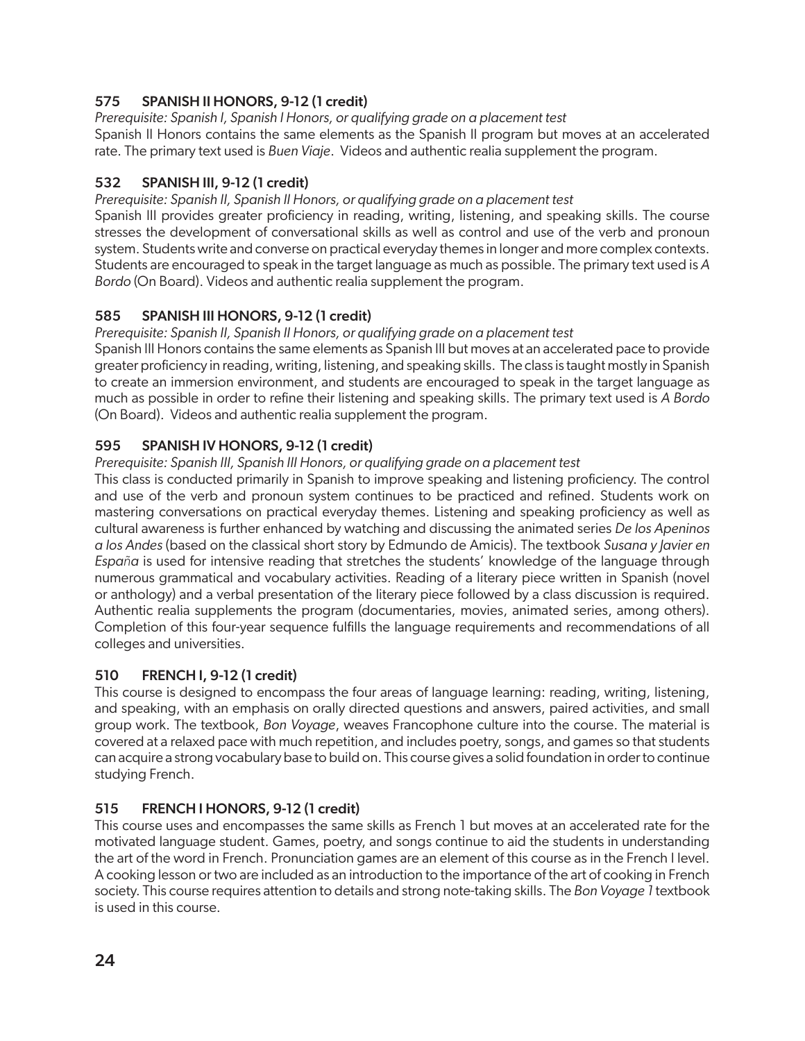### 575 SPANISH II HONORS, 9-12 (1 credit)

*Prerequisite: Spanish I, Spanish I Honors, or qualifying grade on a placement test*

Spanish II Honors contains the same elements as the Spanish II program but moves at an accelerated rate. The primary text used is *Buen Viaje*. Videos and authentic realia supplement the program.

### 532 SPANISH III, 9-12 (1 credit)

*Prerequisite: Spanish II, Spanish II Honors, or qualifying grade on a placement test*

Spanish III provides greater proficiency in reading, writing, listening, and speaking skills. The course stresses the development of conversational skills as well as control and use of the verb and pronoun system. Students write and converse on practical everyday themes in longer and more complex contexts. Students are encouraged to speak in the target language as much as possible. The primary text used is *A Bordo* (On Board). Videos and authentic realia supplement the program.

### 585 SPANISH III HONORS, 9-12 (1 credit)

*Prerequisite: Spanish II, Spanish II Honors, or qualifying grade on a placement test*

Spanish III Honors contains the same elements as Spanish III but moves at an accelerated pace to provide greater proficiency in reading, writing, listening, and speaking skills. The class is taught mostly in Spanish to create an immersion environment, and students are encouraged to speak in the target language as much as possible in order to refine their listening and speaking skills. The primary text used is *A Bordo* (On Board). Videos and authentic realia supplement the program.

### 595 SPANISH IV HONORS, 9-12 (1 credit)

*Prerequisite: Spanish III, Spanish III Honors, or qualifying grade on a placement test*

This class is conducted primarily in Spanish to improve speaking and listening proficiency. The control and use of the verb and pronoun system continues to be practiced and refined. Students work on mastering conversations on practical everyday themes. Listening and speaking proficiency as well as cultural awareness is further enhanced by watching and discussing the animated series *De los Apeninos a los Andes* (based on the classical short story by Edmundo de Amicis). The textbook *Susana y Javier en España* is used for intensive reading that stretches the students' knowledge of the language through numerous grammatical and vocabulary activities. Reading of a literary piece written in Spanish (novel or anthology) and a verbal presentation of the literary piece followed by a class discussion is required. Authentic realia supplements the program (documentaries, movies, animated series, among others). Completion of this four-year sequence fulfills the language requirements and recommendations of all colleges and universities.

### 510 FRENCH I, 9-12 (1 credit)

This course is designed to encompass the four areas of language learning: reading, writing, listening, and speaking, with an emphasis on orally directed questions and answers, paired activities, and small group work. The textbook, *Bon Voyage*, weaves Francophone culture into the course. The material is covered at a relaxed pace with much repetition, and includes poetry, songs, and games so that students can acquire a strong vocabulary base to build on. This course gives a solid foundation in order to continue studying French.

### 515 FRENCH I HONORS, 9-12 (1 credit)

This course uses and encompasses the same skills as French 1 but moves at an accelerated rate for the motivated language student. Games, poetry, and songs continue to aid the students in understanding the art of the word in French. Pronunciation games are an element of this course as in the French I level. A cooking lesson or two are included as an introduction to the importance of the art of cooking in French society. This course requires attention to details and strong note-taking skills. The *Bon Voyage 1* textbook is used in this course.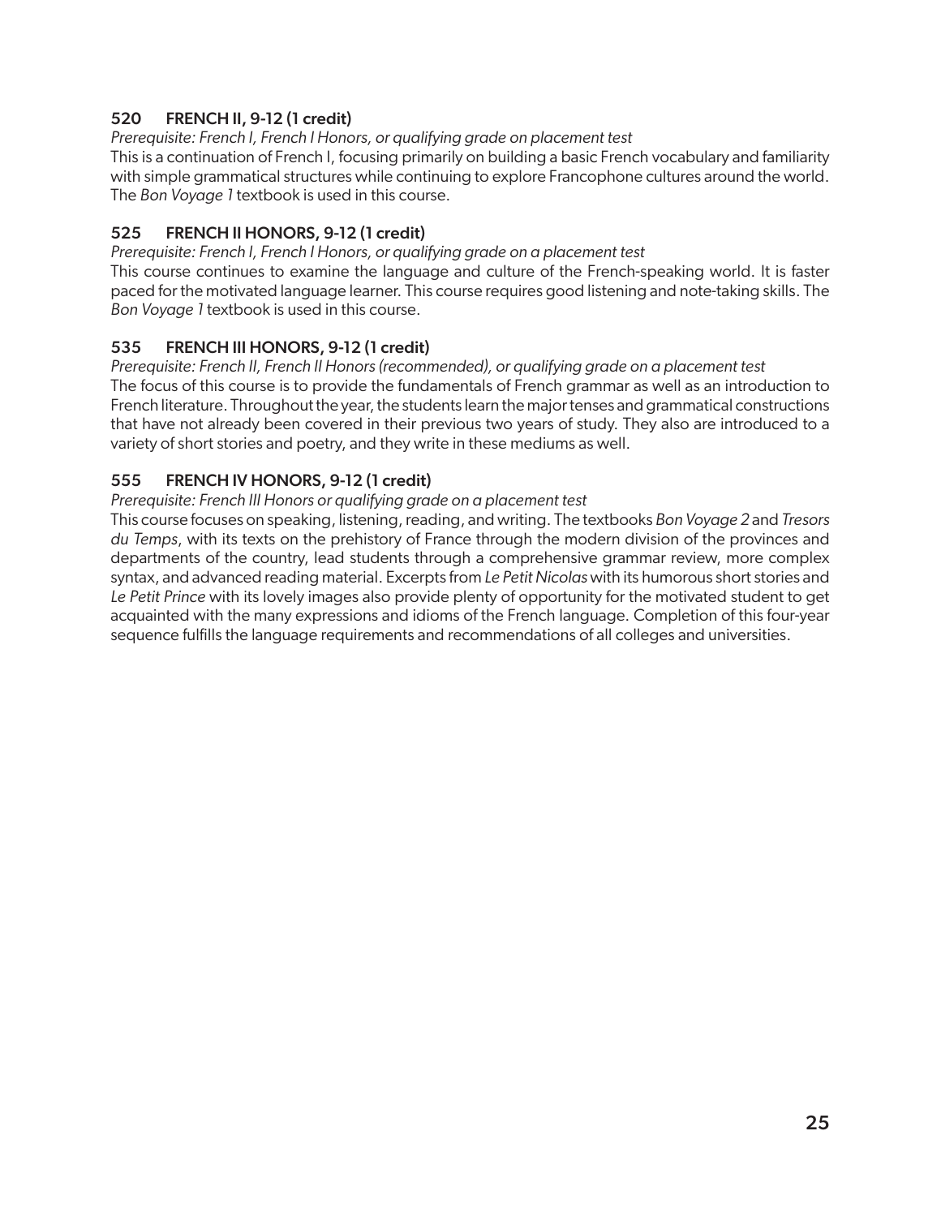### 520 FRENCH II, 9-12 (1 credit)

*Prerequisite: French I, French I Honors, or qualifying grade on placement test*

This is a continuation of French I, focusing primarily on building a basic French vocabulary and familiarity with simple grammatical structures while continuing to explore Francophone cultures around the world. The *Bon Voyage 1* textbook is used in this course.

### 525 FRENCH II HONORS, 9-12 (1 credit)

*Prerequisite: French I, French I Honors, or qualifying grade on a placement test*

This course continues to examine the language and culture of the French-speaking world. It is faster paced for the motivated language learner. This course requires good listening and note-taking skills. The *Bon Voyage 1* textbook is used in this course.

### 535 FRENCH III HONORS, 9-12 (1 credit)

*Prerequisite: French II, French II Honors (recommended), or qualifying grade on a placement test*

The focus of this course is to provide the fundamentals of French grammar as well as an introduction to French literature. Throughout the year, the students learn the major tenses and grammatical constructions that have not already been covered in their previous two years of study. They also are introduced to a variety of short stories and poetry, and they write in these mediums as well.

### 555 FRENCH IV HONORS, 9-12 (1 credit)

*Prerequisite: French III Honors or qualifying grade on a placement test*

This course focuses on speaking, listening, reading, and writing. The textbooks *Bon Voyage 2* and *Tresors du Temps*, with its texts on the prehistory of France through the modern division of the provinces and departments of the country, lead students through a comprehensive grammar review, more complex syntax, and advanced reading material. Excerpts from *Le Petit Nicolas* with its humorous short stories and *Le Petit Prince* with its lovely images also provide plenty of opportunity for the motivated student to get acquainted with the many expressions and idioms of the French language. Completion of this four-year sequence fulfills the language requirements and recommendations of all colleges and universities.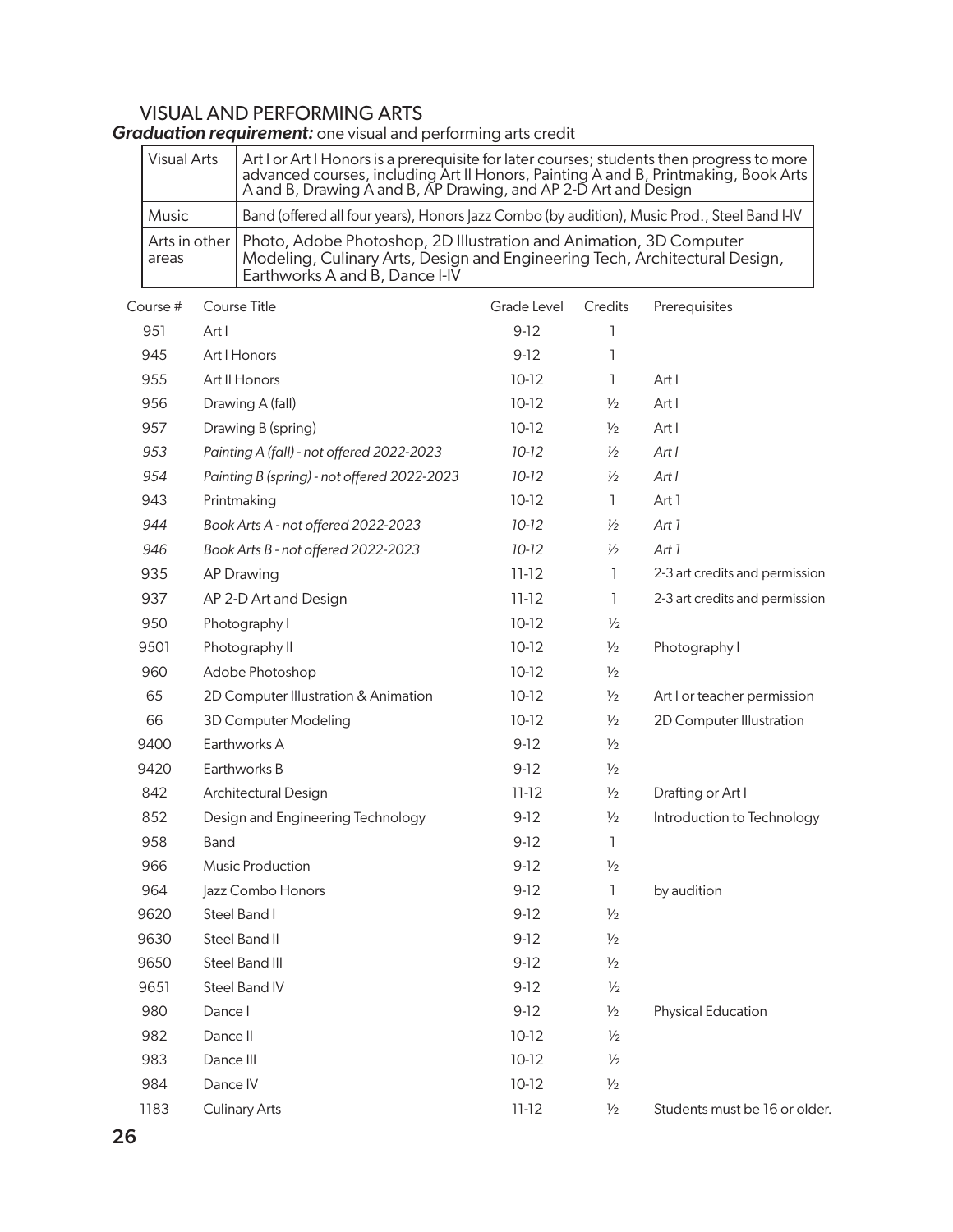## VISUAL AND PERFORMING ARTS

***Graduation requirement:*** one visual and performing arts credit

| | |
|---|---|
| Visual Arts | Art I or Art I Honors is a prerequisite for later courses; students then progress to more advanced courses, including Art II Honors, Painting A and B, Printmaking, Book Arts A and B, Drawing A and B, AP Drawing, and AP 2-D Art and Design |
| Music | Band (offered all four years), Honors Jazz Combo (by audition), Music Prod., Steel Band I-IV |
| Arts in other areas | Photo, Adobe Photoshop, 2D Illustration and Animation, 3D Computer Modeling, Culinary Arts, Design and Engineering Tech, Architectural Design, Earthworks A and B, Dance I-IV |

| Course # | Course Title | Grade Level | Credits | Prerequisites |
|---|---|---|---|---|
| 951 | Art I | 9-12 | 1 | |
| 945 | Art I Honors | 9-12 | 1 | |
| 955 | Art II Honors | 10-12 | 1 | Art I |
| 956 | Drawing A (fall) | 10-12 | ½ | Art I |
| 957 | Drawing B (spring) | 10-12 | ½ | Art I |
| *953* | *Painting A (fall) - not offered 2022-2023* | *10-12* | *½* | *Art I* |
| *954* | *Painting B (spring) - not offered 2022-2023* | *10-12* | *½* | *Art I* |
| 943 | Printmaking | 10-12 | 1 | Art 1 |
| *944* | *Book Arts A - not offered 2022-2023* | *10-12* | *½* | *Art 1* |
| *946* | *Book Arts B - not offered 2022-2023* | *10-12* | *½* | *Art 1* |
| 935 | AP Drawing | 11-12 | 1 | 2-3 art credits and permission |
| 937 | AP 2-D Art and Design | 11-12 | 1 | 2-3 art credits and permission |
| 950 | Photography I | 10-12 | ½ | |
| 9501 | Photography II | 10-12 | ½ | Photography I |
| 960 | Adobe Photoshop | 10-12 | ½ | |
| 65 | 2D Computer Illustration & Animation | 10-12 | ½ | Art I or teacher permission |
| 66 | 3D Computer Modeling | 10-12 | ½ | 2D Computer Illustration |
| 9400 | Earthworks A | 9-12 | ½ | |
| 9420 | Earthworks B | 9-12 | ½ | |
| 842 | Architectural Design | 11-12 | ½ | Drafting or Art I |
| 852 | Design and Engineering Technology | 9-12 | ½ | Introduction to Technology |
| 958 | Band | 9-12 | 1 | |
| 966 | Music Production | 9-12 | ½ | |
| 964 | Jazz Combo Honors | 9-12 | 1 | by audition |
| 9620 | Steel Band I | 9-12 | ½ | |
| 9630 | Steel Band II | 9-12 | ½ | |
| 9650 | Steel Band III | 9-12 | ½ | |
| 9651 | Steel Band IV | 9-12 | ½ | |
| 980 | Dance I | 9-12 | ½ | Physical Education |
| 982 | Dance II | 10-12 | ½ | |
| 983 | Dance III | 10-12 | ½ | |
| 984 | Dance IV | 10-12 | ½ | |
| 1183 | Culinary Arts | 11-12 | ½ | Students must be 16 or older. |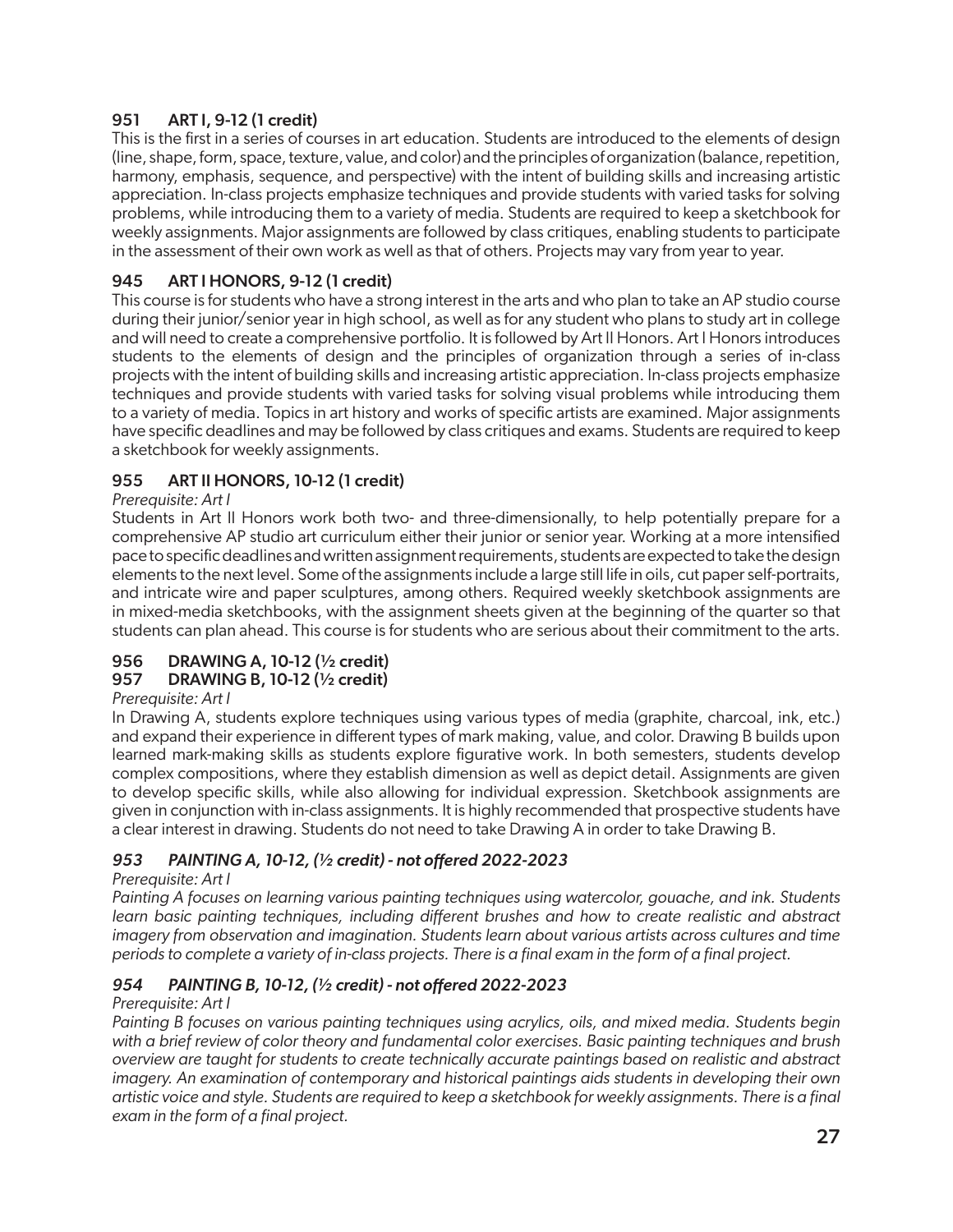### 951 ART I, 9-12 (1 credit)

This is the first in a series of courses in art education. Students are introduced to the elements of design (line, shape, form, space, texture, value, and color) and the principles of organization (balance, repetition, harmony, emphasis, sequence, and perspective) with the intent of building skills and increasing artistic appreciation. In-class projects emphasize techniques and provide students with varied tasks for solving problems, while introducing them to a variety of media. Students are required to keep a sketchbook for weekly assignments. Major assignments are followed by class critiques, enabling students to participate in the assessment of their own work as well as that of others. Projects may vary from year to year.

### 945 ART I HONORS, 9-12 (1 credit)

This course is for students who have a strong interest in the arts and who plan to take an AP studio course during their junior/senior year in high school, as well as for any student who plans to study art in college and will need to create a comprehensive portfolio. It is followed by Art II Honors. Art I Honors introduces students to the elements of design and the principles of organization through a series of in-class projects with the intent of building skills and increasing artistic appreciation. In-class projects emphasize techniques and provide students with varied tasks for solving visual problems while introducing them to a variety of media. Topics in art history and works of specific artists are examined. Major assignments have specific deadlines and may be followed by class critiques and exams. Students are required to keep a sketchbook for weekly assignments.

### 955 ART II HONORS, 10-12 (1 credit)

*Prerequisite: Art I*

Students in Art II Honors work both two- and three-dimensionally, to help potentially prepare for a comprehensive AP studio art curriculum either their junior or senior year. Working at a more intensified pace to specific deadlines and written assignment requirements, students are expected to take the design elements to the next level. Some of the assignments include a large still life in oils, cut paper self-portraits, and intricate wire and paper sculptures, among others. Required weekly sketchbook assignments are in mixed-media sketchbooks, with the assignment sheets given at the beginning of the quarter so that students can plan ahead. This course is for students who are serious about their commitment to the arts.

### 956 DRAWING A, 10-12 (½ credit)
### 957 DRAWING B, 10-12 (½ credit)

*Prerequisite: Art I*

In Drawing A, students explore techniques using various types of media (graphite, charcoal, ink, etc.) and expand their experience in different types of mark making, value, and color. Drawing B builds upon learned mark-making skills as students explore figurative work. In both semesters, students develop complex compositions, where they establish dimension as well as depict detail. Assignments are given to develop specific skills, while also allowing for individual expression. Sketchbook assignments are given in conjunction with in-class assignments. It is highly recommended that prospective students have a clear interest in drawing. Students do not need to take Drawing A in order to take Drawing B.

### *953 PAINTING A, 10-12, (½ credit) - not offered 2022-2023*

*Prerequisite: Art I*

*Painting A focuses on learning various painting techniques using watercolor, gouache, and ink. Students learn basic painting techniques, including different brushes and how to create realistic and abstract imagery from observation and imagination. Students learn about various artists across cultures and time periods to complete a variety of in-class projects. There is a final exam in the form of a final project.*

### *954 PAINTING B, 10-12, (½ credit) - not offered 2022-2023*

*Prerequisite: Art I*

*Painting B focuses on various painting techniques using acrylics, oils, and mixed media. Students begin with a brief review of color theory and fundamental color exercises. Basic painting techniques and brush overview are taught for students to create technically accurate paintings based on realistic and abstract imagery. An examination of contemporary and historical paintings aids students in developing their own artistic voice and style. Students are required to keep a sketchbook for weekly assignments. There is a final exam in the form of a final project.*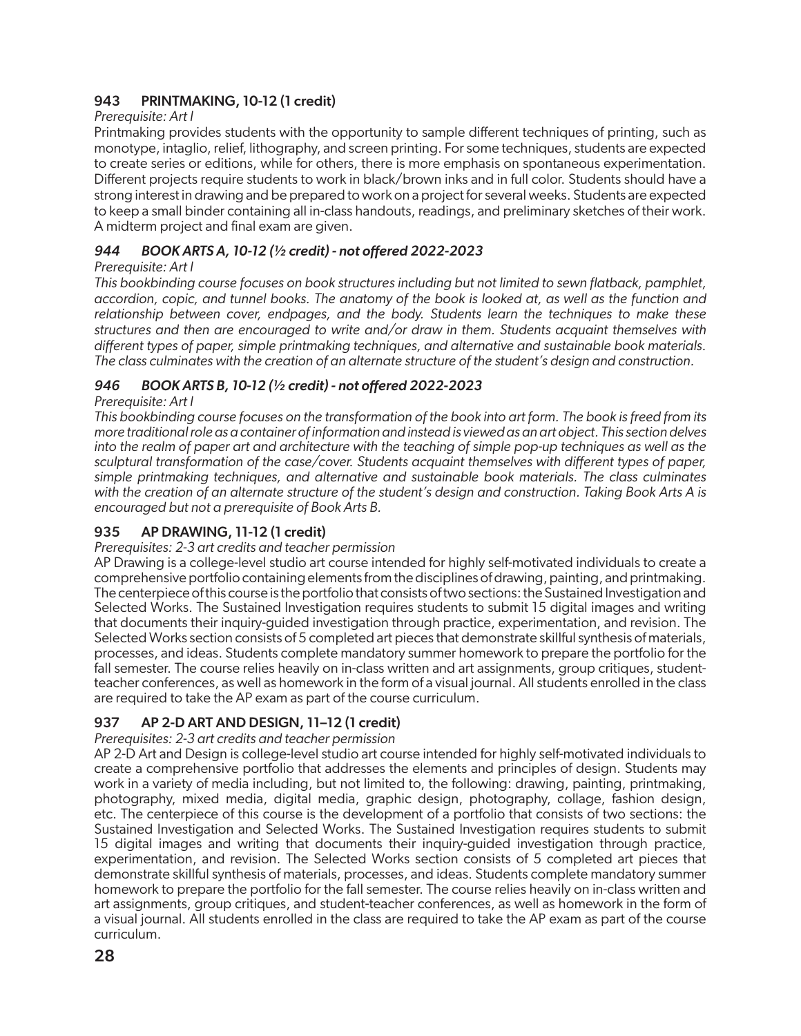### 943 PRINTMAKING, 10-12 (1 credit)

*Prerequisite: Art I*

Printmaking provides students with the opportunity to sample different techniques of printing, such as monotype, intaglio, relief, lithography, and screen printing. For some techniques, students are expected to create series or editions, while for others, there is more emphasis on spontaneous experimentation. Different projects require students to work in black/brown inks and in full color. Students should have a strong interest in drawing and be prepared to work on a project for several weeks. Students are expected to keep a small binder containing all in-class handouts, readings, and preliminary sketches of their work. A midterm project and final exam are given.

### *944 BOOK ARTS A, 10-12 (½ credit) - not offered 2022-2023*

*Prerequisite: Art I*

*This bookbinding course focuses on book structures including but not limited to sewn flatback, pamphlet, accordion, copic, and tunnel books. The anatomy of the book is looked at, as well as the function and relationship between cover, endpages, and the body. Students learn the techniques to make these structures and then are encouraged to write and/or draw in them. Students acquaint themselves with different types of paper, simple printmaking techniques, and alternative and sustainable book materials. The class culminates with the creation of an alternate structure of the student's design and construction.*

### *946 BOOK ARTS B, 10-12 (½ credit) - not offered 2022-2023*

*Prerequisite: Art I*

*This bookbinding course focuses on the transformation of the book into art form. The book is freed from its more traditional role as a container of information and instead is viewed as an art object. This section delves into the realm of paper art and architecture with the teaching of simple pop-up techniques as well as the sculptural transformation of the case/cover. Students acquaint themselves with different types of paper, simple printmaking techniques, and alternative and sustainable book materials. The class culminates with the creation of an alternate structure of the student's design and construction. Taking Book Arts A is encouraged but not a prerequisite of Book Arts B.*

### 935 AP DRAWING, 11-12 (1 credit)

*Prerequisites: 2-3 art credits and teacher permission*

AP Drawing is a college-level studio art course intended for highly self-motivated individuals to create a comprehensive portfolio containing elements from the disciplines of drawing, painting, and printmaking. The centerpiece of this course is the portfolio that consists of two sections: the Sustained Investigation and Selected Works. The Sustained Investigation requires students to submit 15 digital images and writing that documents their inquiry-guided investigation through practice, experimentation, and revision. The Selected Works section consists of 5 completed art pieces that demonstrate skillful synthesis of materials, processes, and ideas. Students complete mandatory summer homework to prepare the portfolio for the fall semester. The course relies heavily on in-class written and art assignments, group critiques, student-teacher conferences, as well as homework in the form of a visual journal. All students enrolled in the class are required to take the AP exam as part of the course curriculum.

### 937 AP 2-D ART AND DESIGN, 11–12 (1 credit)

*Prerequisites: 2-3 art credits and teacher permission*

AP 2-D Art and Design is college-level studio art course intended for highly self-motivated individuals to create a comprehensive portfolio that addresses the elements and principles of design. Students may work in a variety of media including, but not limited to, the following: drawing, painting, printmaking, photography, mixed media, digital media, graphic design, photography, collage, fashion design, etc. The centerpiece of this course is the development of a portfolio that consists of two sections: the Sustained Investigation and Selected Works. The Sustained Investigation requires students to submit 15 digital images and writing that documents their inquiry-guided investigation through practice, experimentation, and revision. The Selected Works section consists of 5 completed art pieces that demonstrate skillful synthesis of materials, processes, and ideas. Students complete mandatory summer homework to prepare the portfolio for the fall semester. The course relies heavily on in-class written and art assignments, group critiques, and student-teacher conferences, as well as homework in the form of a visual journal. All students enrolled in the class are required to take the AP exam as part of the course curriculum.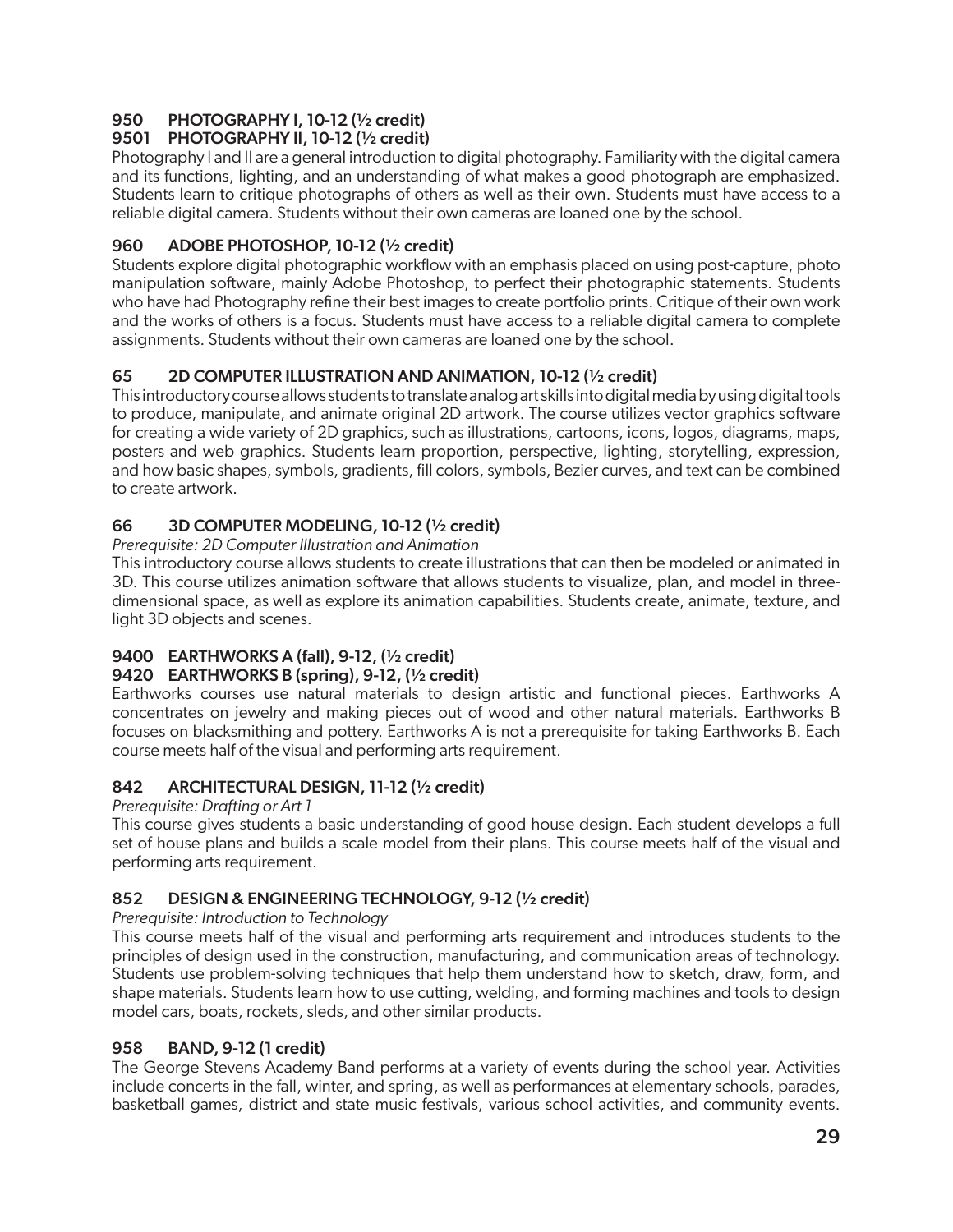### 950 PHOTOGRAPHY I, 10-12 (½ credit)
### 9501 PHOTOGRAPHY II, 10-12 (½ credit)

Photography I and II are a general introduction to digital photography. Familiarity with the digital camera and its functions, lighting, and an understanding of what makes a good photograph are emphasized. Students learn to critique photographs of others as well as their own. Students must have access to a reliable digital camera. Students without their own cameras are loaned one by the school.

### 960 ADOBE PHOTOSHOP, 10-12 (½ credit)

Students explore digital photographic workflow with an emphasis placed on using post-capture, photo manipulation software, mainly Adobe Photoshop, to perfect their photographic statements. Students who have had Photography refine their best images to create portfolio prints. Critique of their own work and the works of others is a focus. Students must have access to a reliable digital camera to complete assignments. Students without their own cameras are loaned one by the school.

### 65 2D COMPUTER ILLUSTRATION AND ANIMATION, 10-12 (½ credit)

This introductory course allows students to translate analog art skills into digital media by using digital tools to produce, manipulate, and animate original 2D artwork. The course utilizes vector graphics software for creating a wide variety of 2D graphics, such as illustrations, cartoons, icons, logos, diagrams, maps, posters and web graphics. Students learn proportion, perspective, lighting, storytelling, expression, and how basic shapes, symbols, gradients, fill colors, symbols, Bezier curves, and text can be combined to create artwork.

### 66 3D COMPUTER MODELING, 10-12 (½ credit)

*Prerequisite: 2D Computer Illustration and Animation*

This introductory course allows students to create illustrations that can then be modeled or animated in 3D. This course utilizes animation software that allows students to visualize, plan, and model in three-dimensional space, as well as explore its animation capabilities. Students create, animate, texture, and light 3D objects and scenes.

### 9400 EARTHWORKS A (fall), 9-12, (½ credit)
### 9420 EARTHWORKS B (spring), 9-12, (½ credit)

Earthworks courses use natural materials to design artistic and functional pieces. Earthworks A concentrates on jewelry and making pieces out of wood and other natural materials. Earthworks B focuses on blacksmithing and pottery. Earthworks A is not a prerequisite for taking Earthworks B. Each course meets half of the visual and performing arts requirement.

### 842 ARCHITECTURAL DESIGN, 11-12 (½ credit)

*Prerequisite: Drafting or Art 1*

This course gives students a basic understanding of good house design. Each student develops a full set of house plans and builds a scale model from their plans. This course meets half of the visual and performing arts requirement.

### 852 DESIGN & ENGINEERING TECHNOLOGY, 9-12 (½ credit)

*Prerequisite: Introduction to Technology*

This course meets half of the visual and performing arts requirement and introduces students to the principles of design used in the construction, manufacturing, and communication areas of technology. Students use problem-solving techniques that help them understand how to sketch, draw, form, and shape materials. Students learn how to use cutting, welding, and forming machines and tools to design model cars, boats, rockets, sleds, and other similar products.

### 958 BAND, 9-12 (1 credit)

The George Stevens Academy Band performs at a variety of events during the school year. Activities include concerts in the fall, winter, and spring, as well as performances at elementary schools, parades, basketball games, district and state music festivals, various school activities, and community events.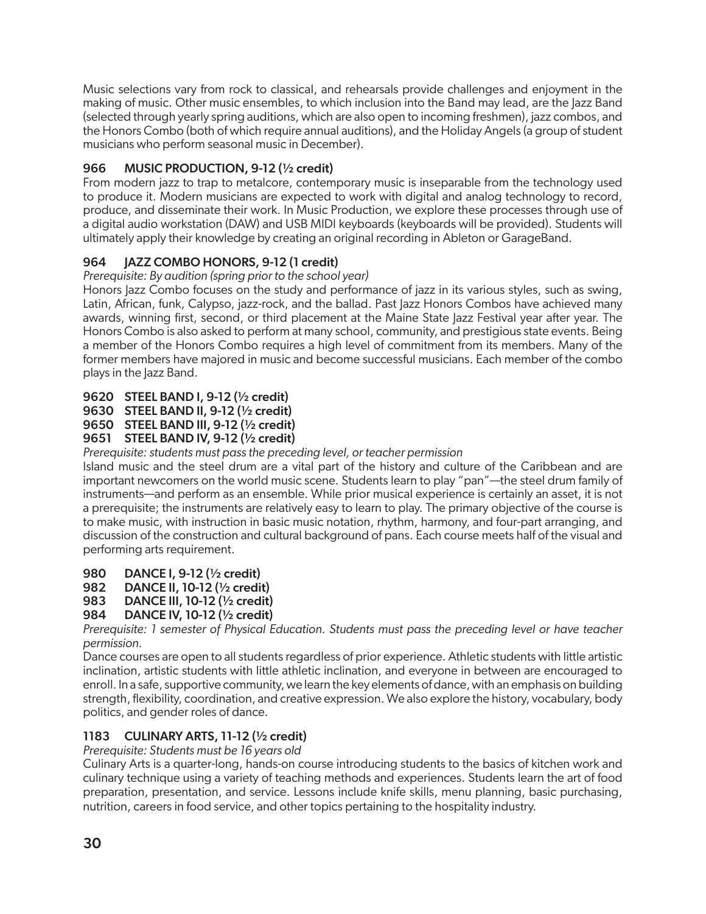Music selections vary from rock to classical, and rehearsals provide challenges and enjoyment in the making of music. Other music ensembles, to which inclusion into the Band may lead, are the Jazz Band (selected through yearly spring auditions, which are also open to incoming freshmen), jazz combos, and the Honors Combo (both of which require annual auditions), and the Holiday Angels (a group of student musicians who perform seasonal music in December).

### 966 MUSIC PRODUCTION, 9-12 (½ credit)

From modern jazz to trap to metalcore, contemporary music is inseparable from the technology used to produce it. Modern musicians are expected to work with digital and analog technology to record, produce, and disseminate their work. In Music Production, we explore these processes through use of a digital audio workstation (DAW) and USB MIDI keyboards (keyboards will be provided). Students will ultimately apply their knowledge by creating an original recording in Ableton or GarageBand.

### 964 JAZZ COMBO HONORS, 9-12 (1 credit)

*Prerequisite: By audition (spring prior to the school year)*

Honors Jazz Combo focuses on the study and performance of jazz in its various styles, such as swing, Latin, African, funk, Calypso, jazz-rock, and the ballad. Past Jazz Honors Combos have achieved many awards, winning first, second, or third placement at the Maine State Jazz Festival year after year. The Honors Combo is also asked to perform at many school, community, and prestigious state events. Being a member of the Honors Combo requires a high level of commitment from its members. Many of the former members have majored in music and become successful musicians. Each member of the combo plays in the Jazz Band.

### 9620 STEEL BAND I, 9-12 (½ credit)
### 9630 STEEL BAND II, 9-12 (½ credit)
### 9650 STEEL BAND III, 9-12 (½ credit)
### 9651 STEEL BAND IV, 9-12 (½ credit)

*Prerequisite: students must pass the preceding level, or teacher permission*

Island music and the steel drum are a vital part of the history and culture of the Caribbean and are important newcomers on the world music scene. Students learn to play "pan"—the steel drum family of instruments—and perform as an ensemble. While prior musical experience is certainly an asset, it is not a prerequisite; the instruments are relatively easy to learn to play. The primary objective of the course is to make music, with instruction in basic music notation, rhythm, harmony, and four-part arranging, and discussion of the construction and cultural background of pans. Each course meets half of the visual and performing arts requirement.

### 980 DANCE I, 9-12 (½ credit)
### 982 DANCE II, 10-12 (½ credit)
### 983 DANCE III, 10-12 (½ credit)
### 984 DANCE IV, 10-12 (½ credit)

*Prerequisite: 1 semester of Physical Education. Students must pass the preceding level or have teacher permission.*

Dance courses are open to all students regardless of prior experience. Athletic students with little artistic inclination, artistic students with little athletic inclination, and everyone in between are encouraged to enroll. In a safe, supportive community, we learn the key elements of dance, with an emphasis on building strength, flexibility, coordination, and creative expression. We also explore the history, vocabulary, body politics, and gender roles of dance.

### 1183 CULINARY ARTS, 11-12 (½ credit)

*Prerequisite: Students must be 16 years old*

Culinary Arts is a quarter-long, hands-on course introducing students to the basics of kitchen work and culinary technique using a variety of teaching methods and experiences. Students learn the art of food preparation, presentation, and service. Lessons include knife skills, menu planning, basic purchasing, nutrition, careers in food service, and other topics pertaining to the hospitality industry.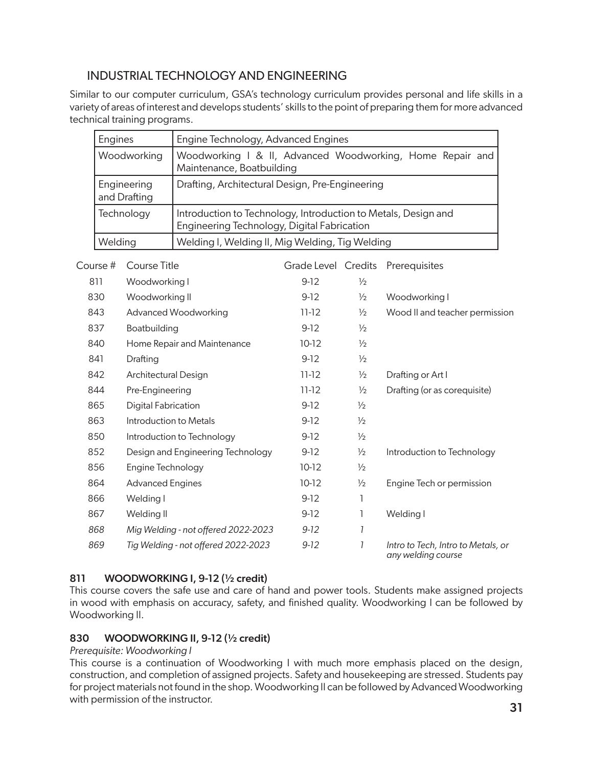## INDUSTRIAL TECHNOLOGY AND ENGINEERING

Similar to our computer curriculum, GSA's technology curriculum provides personal and life skills in a variety of areas of interest and develops students' skills to the point of preparing them for more advanced technical training programs.

| | |
|---|---|
| Engines | Engine Technology, Advanced Engines |
| Woodworking | Woodworking I & II, Advanced Woodworking, Home Repair and Maintenance, Boatbuilding |
| Engineering and Drafting | Drafting, Architectural Design, Pre-Engineering |
| Technology | Introduction to Technology, Introduction to Metals, Design and Engineering Technology, Digital Fabrication |
| Welding | Welding I, Welding II, Mig Welding, Tig Welding |

| Course # | Course Title | Grade Level | Credits | Prerequisites |
|---|---|---|---|---|
| 811 | Woodworking I | 9-12 | ½ | |
| 830 | Woodworking II | 9-12 | ½ | Woodworking I |
| 843 | Advanced Woodworking | 11-12 | ½ | Wood II and teacher permission |
| 837 | Boatbuilding | 9-12 | ½ | |
| 840 | Home Repair and Maintenance | 10-12 | ½ | |
| 841 | Drafting | 9-12 | ½ | |
| 842 | Architectural Design | 11-12 | ½ | Drafting or Art I |
| 844 | Pre-Engineering | 11-12 | ½ | Drafting (or as corequisite) |
| 865 | Digital Fabrication | 9-12 | ½ | |
| 863 | Introduction to Metals | 9-12 | ½ | |
| 850 | Introduction to Technology | 9-12 | ½ | |
| 852 | Design and Engineering Technology | 9-12 | ½ | Introduction to Technology |
| 856 | Engine Technology | 10-12 | ½ | |
| 864 | Advanced Engines | 10-12 | ½ | Engine Tech or permission |
| 866 | Welding I | 9-12 | 1 | |
| 867 | Welding II | 9-12 | 1 | Welding I |
| *868* | *Mig Welding - not offered 2022-2023* | *9-12* | *1* | |
| *869* | *Tig Welding - not offered 2022-2023* | *9-12* | *1* | *Intro to Tech, Intro to Metals, or any welding course* |

### 811 WOODWORKING I, 9-12 (½ credit)

This course covers the safe use and care of hand and power tools. Students make assigned projects in wood with emphasis on accuracy, safety, and finished quality. Woodworking I can be followed by Woodworking II.

### 830 WOODWORKING II, 9-12 (½ credit)

*Prerequisite: Woodworking I*

This course is a continuation of Woodworking I with much more emphasis placed on the design, construction, and completion of assigned projects. Safety and housekeeping are stressed. Students pay for project materials not found in the shop. Woodworking II can be followed by Advanced Woodworking with permission of the instructor.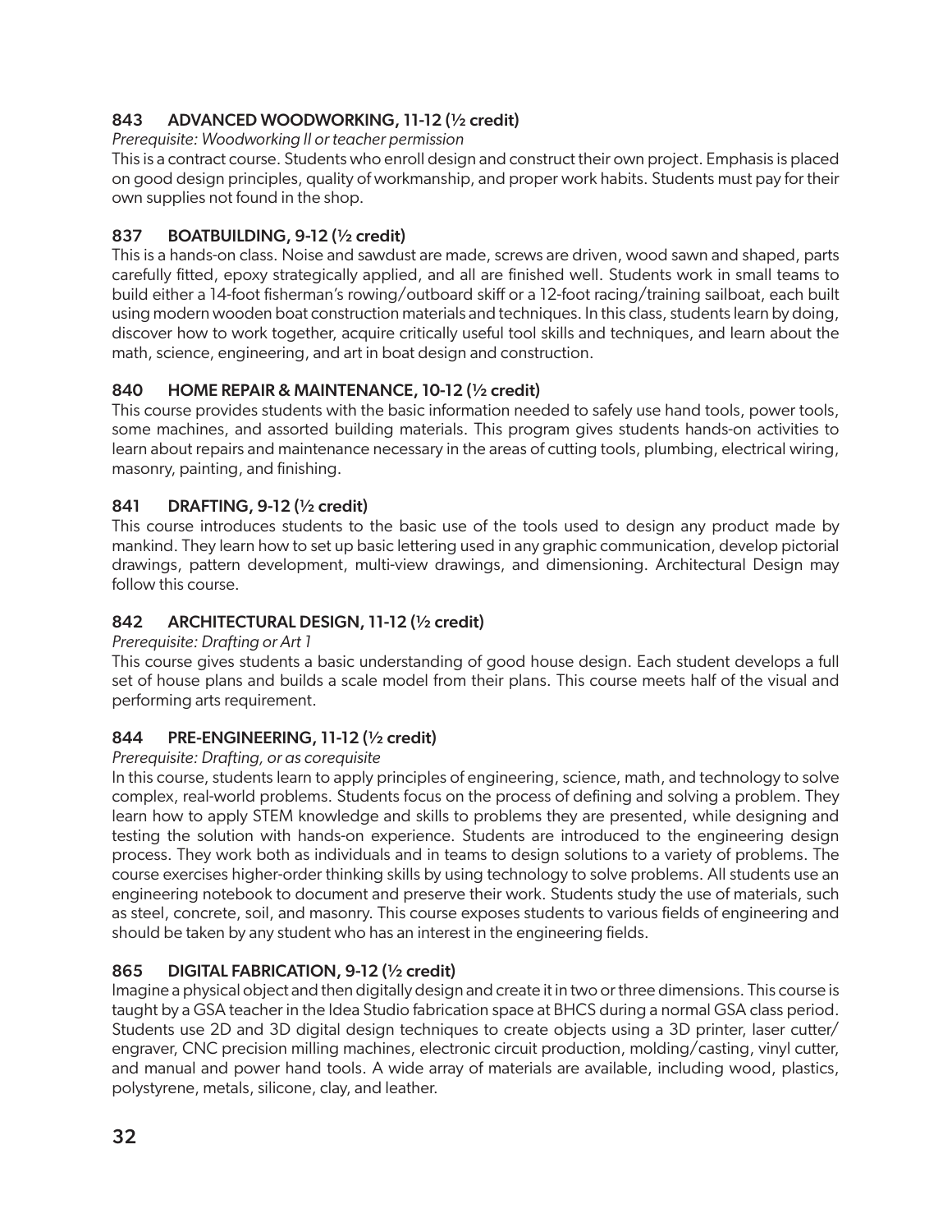### 843 ADVANCED WOODWORKING, 11-12 (½ credit)

*Prerequisite: Woodworking II or teacher permission*

This is a contract course. Students who enroll design and construct their own project. Emphasis is placed on good design principles, quality of workmanship, and proper work habits. Students must pay for their own supplies not found in the shop.

### 837 BOATBUILDING, 9-12 (½ credit)

This is a hands-on class. Noise and sawdust are made, screws are driven, wood sawn and shaped, parts carefully fitted, epoxy strategically applied, and all are finished well. Students work in small teams to build either a 14-foot fisherman's rowing/outboard skiff or a 12-foot racing/training sailboat, each built using modern wooden boat construction materials and techniques. In this class, students learn by doing, discover how to work together, acquire critically useful tool skills and techniques, and learn about the math, science, engineering, and art in boat design and construction.

### 840 HOME REPAIR & MAINTENANCE, 10-12 (½ credit)

This course provides students with the basic information needed to safely use hand tools, power tools, some machines, and assorted building materials. This program gives students hands-on activities to learn about repairs and maintenance necessary in the areas of cutting tools, plumbing, electrical wiring, masonry, painting, and finishing.

### 841 DRAFTING, 9-12 (½ credit)

This course introduces students to the basic use of the tools used to design any product made by mankind. They learn how to set up basic lettering used in any graphic communication, develop pictorial drawings, pattern development, multi-view drawings, and dimensioning. Architectural Design may follow this course.

### 842 ARCHITECTURAL DESIGN, 11-12 (½ credit)

*Prerequisite: Drafting or Art 1*

This course gives students a basic understanding of good house design. Each student develops a full set of house plans and builds a scale model from their plans. This course meets half of the visual and performing arts requirement.

### 844 PRE-ENGINEERING, 11-12 (½ credit)

*Prerequisite: Drafting, or as corequisite*

In this course, students learn to apply principles of engineering, science, math, and technology to solve complex, real-world problems. Students focus on the process of defining and solving a problem. They learn how to apply STEM knowledge and skills to problems they are presented, while designing and testing the solution with hands-on experience. Students are introduced to the engineering design process. They work both as individuals and in teams to design solutions to a variety of problems. The course exercises higher-order thinking skills by using technology to solve problems. All students use an engineering notebook to document and preserve their work. Students study the use of materials, such as steel, concrete, soil, and masonry. This course exposes students to various fields of engineering and should be taken by any student who has an interest in the engineering fields.

### 865 DIGITAL FABRICATION, 9-12 (½ credit)

Imagine a physical object and then digitally design and create it in two or three dimensions. This course is taught by a GSA teacher in the Idea Studio fabrication space at BHCS during a normal GSA class period. Students use 2D and 3D digital design techniques to create objects using a 3D printer, laser cutter/engraver, CNC precision milling machines, electronic circuit production, molding/casting, vinyl cutter, and manual and power hand tools. A wide array of materials are available, including wood, plastics, polystyrene, metals, silicone, clay, and leather.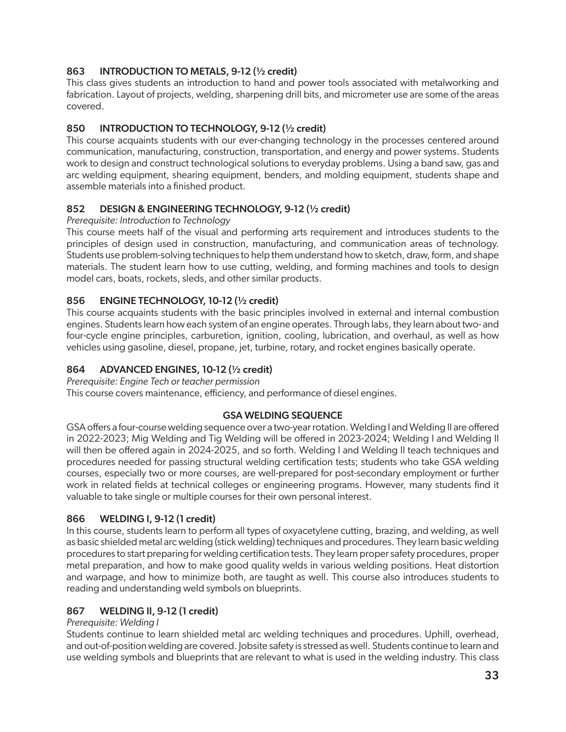### 863 INTRODUCTION TO METALS, 9-12 (½ credit)

This class gives students an introduction to hand and power tools associated with metalworking and fabrication. Layout of projects, welding, sharpening drill bits, and micrometer use are some of the areas covered.

### 850 INTRODUCTION TO TECHNOLOGY, 9-12 (½ credit)

This course acquaints students with our ever-changing technology in the processes centered around communication, manufacturing, construction, transportation, and energy and power systems. Students work to design and construct technological solutions to everyday problems. Using a band saw, gas and arc welding equipment, shearing equipment, benders, and molding equipment, students shape and assemble materials into a finished product.

### 852 DESIGN & ENGINEERING TECHNOLOGY, 9-12 (½ credit)

*Prerequisite: Introduction to Technology*

This course meets half of the visual and performing arts requirement and introduces students to the principles of design used in construction, manufacturing, and communication areas of technology. Students use problem-solving techniques to help them understand how to sketch, draw, form, and shape materials. The student learn how to use cutting, welding, and forming machines and tools to design model cars, boats, rockets, sleds, and other similar products.

### 856 ENGINE TECHNOLOGY, 10-12 (½ credit)

This course acquaints students with the basic principles involved in external and internal combustion engines. Students learn how each system of an engine operates. Through labs, they learn about two- and four-cycle engine principles, carburetion, ignition, cooling, lubrication, and overhaul, as well as how vehicles using gasoline, diesel, propane, jet, turbine, rotary, and rocket engines basically operate.

### 864 ADVANCED ENGINES, 10-12 (½ credit)

*Prerequisite: Engine Tech or teacher permission*

This course covers maintenance, efficiency, and performance of diesel engines.

## GSA WELDING SEQUENCE

GSA offers a four-course welding sequence over a two-year rotation. Welding I and Welding II are offered in 2022-2023; Mig Welding and Tig Welding will be offered in 2023-2024; Welding I and Welding II will then be offered again in 2024-2025, and so forth. Welding I and Welding II teach techniques and procedures needed for passing structural welding certification tests; students who take GSA welding courses, especially two or more courses, are well-prepared for post-secondary employment or further work in related fields at technical colleges or engineering programs. However, many students find it valuable to take single or multiple courses for their own personal interest.

### 866 WELDING I, 9-12 (1 credit)

In this course, students learn to perform all types of oxyacetylene cutting, brazing, and welding, as well as basic shielded metal arc welding (stick welding) techniques and procedures. They learn basic welding procedures to start preparing for welding certification tests. They learn proper safety procedures, proper metal preparation, and how to make good quality welds in various welding positions. Heat distortion and warpage, and how to minimize both, are taught as well. This course also introduces students to reading and understanding weld symbols on blueprints.

### 867 WELDING II, 9-12 (1 credit)

*Prerequisite: Welding I*

Students continue to learn shielded metal arc welding techniques and procedures. Uphill, overhead, and out-of-position welding are covered. Jobsite safety is stressed as well. Students continue to learn and use welding symbols and blueprints that are relevant to what is used in the welding industry. This class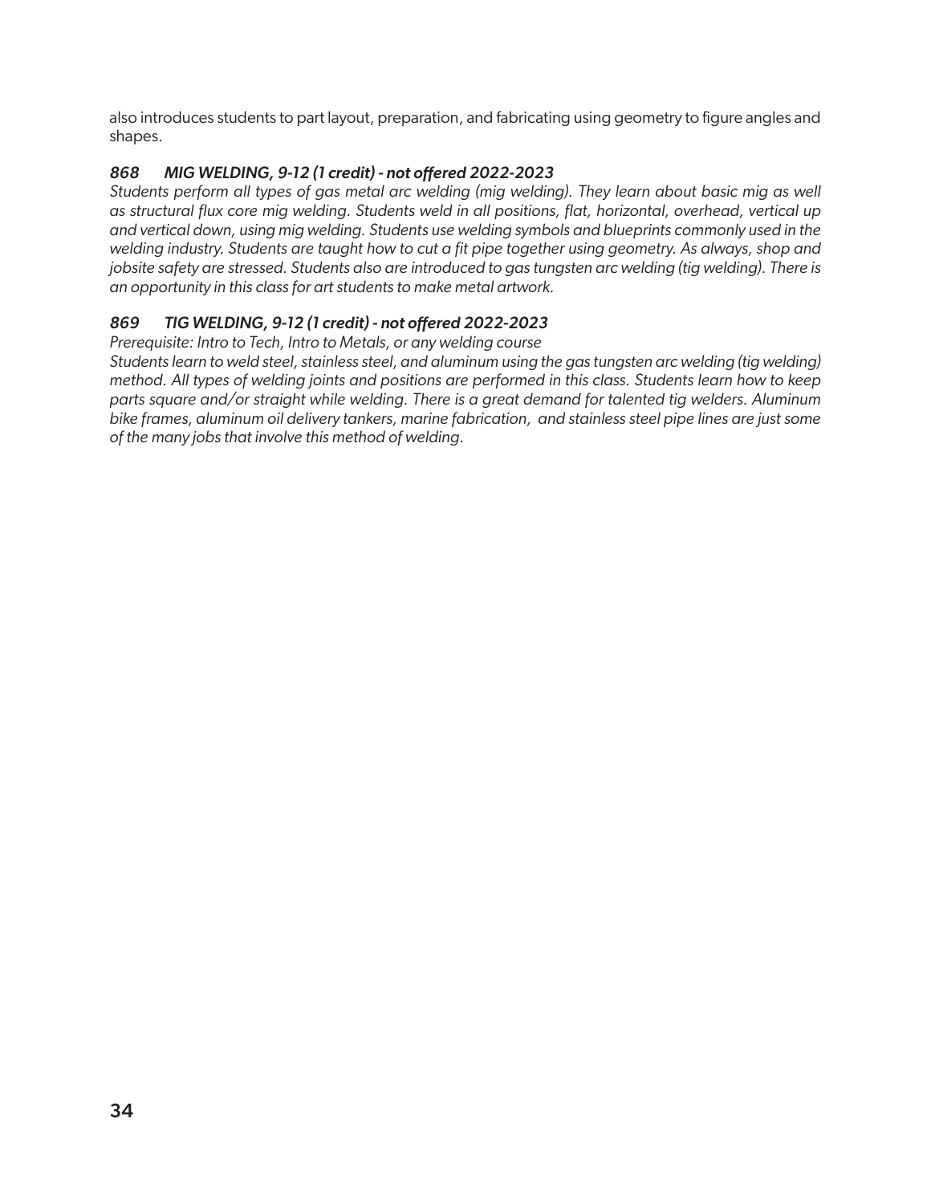also introduces students to part layout, preparation, and fabricating using geometry to figure angles and shapes.

### *868 MIG WELDING, 9-12 (1 credit) - not offered 2022-2023*

*Students perform all types of gas metal arc welding (mig welding). They learn about basic mig as well as structural flux core mig welding. Students weld in all positions, flat, horizontal, overhead, vertical up and vertical down, using mig welding. Students use welding symbols and blueprints commonly used in the welding industry. Students are taught how to cut a fit pipe together using geometry. As always, shop and jobsite safety are stressed. Students also are introduced to gas tungsten arc welding (tig welding). There is an opportunity in this class for art students to make metal artwork.*

### *869 TIG WELDING, 9-12 (1 credit) - not offered 2022-2023*

*Prerequisite: Intro to Tech, Intro to Metals, or any welding course*

*Students learn to weld steel, stainless steel, and aluminum using the gas tungsten arc welding (tig welding) method. All types of welding joints and positions are performed in this class. Students learn how to keep parts square and/or straight while welding. There is a great demand for talented tig welders. Aluminum bike frames, aluminum oil delivery tankers, marine fabrication, and stainless steel pipe lines are just some of the many jobs that involve this method of welding.*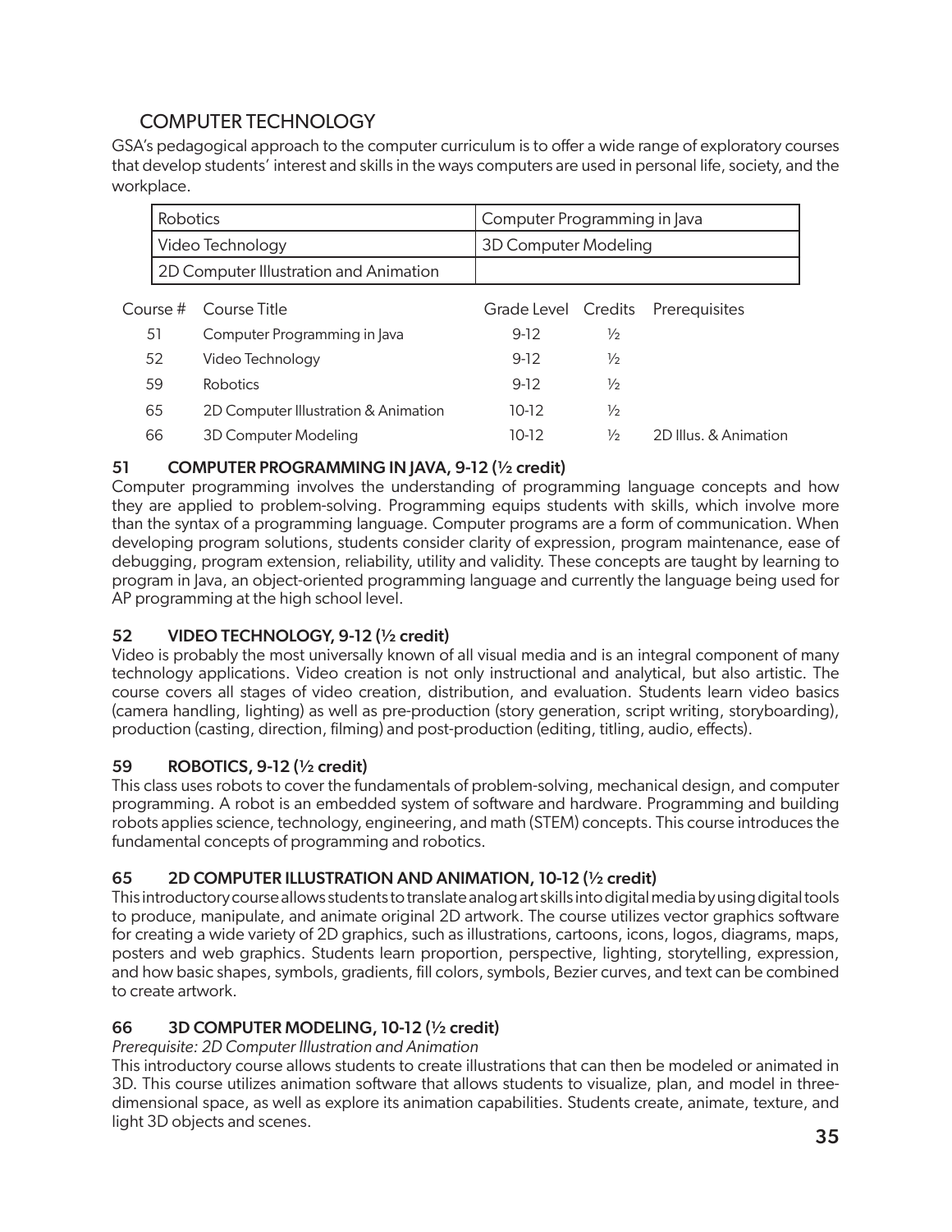## COMPUTER TECHNOLOGY

GSA's pedagogical approach to the computer curriculum is to offer a wide range of exploratory courses that develop students' interest and skills in the ways computers are used in personal life, society, and the workplace.

| | |
|---|---|
| Robotics | Computer Programming in Java |
| Video Technology | 3D Computer Modeling |
| 2D Computer Illustration and Animation | |

| Course # | Course Title | Grade Level | Credits | Prerequisites |
|---|---|---|---|---|
| 51 | Computer Programming in Java | 9-12 | ½ | |
| 52 | Video Technology | 9-12 | ½ | |
| 59 | Robotics | 9-12 | ½ | |
| 65 | 2D Computer Illustration & Animation | 10-12 | ½ | |
| 66 | 3D Computer Modeling | 10-12 | ½ | 2D Illus. & Animation |

### 51 COMPUTER PROGRAMMING IN JAVA, 9-12 (½ credit)

Computer programming involves the understanding of programming language concepts and how they are applied to problem-solving. Programming equips students with skills, which involve more than the syntax of a programming language. Computer programs are a form of communication. When developing program solutions, students consider clarity of expression, program maintenance, ease of debugging, program extension, reliability, utility and validity. These concepts are taught by learning to program in Java, an object-oriented programming language and currently the language being used for AP programming at the high school level.

### 52 VIDEO TECHNOLOGY, 9-12 (½ credit)

Video is probably the most universally known of all visual media and is an integral component of many technology applications. Video creation is not only instructional and analytical, but also artistic. The course covers all stages of video creation, distribution, and evaluation. Students learn video basics (camera handling, lighting) as well as pre-production (story generation, script writing, storyboarding), production (casting, direction, filming) and post-production (editing, titling, audio, effects).

### 59 ROBOTICS, 9-12 (½ credit)

This class uses robots to cover the fundamentals of problem-solving, mechanical design, and computer programming. A robot is an embedded system of software and hardware. Programming and building robots applies science, technology, engineering, and math (STEM) concepts. This course introduces the fundamental concepts of programming and robotics.

### 65 2D COMPUTER ILLUSTRATION AND ANIMATION, 10-12 (½ credit)

This introductory course allows students to translate analog art skills into digital media by using digital tools to produce, manipulate, and animate original 2D artwork. The course utilizes vector graphics software for creating a wide variety of 2D graphics, such as illustrations, cartoons, icons, logos, diagrams, maps, posters and web graphics. Students learn proportion, perspective, lighting, storytelling, expression, and how basic shapes, symbols, gradients, fill colors, symbols, Bezier curves, and text can be combined to create artwork.

### 66 3D COMPUTER MODELING, 10-12 (½ credit)

*Prerequisite: 2D Computer Illustration and Animation*

This introductory course allows students to create illustrations that can then be modeled or animated in 3D. This course utilizes animation software that allows students to visualize, plan, and model in three-dimensional space, as well as explore its animation capabilities. Students create, animate, texture, and light 3D objects and scenes.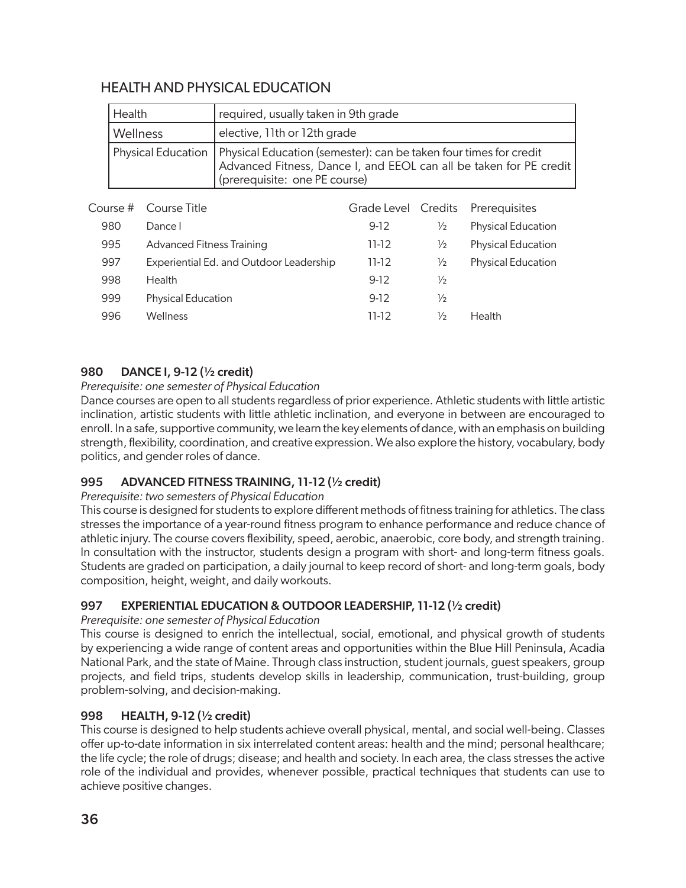## HEALTH AND PHYSICAL EDUCATION

| | |
|---|---|
| Health | required, usually taken in 9th grade |
| Wellness | elective, 11th or 12th grade |
| Physical Education | Physical Education (semester): can be taken four times for credit Advanced Fitness, Dance I, and EEOL can all be taken for PE credit (prerequisite: one PE course) |

| Course # | Course Title | Grade Level | Credits | Prerequisites |
|---|---|---|---|---|
| 980 | Dance I | 9-12 | ½ | Physical Education |
| 995 | Advanced Fitness Training | 11-12 | ½ | Physical Education |
| 997 | Experiential Ed. and Outdoor Leadership | 11-12 | ½ | Physical Education |
| 998 | Health | 9-12 | ½ | |
| 999 | Physical Education | 9-12 | ½ | |
| 996 | Wellness | 11-12 | ½ | Health |

### 980 DANCE I, 9-12 (½ credit)

*Prerequisite: one semester of Physical Education*

Dance courses are open to all students regardless of prior experience. Athletic students with little artistic inclination, artistic students with little athletic inclination, and everyone in between are encouraged to enroll. In a safe, supportive community, we learn the key elements of dance, with an emphasis on building strength, flexibility, coordination, and creative expression. We also explore the history, vocabulary, body politics, and gender roles of dance.

### 995 ADVANCED FITNESS TRAINING, 11-12 (½ credit)

*Prerequisite: two semesters of Physical Education*

This course is designed for students to explore different methods of fitness training for athletics. The class stresses the importance of a year-round fitness program to enhance performance and reduce chance of athletic injury. The course covers flexibility, speed, aerobic, anaerobic, core body, and strength training. In consultation with the instructor, students design a program with short- and long-term fitness goals. Students are graded on participation, a daily journal to keep record of short- and long-term goals, body composition, height, weight, and daily workouts.

### 997 EXPERIENTIAL EDUCATION & OUTDOOR LEADERSHIP, 11-12 (½ credit)

*Prerequisite: one semester of Physical Education*

This course is designed to enrich the intellectual, social, emotional, and physical growth of students by experiencing a wide range of content areas and opportunities within the Blue Hill Peninsula, Acadia National Park, and the state of Maine. Through class instruction, student journals, guest speakers, group projects, and field trips, students develop skills in leadership, communication, trust-building, group problem-solving, and decision-making.

### 998 HEALTH, 9-12 (½ credit)

This course is designed to help students achieve overall physical, mental, and social well-being. Classes offer up-to-date information in six interrelated content areas: health and the mind; personal healthcare; the life cycle; the role of drugs; disease; and health and society. In each area, the class stresses the active role of the individual and provides, whenever possible, practical techniques that students can use to achieve positive changes.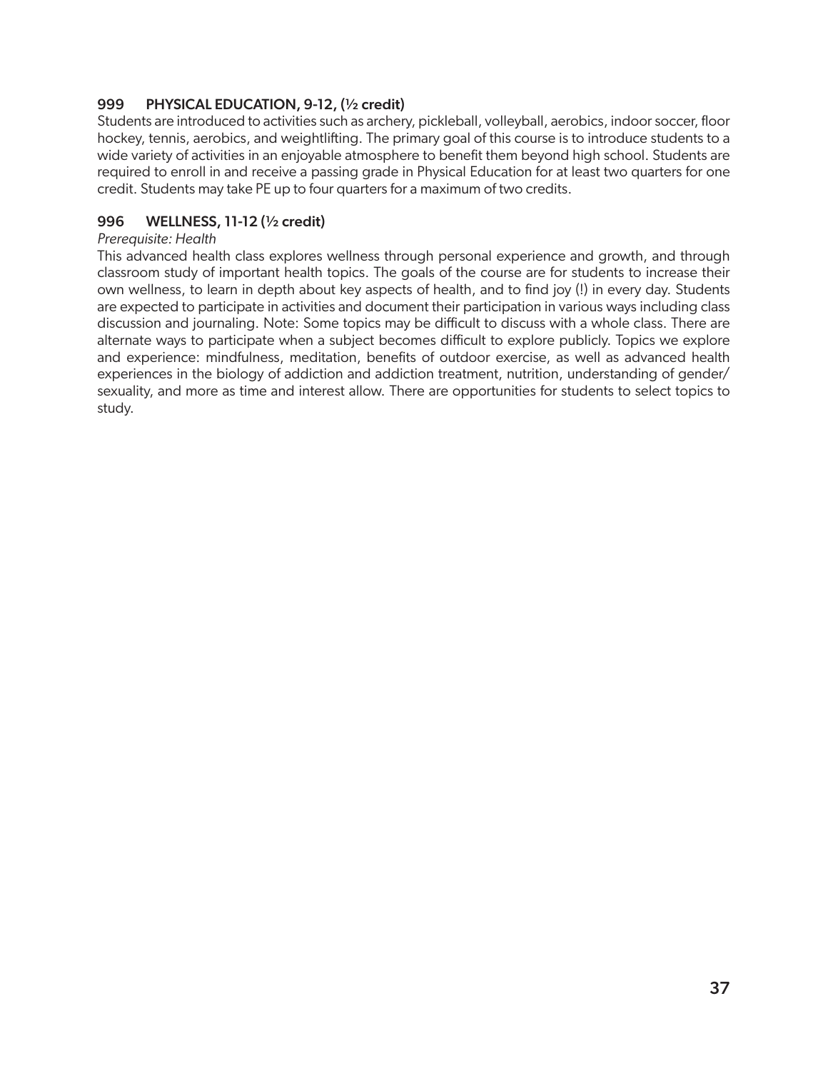### 999 PHYSICAL EDUCATION, 9-12, (½ credit)

Students are introduced to activities such as archery, pickleball, volleyball, aerobics, indoor soccer, floor hockey, tennis, aerobics, and weightlifting. The primary goal of this course is to introduce students to a wide variety of activities in an enjoyable atmosphere to benefit them beyond high school. Students are required to enroll in and receive a passing grade in Physical Education for at least two quarters for one credit. Students may take PE up to four quarters for a maximum of two credits.

### 996 WELLNESS, 11-12 (½ credit)

*Prerequisite: Health*

This advanced health class explores wellness through personal experience and growth, and through classroom study of important health topics. The goals of the course are for students to increase their own wellness, to learn in depth about key aspects of health, and to find joy (!) in every day. Students are expected to participate in activities and document their participation in various ways including class discussion and journaling. Note: Some topics may be difficult to discuss with a whole class. There are alternate ways to participate when a subject becomes difficult to explore publicly. Topics we explore and experience: mindfulness, meditation, benefits of outdoor exercise, as well as advanced health experiences in the biology of addiction and addiction treatment, nutrition, understanding of gender/sexuality, and more as time and interest allow. There are opportunities for students to select topics to study.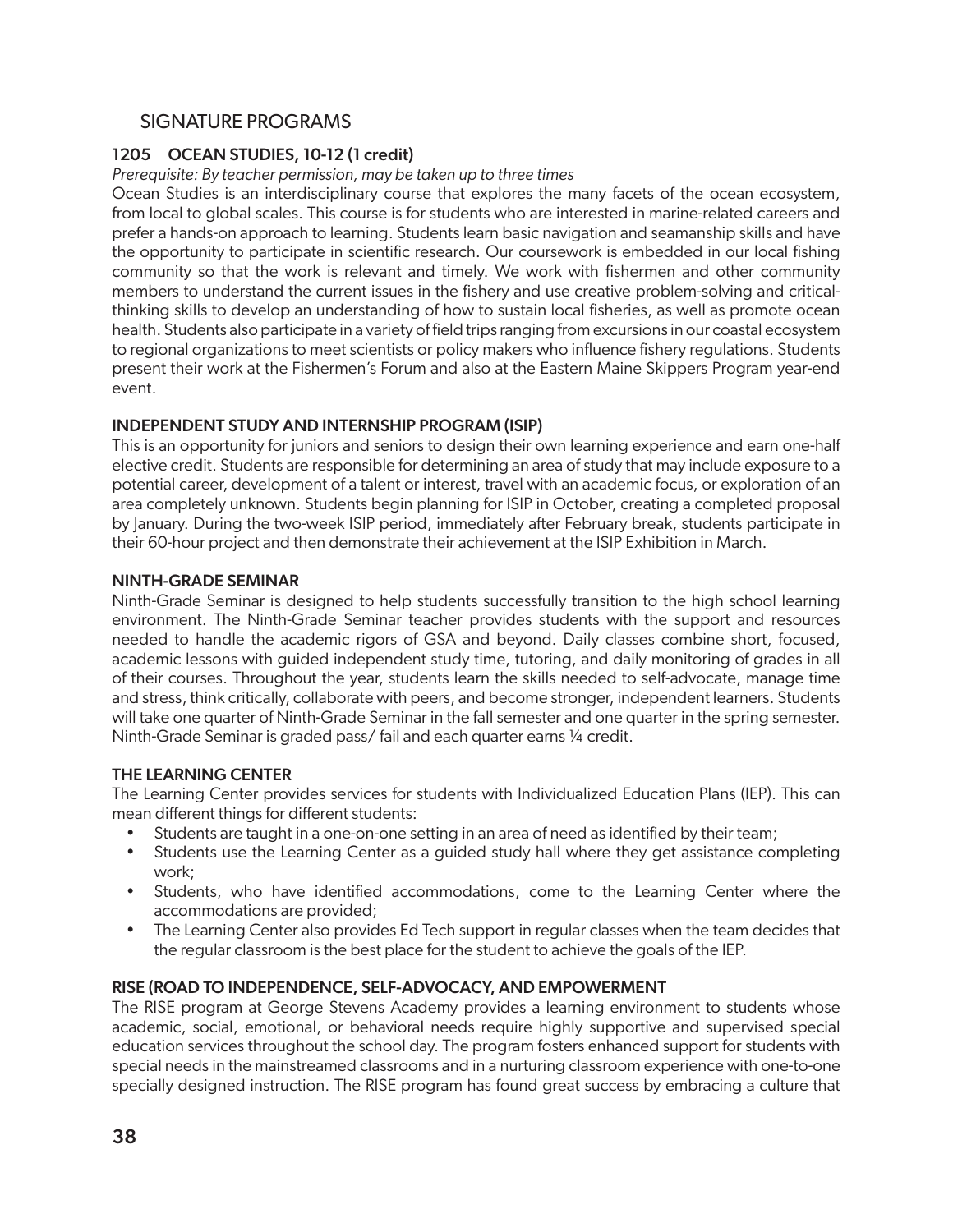## SIGNATURE PROGRAMS

### 1205 OCEAN STUDIES, 10-12 (1 credit)

*Prerequisite: By teacher permission, may be taken up to three times*

Ocean Studies is an interdisciplinary course that explores the many facets of the ocean ecosystem, from local to global scales. This course is for students who are interested in marine-related careers and prefer a hands-on approach to learning. Students learn basic navigation and seamanship skills and have the opportunity to participate in scientific research. Our coursework is embedded in our local fishing community so that the work is relevant and timely. We work with fishermen and other community members to understand the current issues in the fishery and use creative problem-solving and critical-thinking skills to develop an understanding of how to sustain local fisheries, as well as promote ocean health. Students also participate in a variety of field trips ranging from excursions in our coastal ecosystem to regional organizations to meet scientists or policy makers who influence fishery regulations. Students present their work at the Fishermen's Forum and also at the Eastern Maine Skippers Program year-end event.

### INDEPENDENT STUDY AND INTERNSHIP PROGRAM (ISIP)

This is an opportunity for juniors and seniors to design their own learning experience and earn one-half elective credit. Students are responsible for determining an area of study that may include exposure to a potential career, development of a talent or interest, travel with an academic focus, or exploration of an area completely unknown. Students begin planning for ISIP in October, creating a completed proposal by January. During the two-week ISIP period, immediately after February break, students participate in their 60-hour project and then demonstrate their achievement at the ISIP Exhibition in March.

### NINTH-GRADE SEMINAR

Ninth-Grade Seminar is designed to help students successfully transition to the high school learning environment. The Ninth-Grade Seminar teacher provides students with the support and resources needed to handle the academic rigors of GSA and beyond. Daily classes combine short, focused, academic lessons with guided independent study time, tutoring, and daily monitoring of grades in all of their courses. Throughout the year, students learn the skills needed to self-advocate, manage time and stress, think critically, collaborate with peers, and become stronger, independent learners. Students will take one quarter of Ninth-Grade Seminar in the fall semester and one quarter in the spring semester. Ninth-Grade Seminar is graded pass/ fail and each quarter earns ¼ credit.

### THE LEARNING CENTER

The Learning Center provides services for students with Individualized Education Plans (IEP). This can mean different things for different students:

- Students are taught in a one-on-one setting in an area of need as identified by their team;
- Students use the Learning Center as a guided study hall where they get assistance completing work;
- Students, who have identified accommodations, come to the Learning Center where the accommodations are provided;
- The Learning Center also provides Ed Tech support in regular classes when the team decides that the regular classroom is the best place for the student to achieve the goals of the IEP.

### RISE (ROAD TO INDEPENDENCE, SELF-ADVOCACY, AND EMPOWERMENT

The RISE program at George Stevens Academy provides a learning environment to students whose academic, social, emotional, or behavioral needs require highly supportive and supervised special education services throughout the school day. The program fosters enhanced support for students with special needs in the mainstreamed classrooms and in a nurturing classroom experience with one-to-one specially designed instruction. The RISE program has found great success by embracing a culture that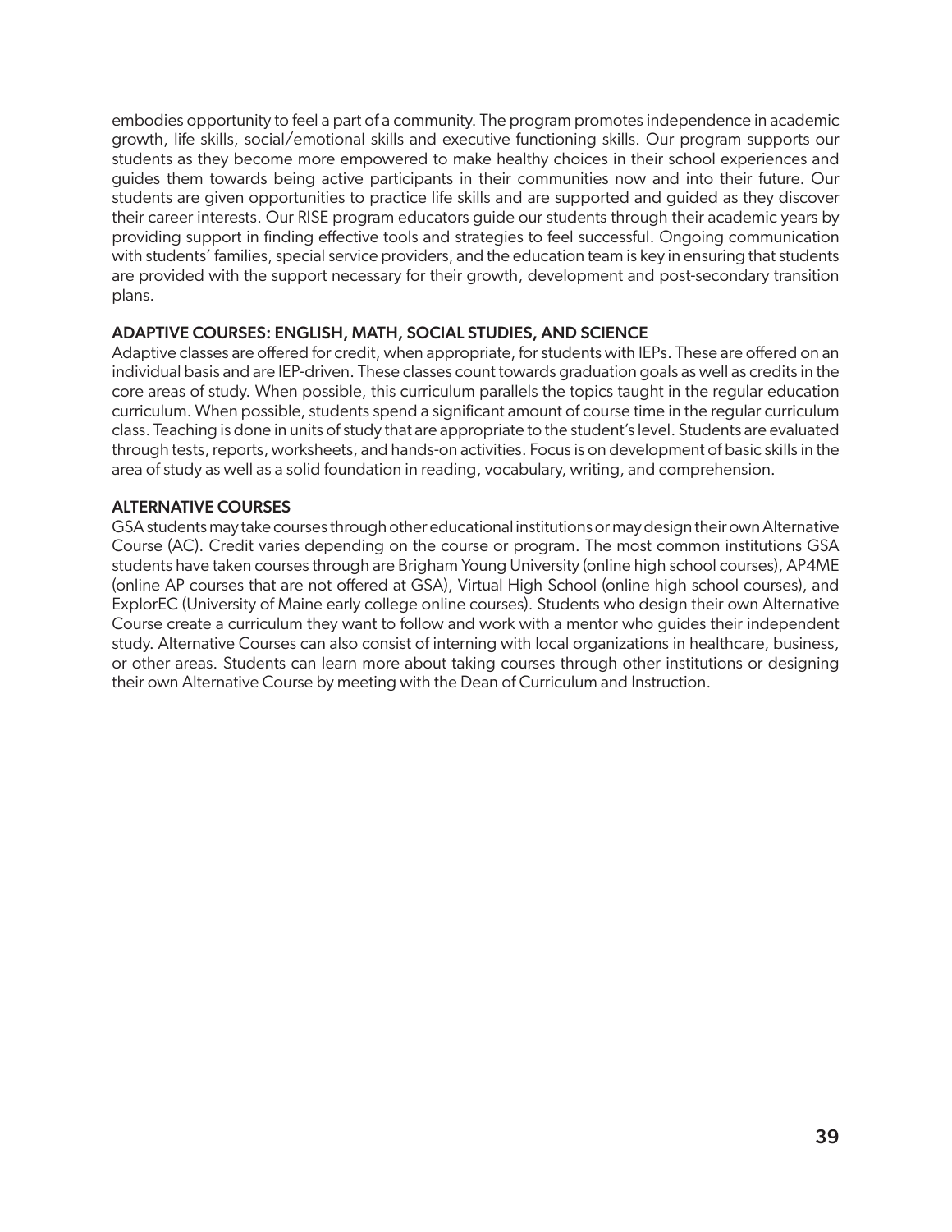embodies opportunity to feel a part of a community. The program promotes independence in academic growth, life skills, social/emotional skills and executive functioning skills. Our program supports our students as they become more empowered to make healthy choices in their school experiences and guides them towards being active participants in their communities now and into their future. Our students are given opportunities to practice life skills and are supported and guided as they discover their career interests. Our RISE program educators guide our students through their academic years by providing support in finding effective tools and strategies to feel successful. Ongoing communication with students' families, special service providers, and the education team is key in ensuring that students are provided with the support necessary for their growth, development and post-secondary transition plans.

### ADAPTIVE COURSES: ENGLISH, MATH, SOCIAL STUDIES, AND SCIENCE

Adaptive classes are offered for credit, when appropriate, for students with IEPs. These are offered on an individual basis and are IEP-driven. These classes count towards graduation goals as well as credits in the core areas of study. When possible, this curriculum parallels the topics taught in the regular education curriculum. When possible, students spend a significant amount of course time in the regular curriculum class. Teaching is done in units of study that are appropriate to the student's level. Students are evaluated through tests, reports, worksheets, and hands-on activities. Focus is on development of basic skills in the area of study as well as a solid foundation in reading, vocabulary, writing, and comprehension.

### ALTERNATIVE COURSES

GSA students may take courses through other educational institutions or may design their own Alternative Course (AC). Credit varies depending on the course or program. The most common institutions GSA students have taken courses through are Brigham Young University (online high school courses), AP4ME (online AP courses that are not offered at GSA), Virtual High School (online high school courses), and ExplorEC (University of Maine early college online courses). Students who design their own Alternative Course create a curriculum they want to follow and work with a mentor who guides their independent study. Alternative Courses can also consist of interning with local organizations in healthcare, business, or other areas. Students can learn more about taking courses through other institutions or designing their own Alternative Course by meeting with the Dean of Curriculum and Instruction.